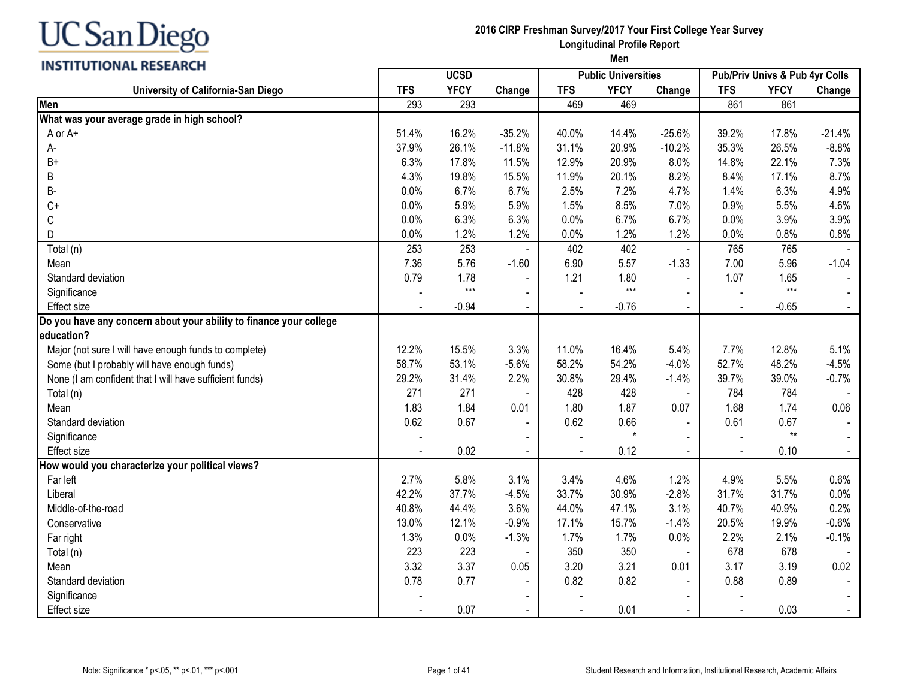UC San Diego
INSTITUTIONAL RESEARCH

## 2016 CIRP Freshman Survey/2017 Your First College Year Survey
## Longitudinal Profile Report
## Men

| University of California-San Diego | UCSD | | | Public Universities | | | Pub/Priv Univs & Pub 4yr Colls | | |
|---|---|---|---|---|---|---|---|---|---|
| | TFS | YFCY | Change | TFS | YFCY | Change | TFS | YFCY | Change |
| **Men** | 293 | 293 | | 469 | 469 | | 861 | 861 | |
| **What was your average grade in high school?** | | | | | | | | | |
| A or A+ | 51.4% | 16.2% | -35.2% | 40.0% | 14.4% | -25.6% | 39.2% | 17.8% | -21.4% |
| A- | 37.9% | 26.1% | -11.8% | 31.1% | 20.9% | -10.2% | 35.3% | 26.5% | -8.8% |
| B+ | 6.3% | 17.8% | 11.5% | 12.9% | 20.9% | 8.0% | 14.8% | 22.1% | 7.3% |
| B | 4.3% | 19.8% | 15.5% | 11.9% | 20.1% | 8.2% | 8.4% | 17.1% | 8.7% |
| B- | 0.0% | 6.7% | 6.7% | 2.5% | 7.2% | 4.7% | 1.4% | 6.3% | 4.9% |
| C+ | 0.0% | 5.9% | 5.9% | 1.5% | 8.5% | 7.0% | 0.9% | 5.5% | 4.6% |
| C | 0.0% | 6.3% | 6.3% | 0.0% | 6.7% | 6.7% | 0.0% | 3.9% | 3.9% |
| D | 0.0% | 1.2% | 1.2% | 0.0% | 1.2% | 1.2% | 0.0% | 0.8% | 0.8% |
| Total (n) | 253 | 253 | - | 402 | 402 | - | 765 | 765 | - |
| Mean | 7.36 | 5.76 | -1.60 | 6.90 | 5.57 | -1.33 | 7.00 | 5.96 | -1.04 |
| Standard deviation | 0.79 | 1.78 | - | 1.21 | 1.80 | - | 1.07 | 1.65 | - |
| Significance | - | *** | - | - | *** | - | - | *** | - |
| Effect size | - | -0.94 | - | - | -0.76 | - | - | -0.65 | - |
| **Do you have any concern about your ability to finance your college education?** | | | | | | | | | |
| Major (not sure I will have enough funds to complete) | 12.2% | 15.5% | 3.3% | 11.0% | 16.4% | 5.4% | 7.7% | 12.8% | 5.1% |
| Some (but I probably will have enough funds) | 58.7% | 53.1% | -5.6% | 58.2% | 54.2% | -4.0% | 52.7% | 48.2% | -4.5% |
| None (I am confident that I will have sufficient funds) | 29.2% | 31.4% | 2.2% | 30.8% | 29.4% | -1.4% | 39.7% | 39.0% | -0.7% |
| Total (n) | 271 | 271 | - | 428 | 428 | - | 784 | 784 | - |
| Mean | 1.83 | 1.84 | 0.01 | 1.80 | 1.87 | 0.07 | 1.68 | 1.74 | 0.06 |
| Standard deviation | 0.62 | 0.67 | - | 0.62 | 0.66 | - | 0.61 | 0.67 | - |
| Significance | - | | - | - | * | - | - | ** | - |
| Effect size | - | 0.02 | - | - | 0.12 | - | - | 0.10 | - |
| **How would you characterize your political views?** | | | | | | | | | |
| Far left | 2.7% | 5.8% | 3.1% | 3.4% | 4.6% | 1.2% | 4.9% | 5.5% | 0.6% |
| Liberal | 42.2% | 37.7% | -4.5% | 33.7% | 30.9% | -2.8% | 31.7% | 31.7% | 0.0% |
| Middle-of-the-road | 40.8% | 44.4% | 3.6% | 44.0% | 47.1% | 3.1% | 40.7% | 40.9% | 0.2% |
| Conservative | 13.0% | 12.1% | -0.9% | 17.1% | 15.7% | -1.4% | 20.5% | 19.9% | -0.6% |
| Far right | 1.3% | 0.0% | -1.3% | 1.7% | 1.7% | 0.0% | 2.2% | 2.1% | -0.1% |
| Total (n) | 223 | 223 | - | 350 | 350 | - | 678 | 678 | - |
| Mean | 3.32 | 3.37 | 0.05 | 3.20 | 3.21 | 0.01 | 3.17 | 3.19 | 0.02 |
| Standard deviation | 0.78 | 0.77 | - | 0.82 | 0.82 | - | 0.88 | 0.89 | - |
| Significance | - | | - | - | | - | - | | - |
| Effect size | - | 0.07 | - | - | 0.01 | - | - | 0.03 | - |

Note: Significance * p<.05, ** p<.01, *** p<.001

Student Research and Information, Institutional Research, Academic Affairs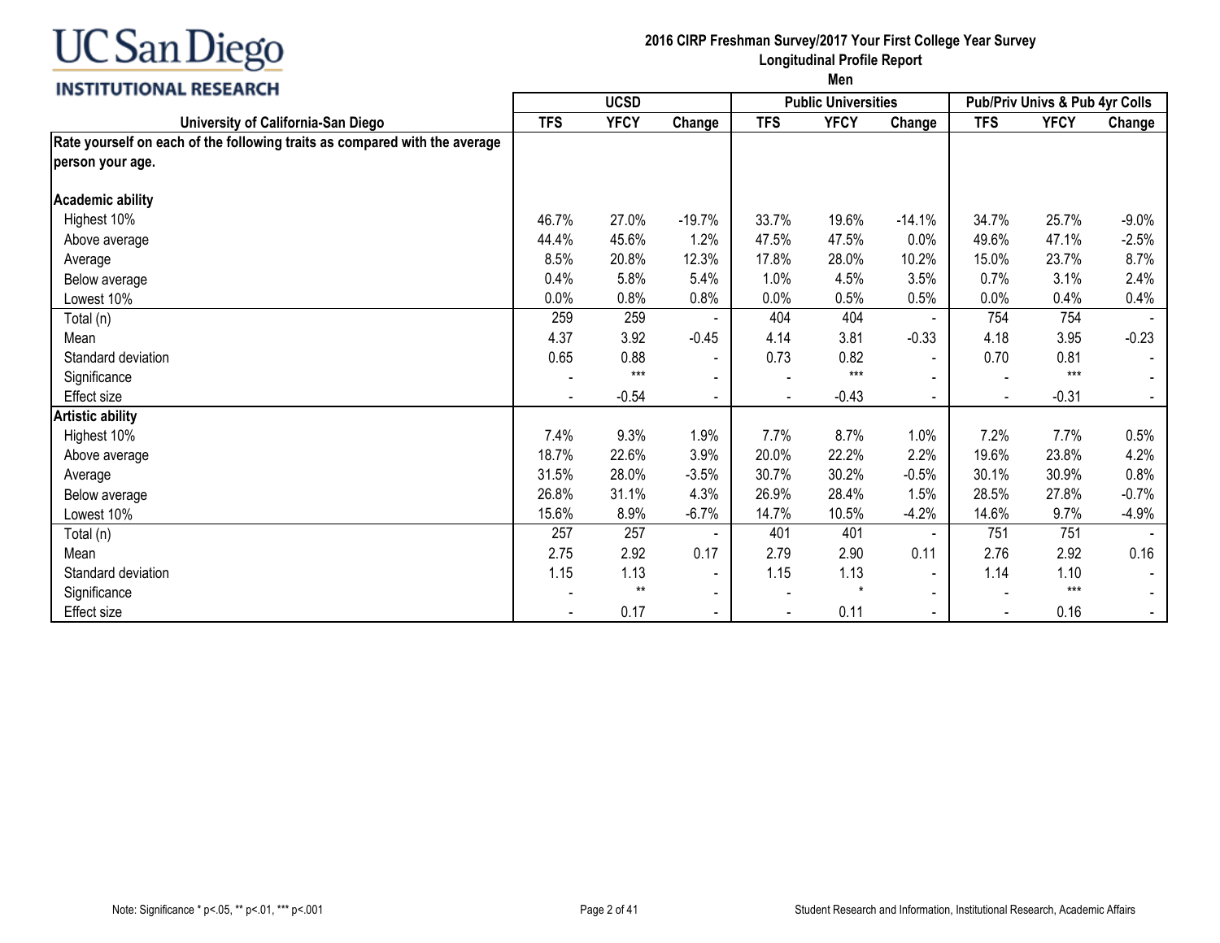2016 CIRP Freshman Survey/2017 Your First College Year Survey
Longitudinal Profile Report
Men

| University of California-San Diego | UCSD | | | Public Universities | | | Pub/Priv Univs & Pub 4yr Colls | | |
|---|---|---|---|---|---|---|---|---|---|
| | TFS | YFCY | Change | TFS | YFCY | Change | TFS | YFCY | Change |
| **Rate yourself on each of the following traits as compared with the average person your age.** | | | | | | | | | |
| **Academic ability** | | | | | | | | | |
| Highest 10% | 46.7% | 27.0% | -19.7% | 33.7% | 19.6% | -14.1% | 34.7% | 25.7% | -9.0% |
| Above average | 44.4% | 45.6% | 1.2% | 47.5% | 47.5% | 0.0% | 49.6% | 47.1% | -2.5% |
| Average | 8.5% | 20.8% | 12.3% | 17.8% | 28.0% | 10.2% | 15.0% | 23.7% | 8.7% |
| Below average | 0.4% | 5.8% | 5.4% | 1.0% | 4.5% | 3.5% | 0.7% | 3.1% | 2.4% |
| Lowest 10% | 0.0% | 0.8% | 0.8% | 0.0% | 0.5% | 0.5% | 0.0% | 0.4% | 0.4% |
| Total (n) | 259 | 259 | - | 404 | 404 | - | 754 | 754 | - |
| Mean | 4.37 | 3.92 | -0.45 | 4.14 | 3.81 | -0.33 | 4.18 | 3.95 | -0.23 |
| Standard deviation | 0.65 | 0.88 | - | 0.73 | 0.82 | - | 0.70 | 0.81 | - |
| Significance | - | *** | - | - | *** | - | - | *** | - |
| Effect size | - | -0.54 | - | - | -0.43 | - | - | -0.31 | - |
| **Artistic ability** | | | | | | | | | |
| Highest 10% | 7.4% | 9.3% | 1.9% | 7.7% | 8.7% | 1.0% | 7.2% | 7.7% | 0.5% |
| Above average | 18.7% | 22.6% | 3.9% | 20.0% | 22.2% | 2.2% | 19.6% | 23.8% | 4.2% |
| Average | 31.5% | 28.0% | -3.5% | 30.7% | 30.2% | -0.5% | 30.1% | 30.9% | 0.8% |
| Below average | 26.8% | 31.1% | 4.3% | 26.9% | 28.4% | 1.5% | 28.5% | 27.8% | -0.7% |
| Lowest 10% | 15.6% | 8.9% | -6.7% | 14.7% | 10.5% | -4.2% | 14.6% | 9.7% | -4.9% |
| Total (n) | 257 | 257 | - | 401 | 401 | - | 751 | 751 | - |
| Mean | 2.75 | 2.92 | 0.17 | 2.79 | 2.90 | 0.11 | 2.76 | 2.92 | 0.16 |
| Standard deviation | 1.15 | 1.13 | - | 1.15 | 1.13 | - | 1.14 | 1.10 | - |
| Significance | - | ** | - | - | * | - | - | *** | - |
| Effect size | - | 0.17 | - | - | 0.11 | - | - | 0.16 | - |

Note: Significance * p<.05, ** p<.01, *** p<.001

Student Research and Information, Institutional Research, Academic Affairs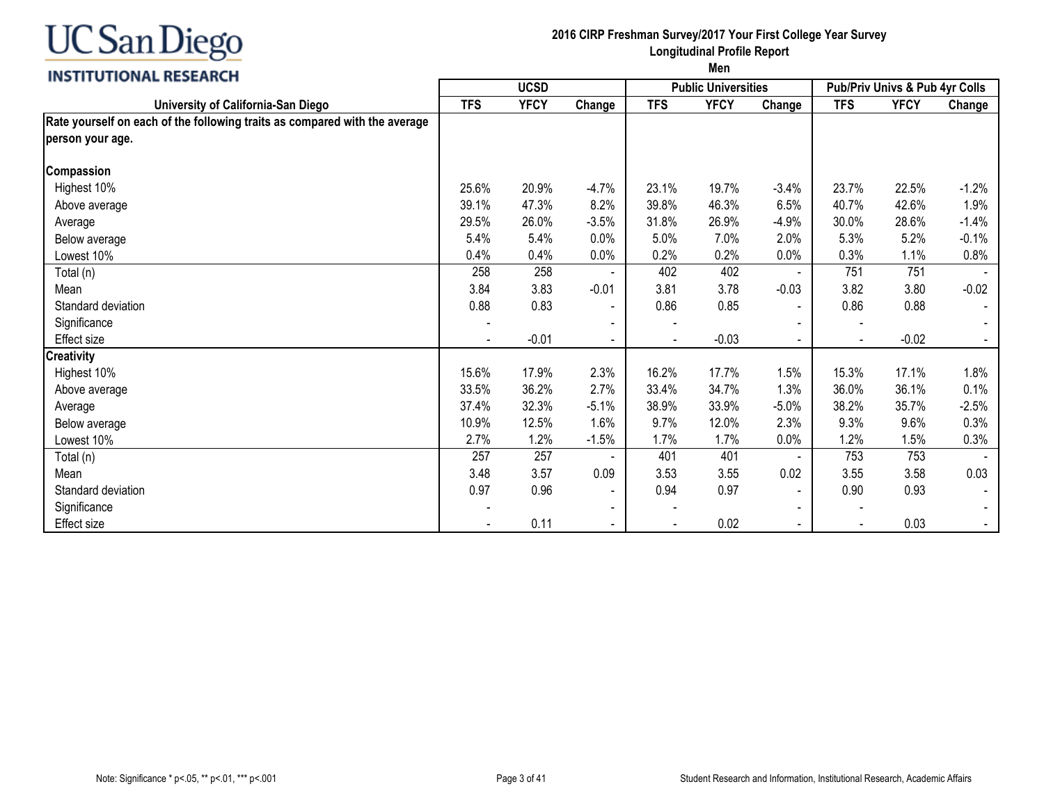**UC San Diego**
**INSTITUTIONAL RESEARCH**

**2016 CIRP Freshman Survey/2017 Your First College Year Survey**
**Longitudinal Profile Report**
**Men**

| University of California-San Diego | UCSD | | | Public Universities | | | Pub/Priv Univs & Pub 4yr Colls | | |
|---|---|---|---|---|---|---|---|---|---|
| | TFS | YFCY | Change | TFS | YFCY | Change | TFS | YFCY | Change |
| **Rate yourself on each of the following traits as compared with the average person your age.** | | | | | | | | | |
| **Compassion** | | | | | | | | | |
| Highest 10% | 25.6% | 20.9% | -4.7% | 23.1% | 19.7% | -3.4% | 23.7% | 22.5% | -1.2% |
| Above average | 39.1% | 47.3% | 8.2% | 39.8% | 46.3% | 6.5% | 40.7% | 42.6% | 1.9% |
| Average | 29.5% | 26.0% | -3.5% | 31.8% | 26.9% | -4.9% | 30.0% | 28.6% | -1.4% |
| Below average | 5.4% | 5.4% | 0.0% | 5.0% | 7.0% | 2.0% | 5.3% | 5.2% | -0.1% |
| Lowest 10% | 0.4% | 0.4% | 0.0% | 0.2% | 0.2% | 0.0% | 0.3% | 1.1% | 0.8% |
| Total (n) | 258 | 258 | - | 402 | 402 | - | 751 | 751 | - |
| Mean | 3.84 | 3.83 | -0.01 | 3.81 | 3.78 | -0.03 | 3.82 | 3.80 | -0.02 |
| Standard deviation | 0.88 | 0.83 | - | 0.86 | 0.85 | - | 0.86 | 0.88 | - |
| Significance | - | | - | - | | - | - | | - |
| Effect size | - | -0.01 | - | - | -0.03 | - | - | -0.02 | - |
| **Creativity** | | | | | | | | | |
| Highest 10% | 15.6% | 17.9% | 2.3% | 16.2% | 17.7% | 1.5% | 15.3% | 17.1% | 1.8% |
| Above average | 33.5% | 36.2% | 2.7% | 33.4% | 34.7% | 1.3% | 36.0% | 36.1% | 0.1% |
| Average | 37.4% | 32.3% | -5.1% | 38.9% | 33.9% | -5.0% | 38.2% | 35.7% | -2.5% |
| Below average | 10.9% | 12.5% | 1.6% | 9.7% | 12.0% | 2.3% | 9.3% | 9.6% | 0.3% |
| Lowest 10% | 2.7% | 1.2% | -1.5% | 1.7% | 1.7% | 0.0% | 1.2% | 1.5% | 0.3% |
| Total (n) | 257 | 257 | - | 401 | 401 | - | 753 | 753 | - |
| Mean | 3.48 | 3.57 | 0.09 | 3.53 | 3.55 | 0.02 | 3.55 | 3.58 | 0.03 |
| Standard deviation | 0.97 | 0.96 | - | 0.94 | 0.97 | - | 0.90 | 0.93 | - |
| Significance | - | | - | - | | - | - | | - |
| Effect size | - | 0.11 | - | - | 0.02 | - | - | 0.03 | - |

Note: Significance * p<.05, ** p<.01, *** p<.001

Student Research and Information, Institutional Research, Academic Affairs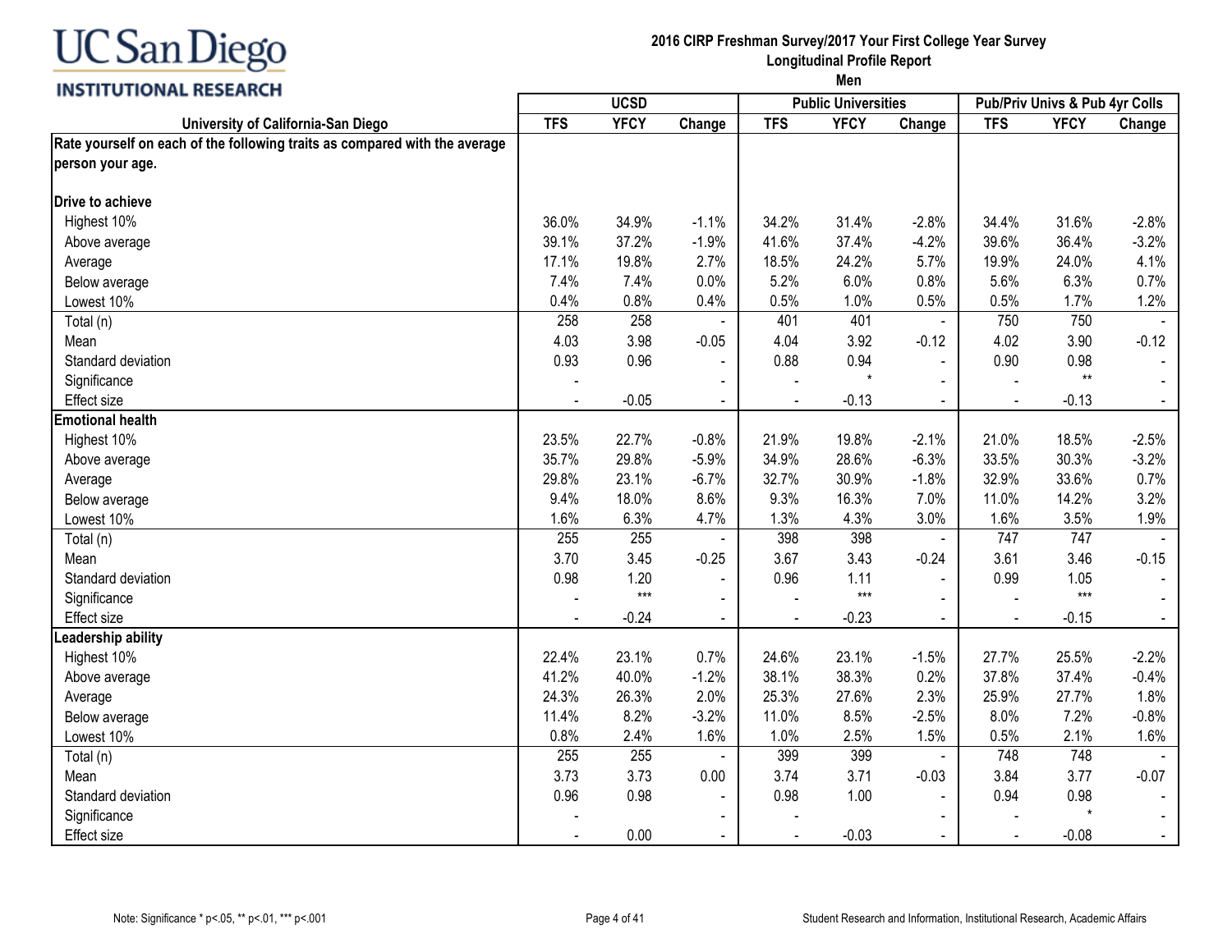# 2016 CIRP Freshman Survey/2017 Your First College Year Survey
## Longitudinal Profile Report
### Men

| University of California-San Diego | UCSD | | | Public Universities | | | Pub/Priv Univs & Pub 4yr Colls | | |
|---|---|---|---|---|---|---|---|---|---|
| | TFS | YFCY | Change | TFS | YFCY | Change | TFS | YFCY | Change |
| **Rate yourself on each of the following traits as compared with the average person your age.** | | | | | | | | | |
| **Drive to achieve** | | | | | | | | | |
| Highest 10% | 36.0% | 34.9% | -1.1% | 34.2% | 31.4% | -2.8% | 34.4% | 31.6% | -2.8% |
| Above average | 39.1% | 37.2% | -1.9% | 41.6% | 37.4% | -4.2% | 39.6% | 36.4% | -3.2% |
| Average | 17.1% | 19.8% | 2.7% | 18.5% | 24.2% | 5.7% | 19.9% | 24.0% | 4.1% |
| Below average | 7.4% | 7.4% | 0.0% | 5.2% | 6.0% | 0.8% | 5.6% | 6.3% | 0.7% |
| Lowest 10% | 0.4% | 0.8% | 0.4% | 0.5% | 1.0% | 0.5% | 0.5% | 1.7% | 1.2% |
| Total (n) | 258 | 258 | - | 401 | 401 | - | 750 | 750 | - |
| Mean | 4.03 | 3.98 | -0.05 | 4.04 | 3.92 | -0.12 | 4.02 | 3.90 | -0.12 |
| Standard deviation | 0.93 | 0.96 | - | 0.88 | 0.94 | - | 0.90 | 0.98 | - |
| Significance | - | | - | - | * | - | - | ** | - |
| Effect size | - | -0.05 | - | - | -0.13 | - | - | -0.13 | - |
| **Emotional health** | | | | | | | | | |
| Highest 10% | 23.5% | 22.7% | -0.8% | 21.9% | 19.8% | -2.1% | 21.0% | 18.5% | -2.5% |
| Above average | 35.7% | 29.8% | -5.9% | 34.9% | 28.6% | -6.3% | 33.5% | 30.3% | -3.2% |
| Average | 29.8% | 23.1% | -6.7% | 32.7% | 30.9% | -1.8% | 32.9% | 33.6% | 0.7% |
| Below average | 9.4% | 18.0% | 8.6% | 9.3% | 16.3% | 7.0% | 11.0% | 14.2% | 3.2% |
| Lowest 10% | 1.6% | 6.3% | 4.7% | 1.3% | 4.3% | 3.0% | 1.6% | 3.5% | 1.9% |
| Total (n) | 255 | 255 | - | 398 | 398 | - | 747 | 747 | - |
| Mean | 3.70 | 3.45 | -0.25 | 3.67 | 3.43 | -0.24 | 3.61 | 3.46 | -0.15 |
| Standard deviation | 0.98 | 1.20 | - | 0.96 | 1.11 | - | 0.99 | 1.05 | - |
| Significance | - | *** | - | - | *** | - | - | *** | - |
| Effect size | - | -0.24 | - | - | -0.23 | - | - | -0.15 | - |
| **Leadership ability** | | | | | | | | | |
| Highest 10% | 22.4% | 23.1% | 0.7% | 24.6% | 23.1% | -1.5% | 27.7% | 25.5% | -2.2% |
| Above average | 41.2% | 40.0% | -1.2% | 38.1% | 38.3% | 0.2% | 37.8% | 37.4% | -0.4% |
| Average | 24.3% | 26.3% | 2.0% | 25.3% | 27.6% | 2.3% | 25.9% | 27.7% | 1.8% |
| Below average | 11.4% | 8.2% | -3.2% | 11.0% | 8.5% | -2.5% | 8.0% | 7.2% | -0.8% |
| Lowest 10% | 0.8% | 2.4% | 1.6% | 1.0% | 2.5% | 1.5% | 0.5% | 2.1% | 1.6% |
| Total (n) | 255 | 255 | - | 399 | 399 | - | 748 | 748 | - |
| Mean | 3.73 | 3.73 | 0.00 | 3.74 | 3.71 | -0.03 | 3.84 | 3.77 | -0.07 |
| Standard deviation | 0.96 | 0.98 | - | 0.98 | 1.00 | - | 0.94 | 0.98 | - |
| Significance | - | | - | - | | - | - | * | - |
| Effect size | - | 0.00 | - | - | -0.03 | - | - | -0.08 | - |

Note: Significance * p<.05, ** p<.01, *** p<.001

Student Research and Information, Institutional Research, Academic Affairs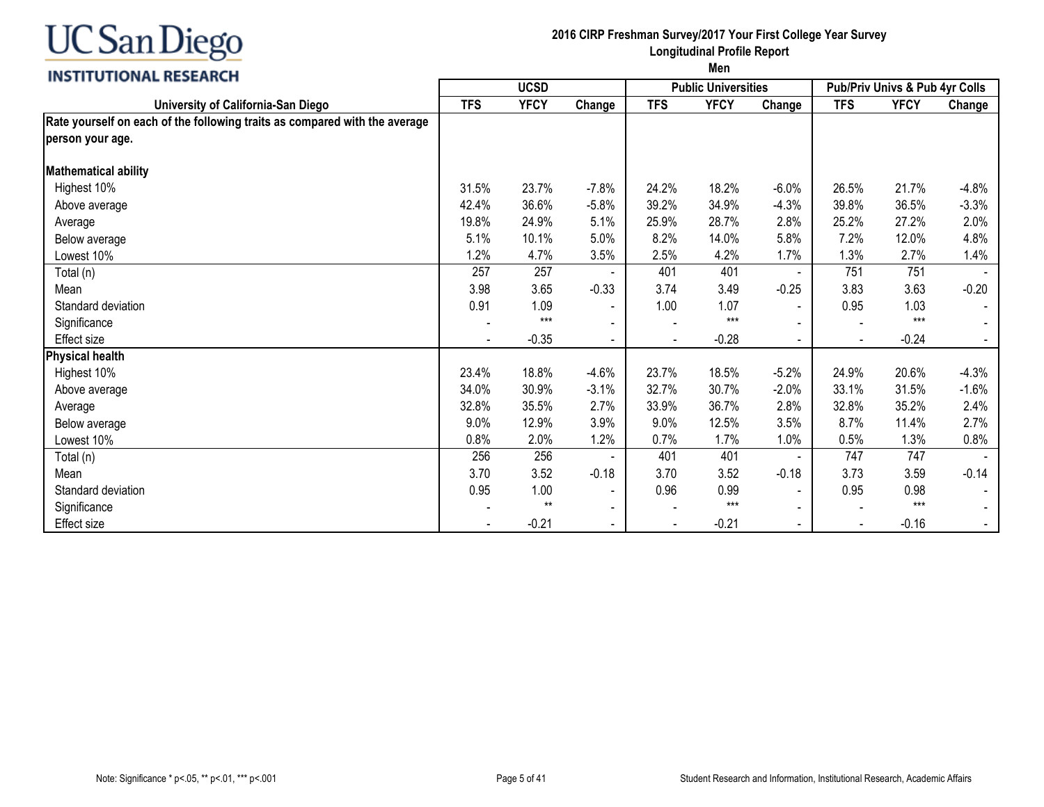UC San Diego
INSTITUTIONAL RESEARCH

**2016 CIRP Freshman Survey/2017 Your First College Year Survey**
**Longitudinal Profile Report**
**Men**

| University of California-San Diego | UCSD | | | Public Universities | | | Pub/Priv Univs & Pub 4yr Colls | | |
|---|---|---|---|---|---|---|---|---|---|
| | TFS | YFCY | Change | TFS | YFCY | Change | TFS | YFCY | Change |
| **Rate yourself on each of the following traits as compared with the average person your age.** | | | | | | | | | |
| **Mathematical ability** | | | | | | | | | |
| Highest 10% | 31.5% | 23.7% | -7.8% | 24.2% | 18.2% | -6.0% | 26.5% | 21.7% | -4.8% |
| Above average | 42.4% | 36.6% | -5.8% | 39.2% | 34.9% | -4.3% | 39.8% | 36.5% | -3.3% |
| Average | 19.8% | 24.9% | 5.1% | 25.9% | 28.7% | 2.8% | 25.2% | 27.2% | 2.0% |
| Below average | 5.1% | 10.1% | 5.0% | 8.2% | 14.0% | 5.8% | 7.2% | 12.0% | 4.8% |
| Lowest 10% | 1.2% | 4.7% | 3.5% | 2.5% | 4.2% | 1.7% | 1.3% | 2.7% | 1.4% |
| Total (n) | 257 | 257 | - | 401 | 401 | - | 751 | 751 | - |
| Mean | 3.98 | 3.65 | -0.33 | 3.74 | 3.49 | -0.25 | 3.83 | 3.63 | -0.20 |
| Standard deviation | 0.91 | 1.09 | - | 1.00 | 1.07 | - | 0.95 | 1.03 | - |
| Significance | - | *** | - | - | *** | - | - | *** | - |
| Effect size | - | -0.35 | - | - | -0.28 | - | - | -0.24 | - |
| **Physical health** | | | | | | | | | |
| Highest 10% | 23.4% | 18.8% | -4.6% | 23.7% | 18.5% | -5.2% | 24.9% | 20.6% | -4.3% |
| Above average | 34.0% | 30.9% | -3.1% | 32.7% | 30.7% | -2.0% | 33.1% | 31.5% | -1.6% |
| Average | 32.8% | 35.5% | 2.7% | 33.9% | 36.7% | 2.8% | 32.8% | 35.2% | 2.4% |
| Below average | 9.0% | 12.9% | 3.9% | 9.0% | 12.5% | 3.5% | 8.7% | 11.4% | 2.7% |
| Lowest 10% | 0.8% | 2.0% | 1.2% | 0.7% | 1.7% | 1.0% | 0.5% | 1.3% | 0.8% |
| Total (n) | 256 | 256 | - | 401 | 401 | - | 747 | 747 | - |
| Mean | 3.70 | 3.52 | -0.18 | 3.70 | 3.52 | -0.18 | 3.73 | 3.59 | -0.14 |
| Standard deviation | 0.95 | 1.00 | - | 0.96 | 0.99 | - | 0.95 | 0.98 | - |
| Significance | - | ** | - | - | *** | - | - | *** | - |
| Effect size | - | -0.21 | - | - | -0.21 | - | - | -0.16 | - |

Note: Significance * p<.05, ** p<.01, *** p<.001

Student Research and Information, Institutional Research, Academic Affairs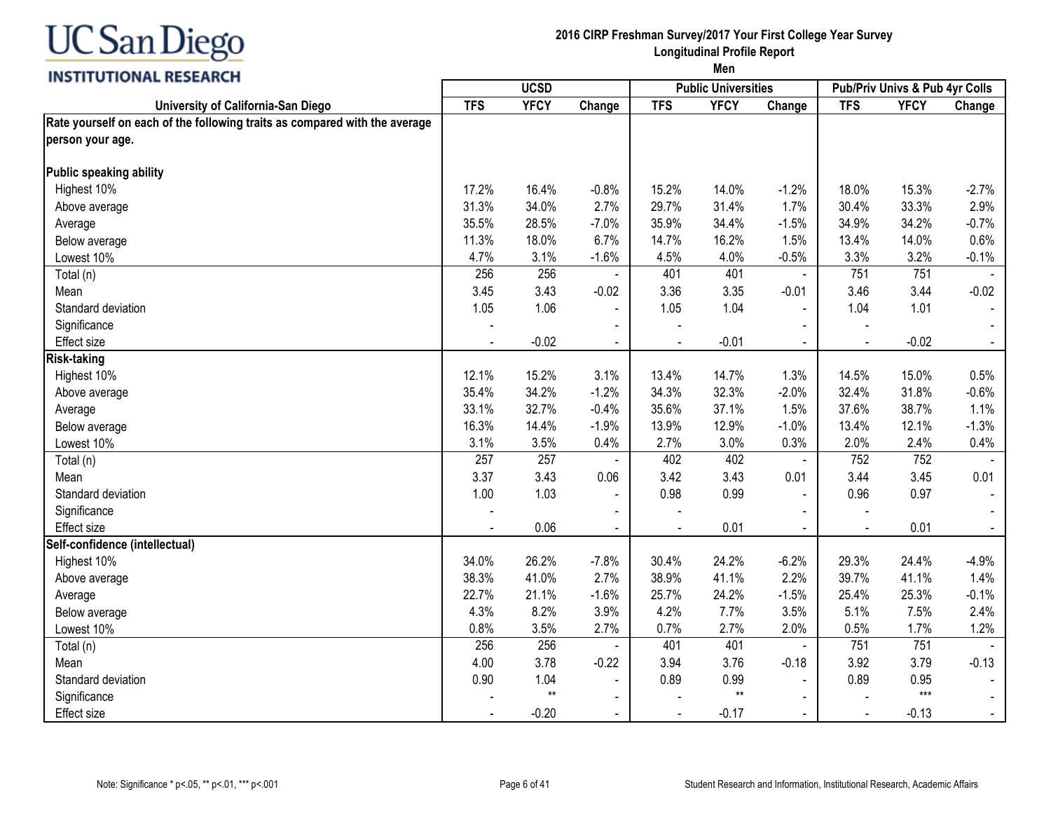# 2016 CIRP Freshman Survey/2017 Your First College Year Survey
## Longitudinal Profile Report
### Men

UC San Diego INSTITUTIONAL RESEARCH

| University of California-San Diego | UCSD | | | Public Universities | | | Pub/Priv Univs & Pub 4yr Colls | | |
|---|---|---|---|---|---|---|---|---|---|
| | TFS | YFCY | Change | TFS | YFCY | Change | TFS | YFCY | Change |
| **Rate yourself on each of the following traits as compared with the average person your age.** | | | | | | | | | |
| **Public speaking ability** | | | | | | | | | |
| Highest 10% | 17.2% | 16.4% | -0.8% | 15.2% | 14.0% | -1.2% | 18.0% | 15.3% | -2.7% |
| Above average | 31.3% | 34.0% | 2.7% | 29.7% | 31.4% | 1.7% | 30.4% | 33.3% | 2.9% |
| Average | 35.5% | 28.5% | -7.0% | 35.9% | 34.4% | -1.5% | 34.9% | 34.2% | -0.7% |
| Below average | 11.3% | 18.0% | 6.7% | 14.7% | 16.2% | 1.5% | 13.4% | 14.0% | 0.6% |
| Lowest 10% | 4.7% | 3.1% | -1.6% | 4.5% | 4.0% | -0.5% | 3.3% | 3.2% | -0.1% |
| Total (n) | 256 | 256 | - | 401 | 401 | - | 751 | 751 | - |
| Mean | 3.45 | 3.43 | -0.02 | 3.36 | 3.35 | -0.01 | 3.46 | 3.44 | -0.02 |
| Standard deviation | 1.05 | 1.06 | - | 1.05 | 1.04 | - | 1.04 | 1.01 | - |
| Significance | - | | - | - | | - | - | | - |
| Effect size | - | -0.02 | - | - | -0.01 | - | - | -0.02 | - |
| **Risk-taking** | | | | | | | | | |
| Highest 10% | 12.1% | 15.2% | 3.1% | 13.4% | 14.7% | 1.3% | 14.5% | 15.0% | 0.5% |
| Above average | 35.4% | 34.2% | -1.2% | 34.3% | 32.3% | -2.0% | 32.4% | 31.8% | -0.6% |
| Average | 33.1% | 32.7% | -0.4% | 35.6% | 37.1% | 1.5% | 37.6% | 38.7% | 1.1% |
| Below average | 16.3% | 14.4% | -1.9% | 13.9% | 12.9% | -1.0% | 13.4% | 12.1% | -1.3% |
| Lowest 10% | 3.1% | 3.5% | 0.4% | 2.7% | 3.0% | 0.3% | 2.0% | 2.4% | 0.4% |
| Total (n) | 257 | 257 | - | 402 | 402 | - | 752 | 752 | - |
| Mean | 3.37 | 3.43 | 0.06 | 3.42 | 3.43 | 0.01 | 3.44 | 3.45 | 0.01 |
| Standard deviation | 1.00 | 1.03 | - | 0.98 | 0.99 | - | 0.96 | 0.97 | - |
| Significance | - | | - | - | | - | - | | - |
| Effect size | - | 0.06 | - | - | 0.01 | - | - | 0.01 | - |
| **Self-confidence (intellectual)** | | | | | | | | | |
| Highest 10% | 34.0% | 26.2% | -7.8% | 30.4% | 24.2% | -6.2% | 29.3% | 24.4% | -4.9% |
| Above average | 38.3% | 41.0% | 2.7% | 38.9% | 41.1% | 2.2% | 39.7% | 41.1% | 1.4% |
| Average | 22.7% | 21.1% | -1.6% | 25.7% | 24.2% | -1.5% | 25.4% | 25.3% | -0.1% |
| Below average | 4.3% | 8.2% | 3.9% | 4.2% | 7.7% | 3.5% | 5.1% | 7.5% | 2.4% |
| Lowest 10% | 0.8% | 3.5% | 2.7% | 0.7% | 2.7% | 2.0% | 0.5% | 1.7% | 1.2% |
| Total (n) | 256 | 256 | - | 401 | 401 | - | 751 | 751 | - |
| Mean | 4.00 | 3.78 | -0.22 | 3.94 | 3.76 | -0.18 | 3.92 | 3.79 | -0.13 |
| Standard deviation | 0.90 | 1.04 | - | 0.89 | 0.99 | - | 0.89 | 0.95 | - |
| Significance | - | ** | - | - | ** | - | - | *** | - |
| Effect size | - | -0.20 | - | - | -0.17 | - | - | -0.13 | - |

Note: Significance * p<.05, ** p<.01, *** p<.001

Student Research and Information, Institutional Research, Academic Affairs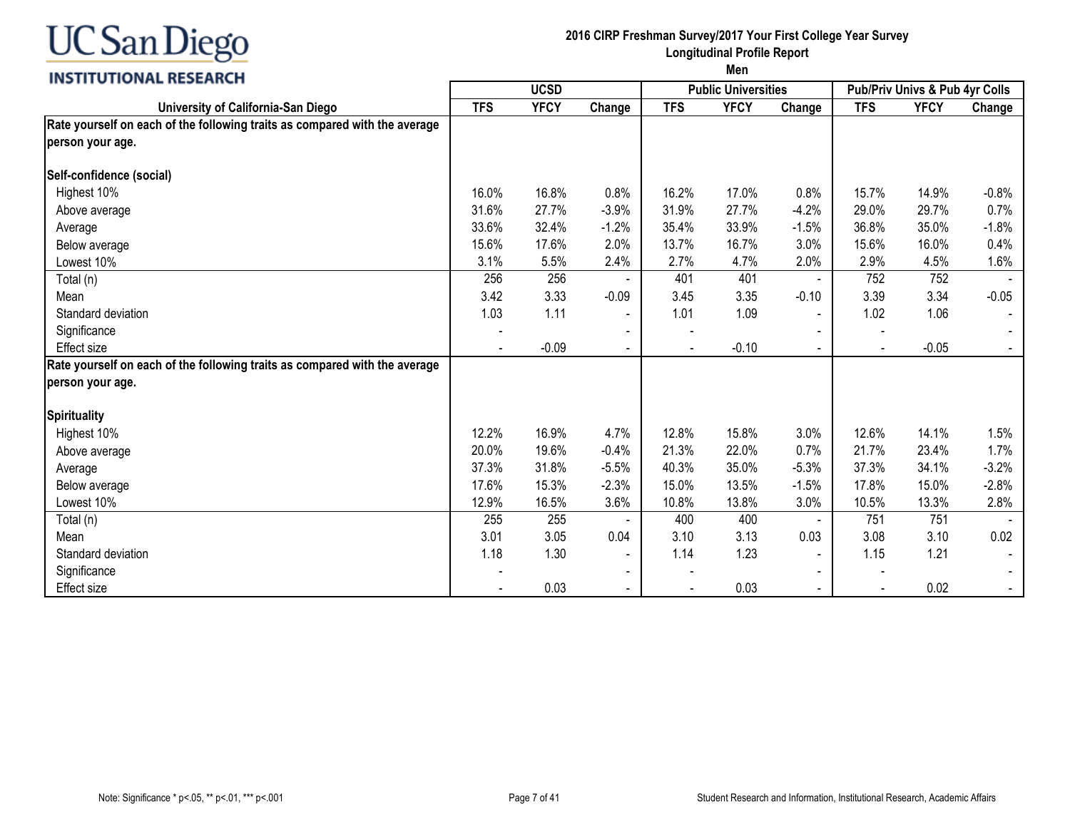**UC San Diego INSTITUTIONAL RESEARCH**

**2016 CIRP Freshman Survey/2017 Your First College Year Survey**
**Longitudinal Profile Report**
**Men**

| University of California-San Diego | UCSD | | | Public Universities | | | Pub/Priv Univs & Pub 4yr Colls | | |
|---|---|---|---|---|---|---|---|---|---|
| | TFS | YFCY | Change | TFS | YFCY | Change | TFS | YFCY | Change |
| **Rate yourself on each of the following traits as compared with the average person your age.** | | | | | | | | | |
| **Self-confidence (social)** | | | | | | | | | |
| Highest 10% | 16.0% | 16.8% | 0.8% | 16.2% | 17.0% | 0.8% | 15.7% | 14.9% | -0.8% |
| Above average | 31.6% | 27.7% | -3.9% | 31.9% | 27.7% | -4.2% | 29.0% | 29.7% | 0.7% |
| Average | 33.6% | 32.4% | -1.2% | 35.4% | 33.9% | -1.5% | 36.8% | 35.0% | -1.8% |
| Below average | 15.6% | 17.6% | 2.0% | 13.7% | 16.7% | 3.0% | 15.6% | 16.0% | 0.4% |
| Lowest 10% | 3.1% | 5.5% | 2.4% | 2.7% | 4.7% | 2.0% | 2.9% | 4.5% | 1.6% |
| Total (n) | 256 | 256 | - | 401 | 401 | - | 752 | 752 | - |
| Mean | 3.42 | 3.33 | -0.09 | 3.45 | 3.35 | -0.10 | 3.39 | 3.34 | -0.05 |
| Standard deviation | 1.03 | 1.11 | - | 1.01 | 1.09 | - | 1.02 | 1.06 | - |
| Significance | - | | - | - | | - | - | | - |
| Effect size | - | -0.09 | - | - | -0.10 | - | - | -0.05 | - |
| **Rate yourself on each of the following traits as compared with the average person your age.** | | | | | | | | | |
| **Spirituality** | | | | | | | | | |
| Highest 10% | 12.2% | 16.9% | 4.7% | 12.8% | 15.8% | 3.0% | 12.6% | 14.1% | 1.5% |
| Above average | 20.0% | 19.6% | -0.4% | 21.3% | 22.0% | 0.7% | 21.7% | 23.4% | 1.7% |
| Average | 37.3% | 31.8% | -5.5% | 40.3% | 35.0% | -5.3% | 37.3% | 34.1% | -3.2% |
| Below average | 17.6% | 15.3% | -2.3% | 15.0% | 13.5% | -1.5% | 17.8% | 15.0% | -2.8% |
| Lowest 10% | 12.9% | 16.5% | 3.6% | 10.8% | 13.8% | 3.0% | 10.5% | 13.3% | 2.8% |
| Total (n) | 255 | 255 | - | 400 | 400 | - | 751 | 751 | - |
| Mean | 3.01 | 3.05 | 0.04 | 3.10 | 3.13 | 0.03 | 3.08 | 3.10 | 0.02 |
| Standard deviation | 1.18 | 1.30 | - | 1.14 | 1.23 | - | 1.15 | 1.21 | - |
| Significance | - | | - | - | | - | - | | - |
| Effect size | - | 0.03 | - | - | 0.03 | - | - | 0.02 | - |

Note: Significance * p<.05, ** p<.01, *** p<.001

Student Research and Information, Institutional Research, Academic Affairs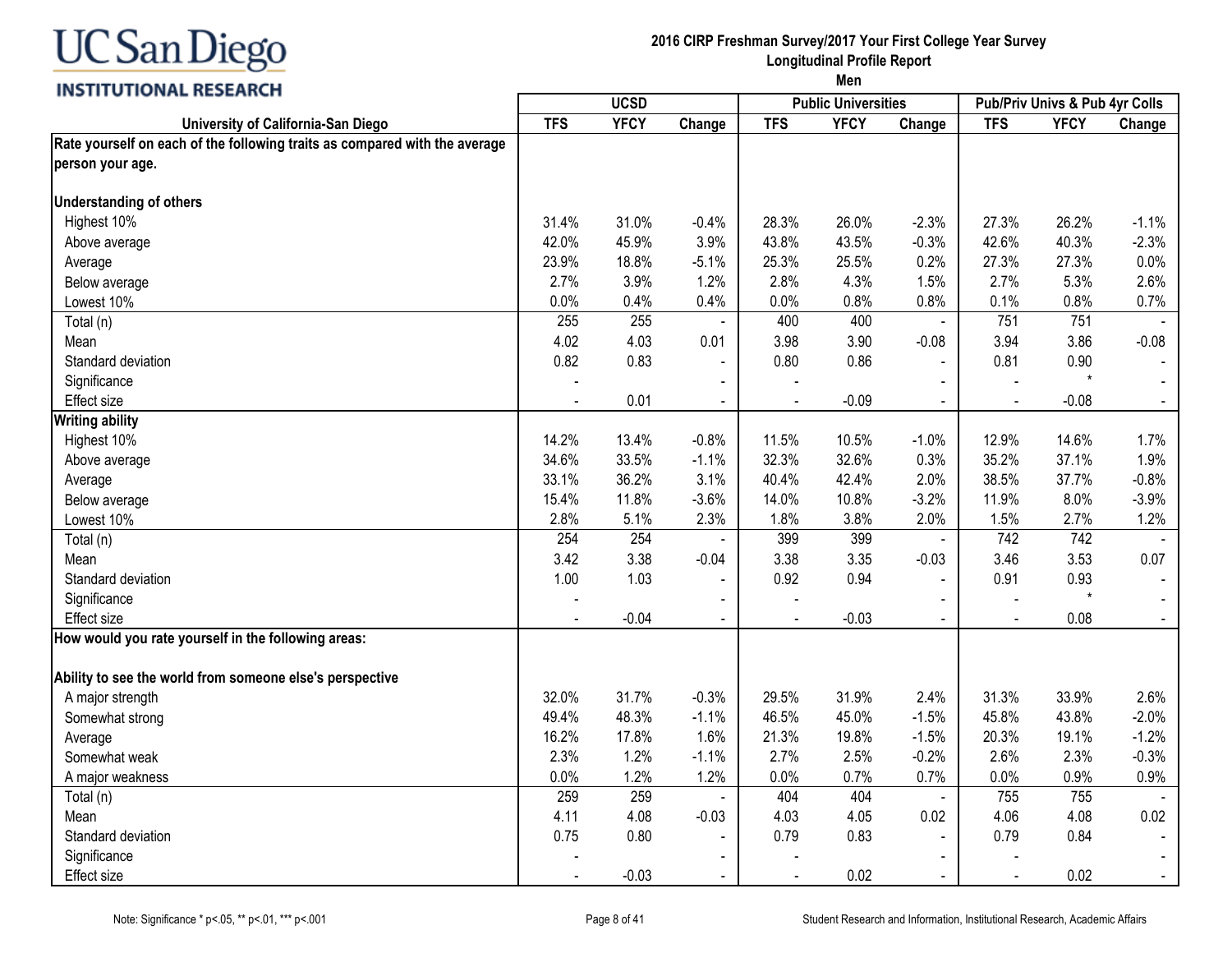**UC San Diego INSTITUTIONAL RESEARCH**

## 2016 CIRP Freshman Survey/2017 Your First College Year Survey
### Longitudinal Profile Report
### Men

| University of California-San Diego | UCSD | | | Public Universities | | | Pub/Priv Univs & Pub 4yr Colls | | |
|---|---|---|---|---|---|---|---|---|---|
| | TFS | YFCY | Change | TFS | YFCY | Change | TFS | YFCY | Change |
| **Rate yourself on each of the following traits as compared with the average person your age.** | | | | | | | | | |
| **Understanding of others** | | | | | | | | | |
| Highest 10% | 31.4% | 31.0% | -0.4% | 28.3% | 26.0% | -2.3% | 27.3% | 26.2% | -1.1% |
| Above average | 42.0% | 45.9% | 3.9% | 43.8% | 43.5% | -0.3% | 42.6% | 40.3% | -2.3% |
| Average | 23.9% | 18.8% | -5.1% | 25.3% | 25.5% | 0.2% | 27.3% | 27.3% | 0.0% |
| Below average | 2.7% | 3.9% | 1.2% | 2.8% | 4.3% | 1.5% | 2.7% | 5.3% | 2.6% |
| Lowest 10% | 0.0% | 0.4% | 0.4% | 0.0% | 0.8% | 0.8% | 0.1% | 0.8% | 0.7% |
| Total (n) | 255 | 255 | - | 400 | 400 | - | 751 | 751 | - |
| Mean | 4.02 | 4.03 | 0.01 | 3.98 | 3.90 | -0.08 | 3.94 | 3.86 | -0.08 |
| Standard deviation | 0.82 | 0.83 | - | 0.80 | 0.86 | - | 0.81 | 0.90 | - |
| Significance | - | | - | - | | - | - | * | - |
| Effect size | - | 0.01 | - | - | -0.09 | - | - | -0.08 | - |
| **Writing ability** | | | | | | | | | |
| Highest 10% | 14.2% | 13.4% | -0.8% | 11.5% | 10.5% | -1.0% | 12.9% | 14.6% | 1.7% |
| Above average | 34.6% | 33.5% | -1.1% | 32.3% | 32.6% | 0.3% | 35.2% | 37.1% | 1.9% |
| Average | 33.1% | 36.2% | 3.1% | 40.4% | 42.4% | 2.0% | 38.5% | 37.7% | -0.8% |
| Below average | 15.4% | 11.8% | -3.6% | 14.0% | 10.8% | -3.2% | 11.9% | 8.0% | -3.9% |
| Lowest 10% | 2.8% | 5.1% | 2.3% | 1.8% | 3.8% | 2.0% | 1.5% | 2.7% | 1.2% |
| Total (n) | 254 | 254 | - | 399 | 399 | - | 742 | 742 | - |
| Mean | 3.42 | 3.38 | -0.04 | 3.38 | 3.35 | -0.03 | 3.46 | 3.53 | 0.07 |
| Standard deviation | 1.00 | 1.03 | - | 0.92 | 0.94 | - | 0.91 | 0.93 | - |
| Significance | - | | - | - | | - | - | * | - |
| Effect size | - | -0.04 | - | - | -0.03 | - | - | 0.08 | - |
| **How would you rate yourself in the following areas:** | | | | | | | | | |
| **Ability to see the world from someone else's perspective** | | | | | | | | | |
| A major strength | 32.0% | 31.7% | -0.3% | 29.5% | 31.9% | 2.4% | 31.3% | 33.9% | 2.6% |
| Somewhat strong | 49.4% | 48.3% | -1.1% | 46.5% | 45.0% | -1.5% | 45.8% | 43.8% | -2.0% |
| Average | 16.2% | 17.8% | 1.6% | 21.3% | 19.8% | -1.5% | 20.3% | 19.1% | -1.2% |
| Somewhat weak | 2.3% | 1.2% | -1.1% | 2.7% | 2.5% | -0.2% | 2.6% | 2.3% | -0.3% |
| A major weakness | 0.0% | 1.2% | 1.2% | 0.0% | 0.7% | 0.7% | 0.0% | 0.9% | 0.9% |
| Total (n) | 259 | 259 | - | 404 | 404 | - | 755 | 755 | - |
| Mean | 4.11 | 4.08 | -0.03 | 4.03 | 4.05 | 0.02 | 4.06 | 4.08 | 0.02 |
| Standard deviation | 0.75 | 0.80 | - | 0.79 | 0.83 | - | 0.79 | 0.84 | - |
| Significance | - | | - | - | | - | - | | - |
| Effect size | - | -0.03 | - | - | 0.02 | - | - | 0.02 | - |

Note: Significance * p<.05, ** p<.01, *** p<.001

Student Research and Information, Institutional Research, Academic Affairs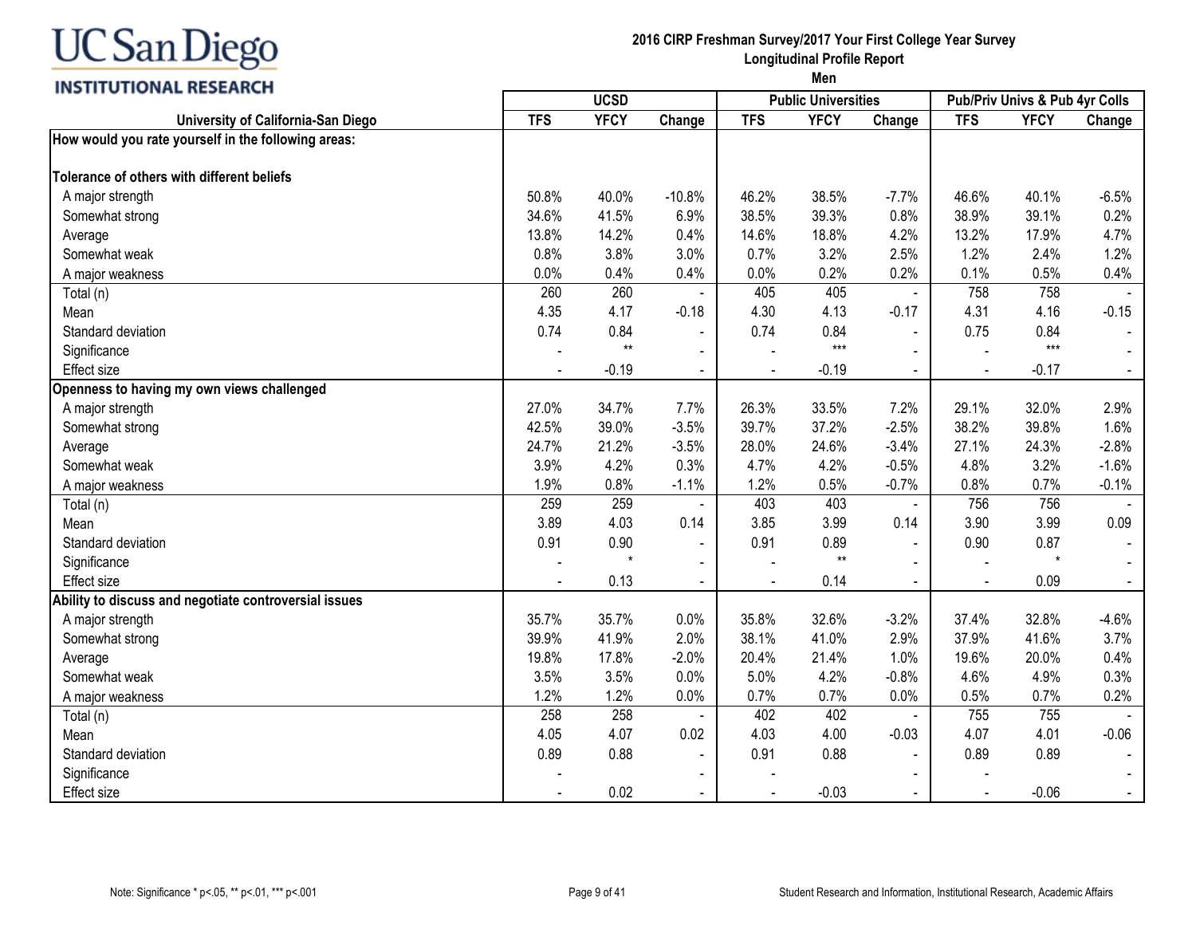UC San Diego INSTITUTIONAL RESEARCH

**2016 CIRP Freshman Survey/2017 Your First College Year Survey**
**Longitudinal Profile Report**
**Men**

| University of California-San Diego | UCSD | | | Public Universities | | | Pub/Priv Univs & Pub 4yr Colls | | |
|---|---|---|---|---|---|---|---|---|---|
| | TFS | YFCY | Change | TFS | YFCY | Change | TFS | YFCY | Change |
| **How would you rate yourself in the following areas:** | | | | | | | | | |
| **Tolerance of others with different beliefs** | | | | | | | | | |
| A major strength | 50.8% | 40.0% | -10.8% | 46.2% | 38.5% | -7.7% | 46.6% | 40.1% | -6.5% |
| Somewhat strong | 34.6% | 41.5% | 6.9% | 38.5% | 39.3% | 0.8% | 38.9% | 39.1% | 0.2% |
| Average | 13.8% | 14.2% | 0.4% | 14.6% | 18.8% | 4.2% | 13.2% | 17.9% | 4.7% |
| Somewhat weak | 0.8% | 3.8% | 3.0% | 0.7% | 3.2% | 2.5% | 1.2% | 2.4% | 1.2% |
| A major weakness | 0.0% | 0.4% | 0.4% | 0.0% | 0.2% | 0.2% | 0.1% | 0.5% | 0.4% |
| Total (n) | 260 | 260 | - | 405 | 405 | - | 758 | 758 | - |
| Mean | 4.35 | 4.17 | -0.18 | 4.30 | 4.13 | -0.17 | 4.31 | 4.16 | -0.15 |
| Standard deviation | 0.74 | 0.84 | - | 0.74 | 0.84 | - | 0.75 | 0.84 | - |
| Significance | - | ** | - | - | *** | - | - | *** | - |
| Effect size | - | -0.19 | - | - | -0.19 | - | - | -0.17 | - |
| **Openness to having my own views challenged** | | | | | | | | | |
| A major strength | 27.0% | 34.7% | 7.7% | 26.3% | 33.5% | 7.2% | 29.1% | 32.0% | 2.9% |
| Somewhat strong | 42.5% | 39.0% | -3.5% | 39.7% | 37.2% | -2.5% | 38.2% | 39.8% | 1.6% |
| Average | 24.7% | 21.2% | -3.5% | 28.0% | 24.6% | -3.4% | 27.1% | 24.3% | -2.8% |
| Somewhat weak | 3.9% | 4.2% | 0.3% | 4.7% | 4.2% | -0.5% | 4.8% | 3.2% | -1.6% |
| A major weakness | 1.9% | 0.8% | -1.1% | 1.2% | 0.5% | -0.7% | 0.8% | 0.7% | -0.1% |
| Total (n) | 259 | 259 | - | 403 | 403 | - | 756 | 756 | - |
| Mean | 3.89 | 4.03 | 0.14 | 3.85 | 3.99 | 0.14 | 3.90 | 3.99 | 0.09 |
| Standard deviation | 0.91 | 0.90 | - | 0.91 | 0.89 | - | 0.90 | 0.87 | - |
| Significance | - | * | - | - | ** | - | - | * | - |
| Effect size | - | 0.13 | - | - | 0.14 | - | - | 0.09 | - |
| **Ability to discuss and negotiate controversial issues** | | | | | | | | | |
| A major strength | 35.7% | 35.7% | 0.0% | 35.8% | 32.6% | -3.2% | 37.4% | 32.8% | -4.6% |
| Somewhat strong | 39.9% | 41.9% | 2.0% | 38.1% | 41.0% | 2.9% | 37.9% | 41.6% | 3.7% |
| Average | 19.8% | 17.8% | -2.0% | 20.4% | 21.4% | 1.0% | 19.6% | 20.0% | 0.4% |
| Somewhat weak | 3.5% | 3.5% | 0.0% | 5.0% | 4.2% | -0.8% | 4.6% | 4.9% | 0.3% |
| A major weakness | 1.2% | 1.2% | 0.0% | 0.7% | 0.7% | 0.0% | 0.5% | 0.7% | 0.2% |
| Total (n) | 258 | 258 | - | 402 | 402 | - | 755 | 755 | - |
| Mean | 4.05 | 4.07 | 0.02 | 4.03 | 4.00 | -0.03 | 4.07 | 4.01 | -0.06 |
| Standard deviation | 0.89 | 0.88 | - | 0.91 | 0.88 | - | 0.89 | 0.89 | - |
| Significance | - | | - | - | | - | - | | - |
| Effect size | - | 0.02 | - | - | -0.03 | - | - | -0.06 | - |

Note: Significance * p<.05, ** p<.01, *** p<.001

Student Research and Information, Institutional Research, Academic Affairs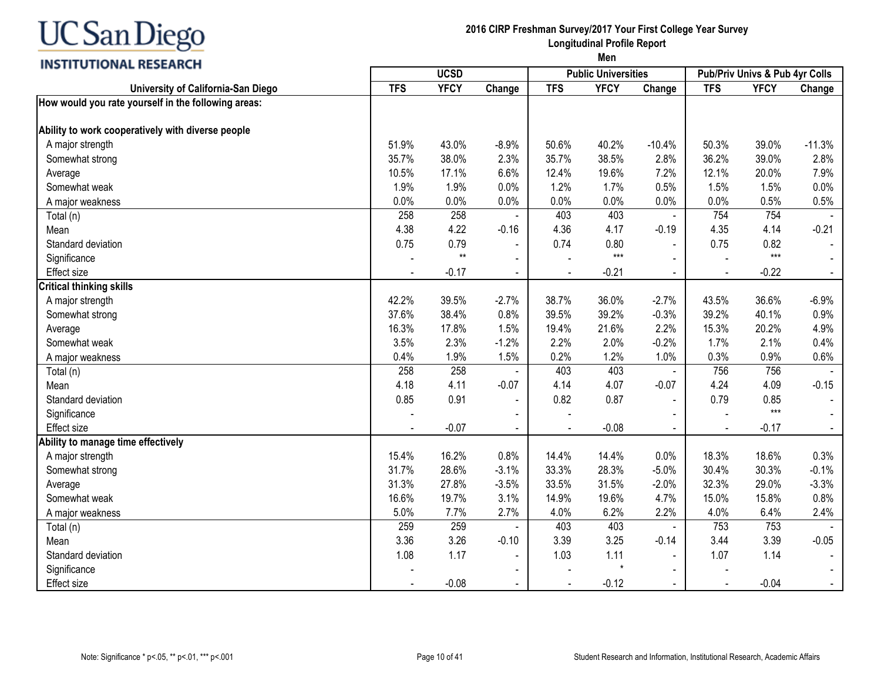# UC San Diego INSTITUTIONAL RESEARCH

## 2016 CIRP Freshman Survey/2017 Your First College Year Survey
## Longitudinal Profile Report
## Men

| University of California-San Diego | UCSD | | | Public Universities | | | Pub/Priv Univs & Pub 4yr Colls | | |
|---|---|---|---|---|---|---|---|---|---|
| | TFS | YFCY | Change | TFS | YFCY | Change | TFS | YFCY | Change |
| **How would you rate yourself in the following areas:** | | | | | | | | | |
| **Ability to work cooperatively with diverse people** | | | | | | | | | |
| A major strength | 51.9% | 43.0% | -8.9% | 50.6% | 40.2% | -10.4% | 50.3% | 39.0% | -11.3% |
| Somewhat strong | 35.7% | 38.0% | 2.3% | 35.7% | 38.5% | 2.8% | 36.2% | 39.0% | 2.8% |
| Average | 10.5% | 17.1% | 6.6% | 12.4% | 19.6% | 7.2% | 12.1% | 20.0% | 7.9% |
| Somewhat weak | 1.9% | 1.9% | 0.0% | 1.2% | 1.7% | 0.5% | 1.5% | 1.5% | 0.0% |
| A major weakness | 0.0% | 0.0% | 0.0% | 0.0% | 0.0% | 0.0% | 0.0% | 0.5% | 0.5% |
| Total (n) | 258 | 258 | - | 403 | 403 | - | 754 | 754 | - |
| Mean | 4.38 | 4.22 | -0.16 | 4.36 | 4.17 | -0.19 | 4.35 | 4.14 | -0.21 |
| Standard deviation | 0.75 | 0.79 | - | 0.74 | 0.80 | - | 0.75 | 0.82 | - |
| Significance | - | ** | - | - | *** | - | - | *** | - |
| Effect size | - | -0.17 | - | - | -0.21 | - | - | -0.22 | - |
| **Critical thinking skills** | | | | | | | | | |
| A major strength | 42.2% | 39.5% | -2.7% | 38.7% | 36.0% | -2.7% | 43.5% | 36.6% | -6.9% |
| Somewhat strong | 37.6% | 38.4% | 0.8% | 39.5% | 39.2% | -0.3% | 39.2% | 40.1% | 0.9% |
| Average | 16.3% | 17.8% | 1.5% | 19.4% | 21.6% | 2.2% | 15.3% | 20.2% | 4.9% |
| Somewhat weak | 3.5% | 2.3% | -1.2% | 2.2% | 2.0% | -0.2% | 1.7% | 2.1% | 0.4% |
| A major weakness | 0.4% | 1.9% | 1.5% | 0.2% | 1.2% | 1.0% | 0.3% | 0.9% | 0.6% |
| Total (n) | 258 | 258 | - | 403 | 403 | - | 756 | 756 | - |
| Mean | 4.18 | 4.11 | -0.07 | 4.14 | 4.07 | -0.07 | 4.24 | 4.09 | -0.15 |
| Standard deviation | 0.85 | 0.91 | - | 0.82 | 0.87 | - | 0.79 | 0.85 | - |
| Significance | - | | - | - | | - | - | *** | - |
| Effect size | - | -0.07 | - | - | -0.08 | - | - | -0.17 | - |
| **Ability to manage time effectively** | | | | | | | | | |
| A major strength | 15.4% | 16.2% | 0.8% | 14.4% | 14.4% | 0.0% | 18.3% | 18.6% | 0.3% |
| Somewhat strong | 31.7% | 28.6% | -3.1% | 33.3% | 28.3% | -5.0% | 30.4% | 30.3% | -0.1% |
| Average | 31.3% | 27.8% | -3.5% | 33.5% | 31.5% | -2.0% | 32.3% | 29.0% | -3.3% |
| Somewhat weak | 16.6% | 19.7% | 3.1% | 14.9% | 19.6% | 4.7% | 15.0% | 15.8% | 0.8% |
| A major weakness | 5.0% | 7.7% | 2.7% | 4.0% | 6.2% | 2.2% | 4.0% | 6.4% | 2.4% |
| Total (n) | 259 | 259 | - | 403 | 403 | - | 753 | 753 | - |
| Mean | 3.36 | 3.26 | -0.10 | 3.39 | 3.25 | -0.14 | 3.44 | 3.39 | -0.05 |
| Standard deviation | 1.08 | 1.17 | - | 1.03 | 1.11 | - | 1.07 | 1.14 | - |
| Significance | - | | - | - | * | - | - | | - |
| Effect size | - | -0.08 | - | - | -0.12 | - | - | -0.04 | - |

Note: Significance * p<.05, ** p<.01, *** p<.001

Student Research and Information, Institutional Research, Academic Affairs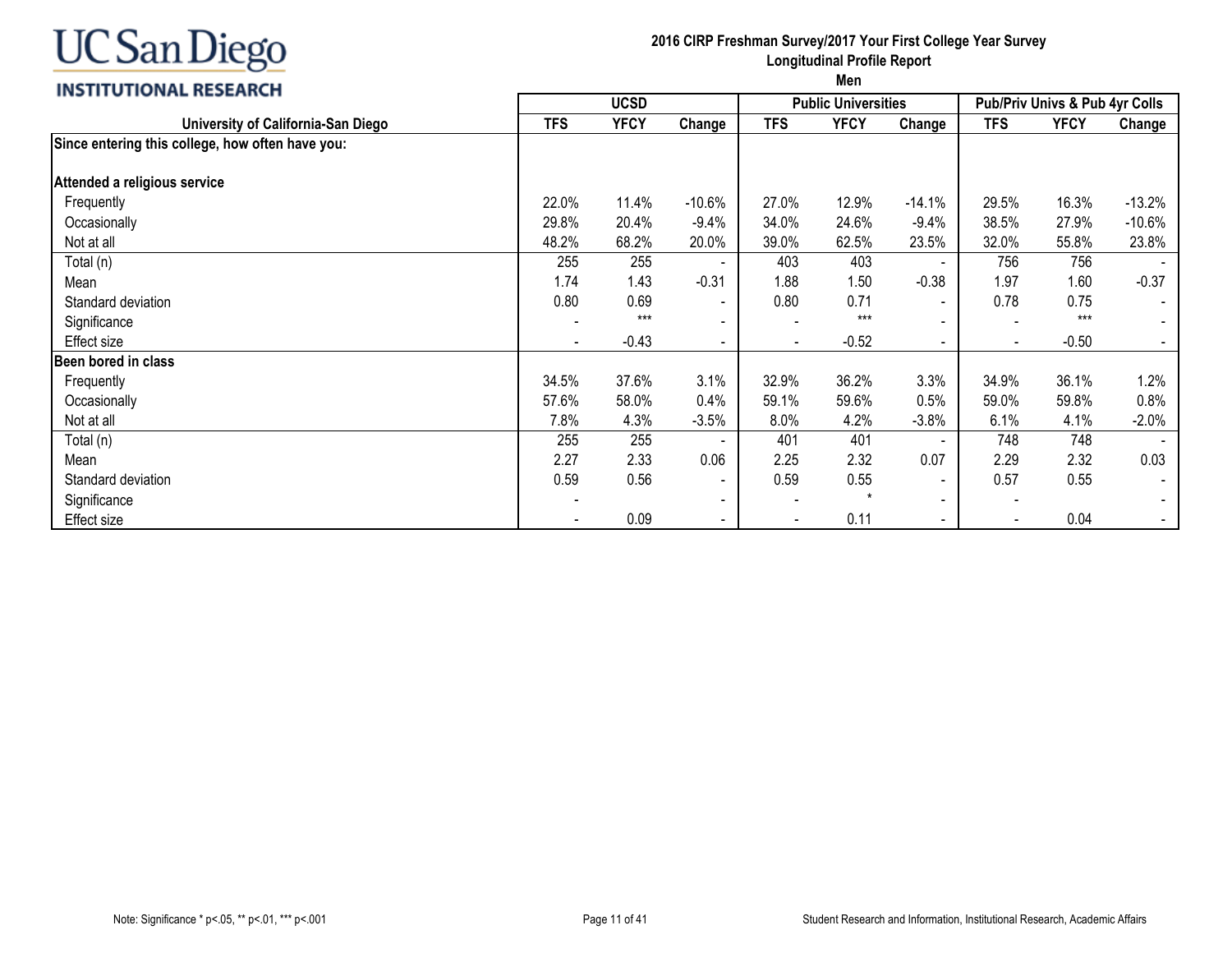# 2016 CIRP Freshman Survey/2017 Your First College Year Survey
## Longitudinal Profile Report
### Men

| University of California-San Diego | UCSD | | | Public Universities | | | Pub/Priv Univs & Pub 4yr Colls | | |
|---|---|---|---|---|---|---|---|---|---|
| | TFS | YFCY | Change | TFS | YFCY | Change | TFS | YFCY | Change |
| **Since entering this college, how often have you:** | | | | | | | | | |
| **Attended a religious service** | | | | | | | | | |
| Frequently | 22.0% | 11.4% | -10.6% | 27.0% | 12.9% | -14.1% | 29.5% | 16.3% | -13.2% |
| Occasionally | 29.8% | 20.4% | -9.4% | 34.0% | 24.6% | -9.4% | 38.5% | 27.9% | -10.6% |
| Not at all | 48.2% | 68.2% | 20.0% | 39.0% | 62.5% | 23.5% | 32.0% | 55.8% | 23.8% |
| Total (n) | 255 | 255 | - | 403 | 403 | - | 756 | 756 | - |
| Mean | 1.74 | 1.43 | -0.31 | 1.88 | 1.50 | -0.38 | 1.97 | 1.60 | -0.37 |
| Standard deviation | 0.80 | 0.69 | - | 0.80 | 0.71 | - | 0.78 | 0.75 | - |
| Significance | - | *** | - | - | *** | - | - | *** | - |
| Effect size | - | -0.43 | - | - | -0.52 | - | - | -0.50 | - |
| **Been bored in class** | | | | | | | | | |
| Frequently | 34.5% | 37.6% | 3.1% | 32.9% | 36.2% | 3.3% | 34.9% | 36.1% | 1.2% |
| Occasionally | 57.6% | 58.0% | 0.4% | 59.1% | 59.6% | 0.5% | 59.0% | 59.8% | 0.8% |
| Not at all | 7.8% | 4.3% | -3.5% | 8.0% | 4.2% | -3.8% | 6.1% | 4.1% | -2.0% |
| Total (n) | 255 | 255 | - | 401 | 401 | - | 748 | 748 | - |
| Mean | 2.27 | 2.33 | 0.06 | 2.25 | 2.32 | 0.07 | 2.29 | 2.32 | 0.03 |
| Standard deviation | 0.59 | 0.56 | - | 0.59 | 0.55 | - | 0.57 | 0.55 | - |
| Significance | - | | - | - | * | - | - | | - |
| Effect size | - | 0.09 | - | - | 0.11 | - | - | 0.04 | - |

Note: Significance * p<.05, ** p<.01, *** p<.001

Student Research and Information, Institutional Research, Academic Affairs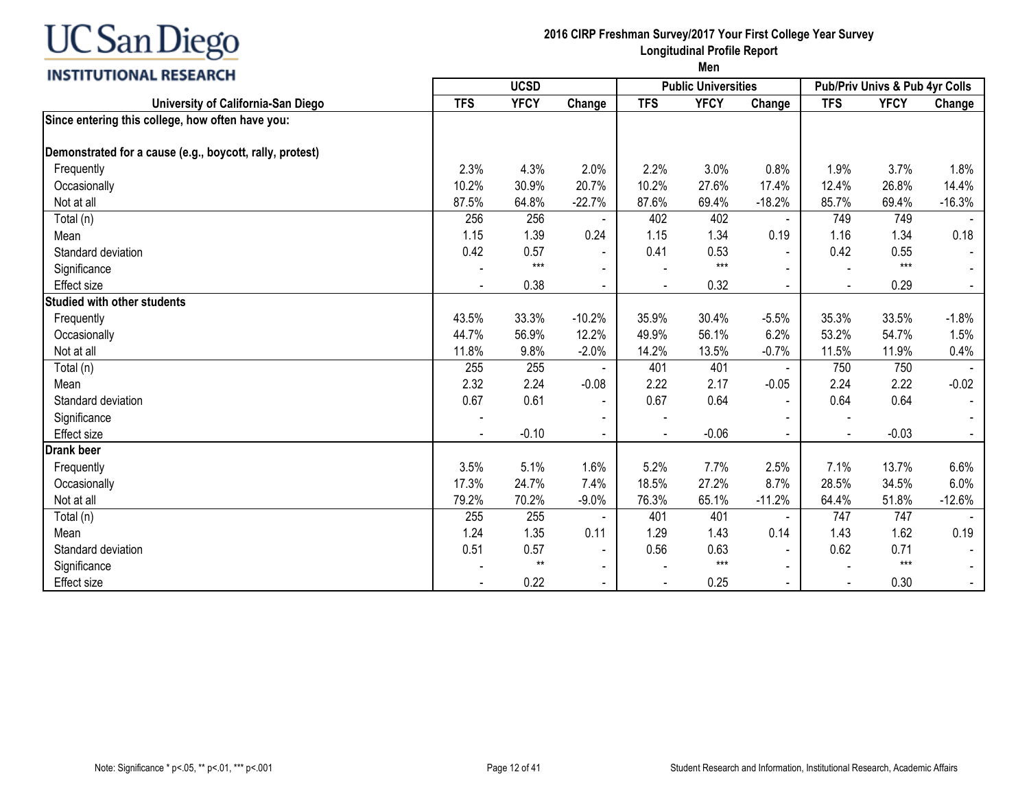# 2016 CIRP Freshman Survey/2017 Your First College Year Survey
## Longitudinal Profile Report
### Men

| University of California-San Diego | UCSD | | | Public Universities | | | Pub/Priv Univs & Pub 4yr Colls | | |
|---|---|---|---|---|---|---|---|---|---|
| | TFS | YFCY | Change | TFS | YFCY | Change | TFS | YFCY | Change |
| **Since entering this college, how often have you:** | | | | | | | | | |
| **Demonstrated for a cause (e.g., boycott, rally, protest)** | | | | | | | | | |
| Frequently | 2.3% | 4.3% | 2.0% | 2.2% | 3.0% | 0.8% | 1.9% | 3.7% | 1.8% |
| Occasionally | 10.2% | 30.9% | 20.7% | 10.2% | 27.6% | 17.4% | 12.4% | 26.8% | 14.4% |
| Not at all | 87.5% | 64.8% | -22.7% | 87.6% | 69.4% | -18.2% | 85.7% | 69.4% | -16.3% |
| Total (n) | 256 | 256 | - | 402 | 402 | - | 749 | 749 | - |
| Mean | 1.15 | 1.39 | 0.24 | 1.15 | 1.34 | 0.19 | 1.16 | 1.34 | 0.18 |
| Standard deviation | 0.42 | 0.57 | - | 0.41 | 0.53 | - | 0.42 | 0.55 | - |
| Significance | - | *** | - | - | *** | - | - | *** | - |
| Effect size | - | 0.38 | - | - | 0.32 | - | - | 0.29 | - |
| **Studied with other students** | | | | | | | | | |
| Frequently | 43.5% | 33.3% | -10.2% | 35.9% | 30.4% | -5.5% | 35.3% | 33.5% | -1.8% |
| Occasionally | 44.7% | 56.9% | 12.2% | 49.9% | 56.1% | 6.2% | 53.2% | 54.7% | 1.5% |
| Not at all | 11.8% | 9.8% | -2.0% | 14.2% | 13.5% | -0.7% | 11.5% | 11.9% | 0.4% |
| Total (n) | 255 | 255 | - | 401 | 401 | - | 750 | 750 | - |
| Mean | 2.32 | 2.24 | -0.08 | 2.22 | 2.17 | -0.05 | 2.24 | 2.22 | -0.02 |
| Standard deviation | 0.67 | 0.61 | - | 0.67 | 0.64 | - | 0.64 | 0.64 | - |
| Significance | - | | - | - | | - | - | | - |
| Effect size | - | -0.10 | - | - | -0.06 | - | - | -0.03 | - |
| **Drank beer** | | | | | | | | | |
| Frequently | 3.5% | 5.1% | 1.6% | 5.2% | 7.7% | 2.5% | 7.1% | 13.7% | 6.6% |
| Occasionally | 17.3% | 24.7% | 7.4% | 18.5% | 27.2% | 8.7% | 28.5% | 34.5% | 6.0% |
| Not at all | 79.2% | 70.2% | -9.0% | 76.3% | 65.1% | -11.2% | 64.4% | 51.8% | -12.6% |
| Total (n) | 255 | 255 | - | 401 | 401 | - | 747 | 747 | - |
| Mean | 1.24 | 1.35 | 0.11 | 1.29 | 1.43 | 0.14 | 1.43 | 1.62 | 0.19 |
| Standard deviation | 0.51 | 0.57 | - | 0.56 | 0.63 | - | 0.62 | 0.71 | - |
| Significance | - | ** | - | - | *** | - | - | *** | - |
| Effect size | - | 0.22 | - | - | 0.25 | - | - | 0.30 | - |

Note: Significance * p<.05, ** p<.01, *** p<.001

Student Research and Information, Institutional Research, Academic Affairs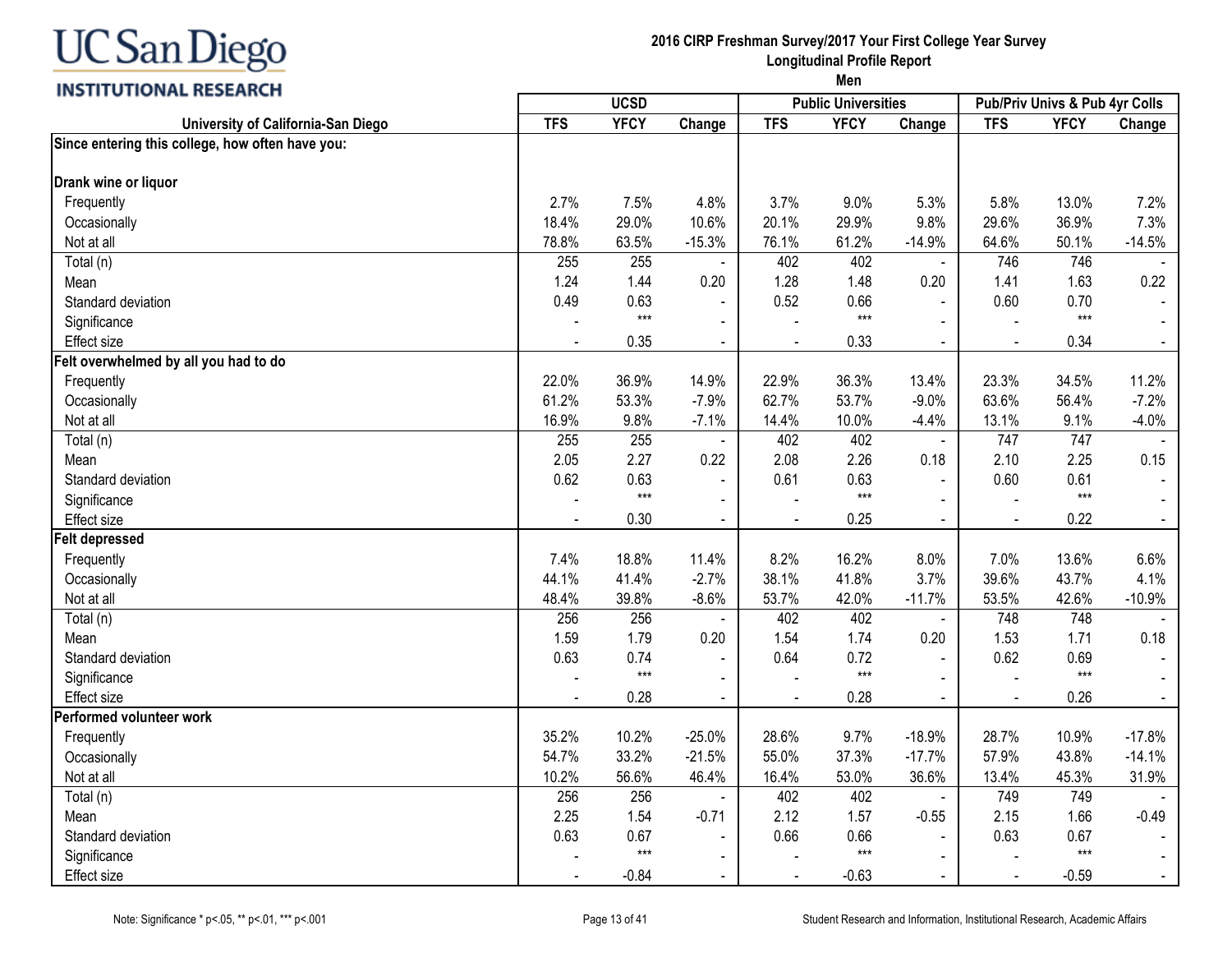# UC San Diego INSTITUTIONAL RESEARCH

**2016 CIRP Freshman Survey/2017 Your First College Year Survey**
**Longitudinal Profile Report**
**Men**

| University of California-San Diego | UCSD | | | Public Universities | | | Pub/Priv Univs & Pub 4yr Colls | | |
|---|---|---|---|---|---|---|---|---|---|
| | TFS | YFCY | Change | TFS | YFCY | Change | TFS | YFCY | Change |
| **Since entering this college, how often have you:** | | | | | | | | | |
| **Drank wine or liquor** | | | | | | | | | |
| Frequently | 2.7% | 7.5% | 4.8% | 3.7% | 9.0% | 5.3% | 5.8% | 13.0% | 7.2% |
| Occasionally | 18.4% | 29.0% | 10.6% | 20.1% | 29.9% | 9.8% | 29.6% | 36.9% | 7.3% |
| Not at all | 78.8% | 63.5% | -15.3% | 76.1% | 61.2% | -14.9% | 64.6% | 50.1% | -14.5% |
| Total (n) | 255 | 255 | - | 402 | 402 | - | 746 | 746 | - |
| Mean | 1.24 | 1.44 | 0.20 | 1.28 | 1.48 | 0.20 | 1.41 | 1.63 | 0.22 |
| Standard deviation | 0.49 | 0.63 | - | 0.52 | 0.66 | - | 0.60 | 0.70 | - |
| Significance | - | *** | - | - | *** | - | - | *** | - |
| Effect size | - | 0.35 | - | - | 0.33 | - | - | 0.34 | - |
| **Felt overwhelmed by all you had to do** | | | | | | | | | |
| Frequently | 22.0% | 36.9% | 14.9% | 22.9% | 36.3% | 13.4% | 23.3% | 34.5% | 11.2% |
| Occasionally | 61.2% | 53.3% | -7.9% | 62.7% | 53.7% | -9.0% | 63.6% | 56.4% | -7.2% |
| Not at all | 16.9% | 9.8% | -7.1% | 14.4% | 10.0% | -4.4% | 13.1% | 9.1% | -4.0% |
| Total (n) | 255 | 255 | - | 402 | 402 | - | 747 | 747 | - |
| Mean | 2.05 | 2.27 | 0.22 | 2.08 | 2.26 | 0.18 | 2.10 | 2.25 | 0.15 |
| Standard deviation | 0.62 | 0.63 | - | 0.61 | 0.63 | - | 0.60 | 0.61 | - |
| Significance | - | *** | - | - | *** | - | - | *** | - |
| Effect size | - | 0.30 | - | - | 0.25 | - | - | 0.22 | - |
| **Felt depressed** | | | | | | | | | |
| Frequently | 7.4% | 18.8% | 11.4% | 8.2% | 16.2% | 8.0% | 7.0% | 13.6% | 6.6% |
| Occasionally | 44.1% | 41.4% | -2.7% | 38.1% | 41.8% | 3.7% | 39.6% | 43.7% | 4.1% |
| Not at all | 48.4% | 39.8% | -8.6% | 53.7% | 42.0% | -11.7% | 53.5% | 42.6% | -10.9% |
| Total (n) | 256 | 256 | - | 402 | 402 | - | 748 | 748 | - |
| Mean | 1.59 | 1.79 | 0.20 | 1.54 | 1.74 | 0.20 | 1.53 | 1.71 | 0.18 |
| Standard deviation | 0.63 | 0.74 | - | 0.64 | 0.72 | - | 0.62 | 0.69 | - |
| Significance | - | *** | - | - | *** | - | - | *** | - |
| Effect size | - | 0.28 | - | - | 0.28 | - | - | 0.26 | - |
| **Performed volunteer work** | | | | | | | | | |
| Frequently | 35.2% | 10.2% | -25.0% | 28.6% | 9.7% | -18.9% | 28.7% | 10.9% | -17.8% |
| Occasionally | 54.7% | 33.2% | -21.5% | 55.0% | 37.3% | -17.7% | 57.9% | 43.8% | -14.1% |
| Not at all | 10.2% | 56.6% | 46.4% | 16.4% | 53.0% | 36.6% | 13.4% | 45.3% | 31.9% |
| Total (n) | 256 | 256 | - | 402 | 402 | - | 749 | 749 | - |
| Mean | 2.25 | 1.54 | -0.71 | 2.12 | 1.57 | -0.55 | 2.15 | 1.66 | -0.49 |
| Standard deviation | 0.63 | 0.67 | - | 0.66 | 0.66 | - | 0.63 | 0.67 | - |
| Significance | - | *** | - | - | *** | - | - | *** | - |
| Effect size | - | -0.84 | - | - | -0.63 | - | - | -0.59 | - |

Note: Significance * p<.05, ** p<.01, *** p<.001

Student Research and Information, Institutional Research, Academic Affairs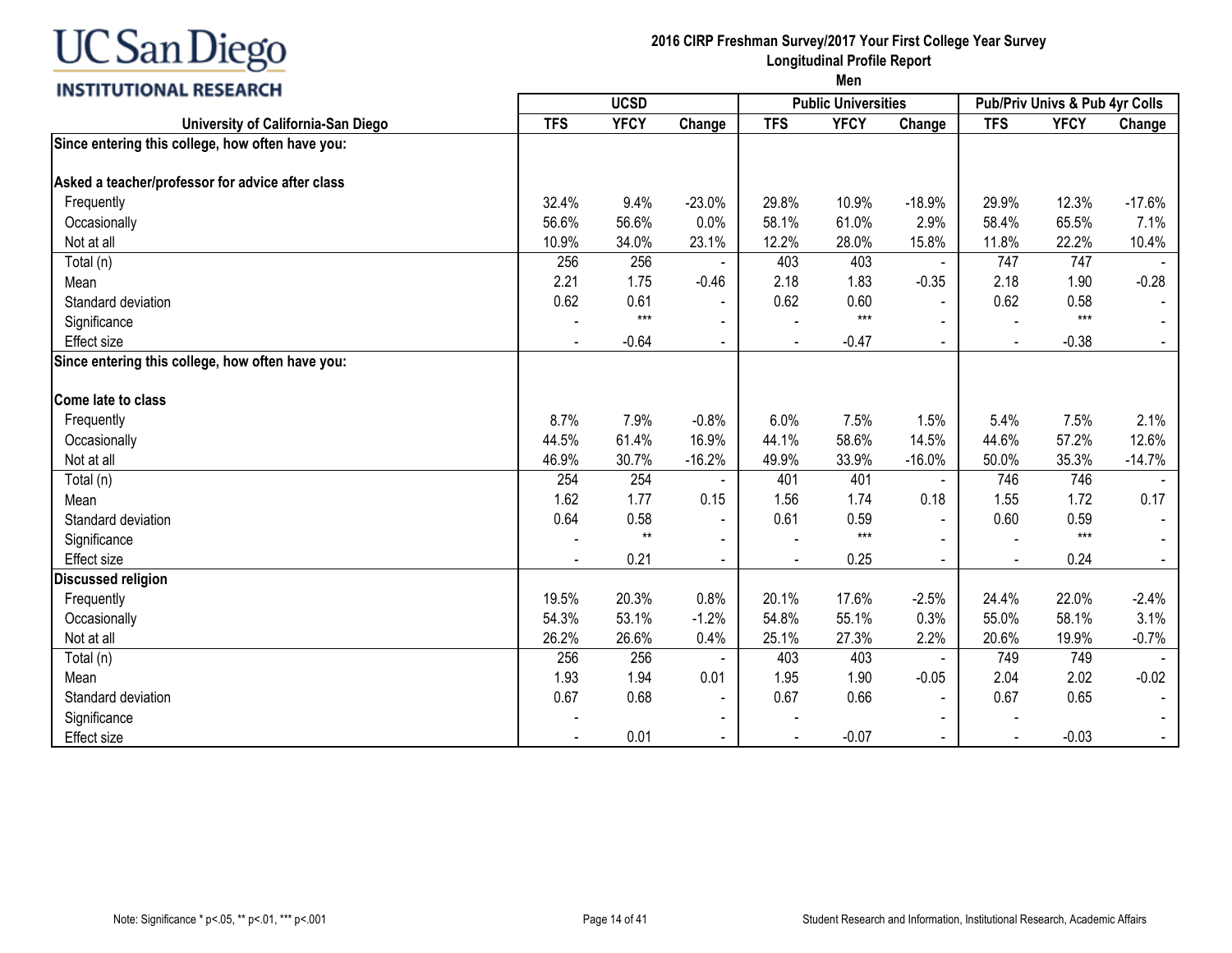# 2016 CIRP Freshman Survey/2017 Your First College Year Survey
## Longitudinal Profile Report
### Men

| University of California-San Diego | UCSD | | | Public Universities | | | Pub/Priv Univs & Pub 4yr Colls | | |
|---|---|---|---|---|---|---|---|---|---|
| | TFS | YFCY | Change | TFS | YFCY | Change | TFS | YFCY | Change |
| **Since entering this college, how often have you:** | | | | | | | | | |
| **Asked a teacher/professor for advice after class** | | | | | | | | | |
| Frequently | 32.4% | 9.4% | -23.0% | 29.8% | 10.9% | -18.9% | 29.9% | 12.3% | -17.6% |
| Occasionally | 56.6% | 56.6% | 0.0% | 58.1% | 61.0% | 2.9% | 58.4% | 65.5% | 7.1% |
| Not at all | 10.9% | 34.0% | 23.1% | 12.2% | 28.0% | 15.8% | 11.8% | 22.2% | 10.4% |
| Total (n) | 256 | 256 | - | 403 | 403 | - | 747 | 747 | - |
| Mean | 2.21 | 1.75 | -0.46 | 2.18 | 1.83 | -0.35 | 2.18 | 1.90 | -0.28 |
| Standard deviation | 0.62 | 0.61 | - | 0.62 | 0.60 | - | 0.62 | 0.58 | - |
| Significance | - | *** | - | - | *** | - | - | *** | - |
| Effect size | - | -0.64 | - | - | -0.47 | - | - | -0.38 | - |
| **Since entering this college, how often have you:** | | | | | | | | | |
| **Come late to class** | | | | | | | | | |
| Frequently | 8.7% | 7.9% | -0.8% | 6.0% | 7.5% | 1.5% | 5.4% | 7.5% | 2.1% |
| Occasionally | 44.5% | 61.4% | 16.9% | 44.1% | 58.6% | 14.5% | 44.6% | 57.2% | 12.6% |
| Not at all | 46.9% | 30.7% | -16.2% | 49.9% | 33.9% | -16.0% | 50.0% | 35.3% | -14.7% |
| Total (n) | 254 | 254 | - | 401 | 401 | - | 746 | 746 | - |
| Mean | 1.62 | 1.77 | 0.15 | 1.56 | 1.74 | 0.18 | 1.55 | 1.72 | 0.17 |
| Standard deviation | 0.64 | 0.58 | - | 0.61 | 0.59 | - | 0.60 | 0.59 | - |
| Significance | - | ** | - | - | *** | - | - | *** | - |
| Effect size | - | 0.21 | - | - | 0.25 | - | - | 0.24 | - |
| **Discussed religion** | | | | | | | | | |
| Frequently | 19.5% | 20.3% | 0.8% | 20.1% | 17.6% | -2.5% | 24.4% | 22.0% | -2.4% |
| Occasionally | 54.3% | 53.1% | -1.2% | 54.8% | 55.1% | 0.3% | 55.0% | 58.1% | 3.1% |
| Not at all | 26.2% | 26.6% | 0.4% | 25.1% | 27.3% | 2.2% | 20.6% | 19.9% | -0.7% |
| Total (n) | 256 | 256 | - | 403 | 403 | - | 749 | 749 | - |
| Mean | 1.93 | 1.94 | 0.01 | 1.95 | 1.90 | -0.05 | 2.04 | 2.02 | -0.02 |
| Standard deviation | 0.67 | 0.68 | - | 0.67 | 0.66 | - | 0.67 | 0.65 | - |
| Significance | - | | - | - | | - | - | | - |
| Effect size | - | 0.01 | - | - | -0.07 | - | - | -0.03 | - |

Note: Significance * p<.05, ** p<.01, *** p<.001

Student Research and Information, Institutional Research, Academic Affairs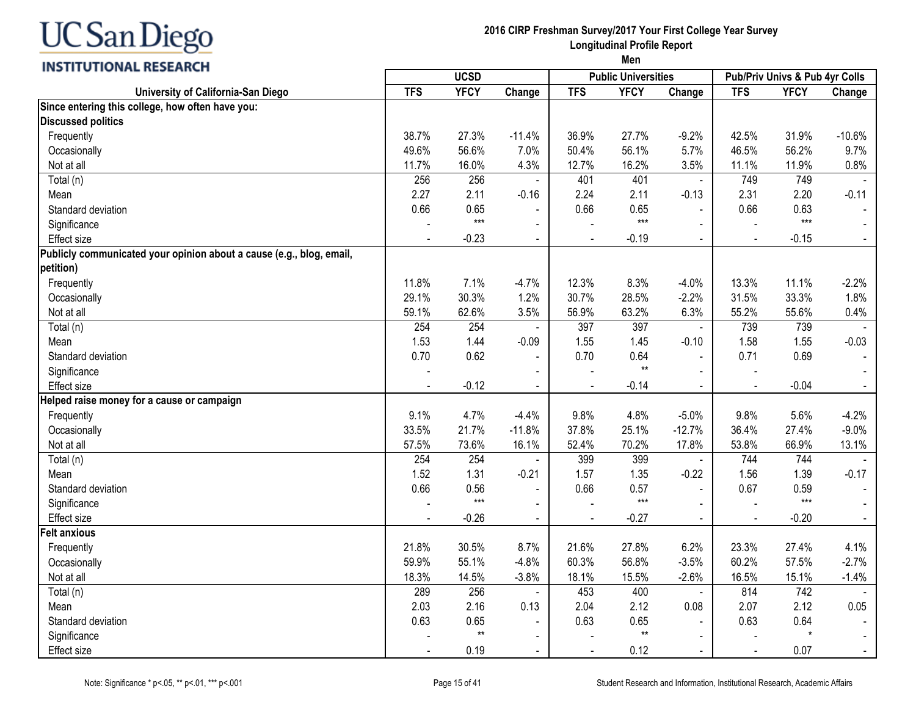UC San Diego
INSTITUTIONAL RESEARCH

**2016 CIRP Freshman Survey/2017 Your First College Year Survey**
**Longitudinal Profile Report**
**Men**

| University of California-San Diego | UCSD | | | Public Universities | | | Pub/Priv Univs & Pub 4yr Colls | | |
|---|---|---|---|---|---|---|---|---|---|
| | TFS | YFCY | Change | TFS | YFCY | Change | TFS | YFCY | Change |
| **Since entering this college, how often have you:** | | | | | | | | | |
| **Discussed politics** | | | | | | | | | |
| Frequently | 38.7% | 27.3% | -11.4% | 36.9% | 27.7% | -9.2% | 42.5% | 31.9% | -10.6% |
| Occasionally | 49.6% | 56.6% | 7.0% | 50.4% | 56.1% | 5.7% | 46.5% | 56.2% | 9.7% |
| Not at all | 11.7% | 16.0% | 4.3% | 12.7% | 16.2% | 3.5% | 11.1% | 11.9% | 0.8% |
| Total (n) | 256 | 256 | - | 401 | 401 | - | 749 | 749 | - |
| Mean | 2.27 | 2.11 | -0.16 | 2.24 | 2.11 | -0.13 | 2.31 | 2.20 | -0.11 |
| Standard deviation | 0.66 | 0.65 | - | 0.66 | 0.65 | - | 0.66 | 0.63 | - |
| Significance | - | *** | - | - | *** | - | - | *** | - |
| Effect size | - | -0.23 | - | - | -0.19 | - | - | -0.15 | - |
| **Publicly communicated your opinion about a cause (e.g., blog, email, petition)** | | | | | | | | | |
| Frequently | 11.8% | 7.1% | -4.7% | 12.3% | 8.3% | -4.0% | 13.3% | 11.1% | -2.2% |
| Occasionally | 29.1% | 30.3% | 1.2% | 30.7% | 28.5% | -2.2% | 31.5% | 33.3% | 1.8% |
| Not at all | 59.1% | 62.6% | 3.5% | 56.9% | 63.2% | 6.3% | 55.2% | 55.6% | 0.4% |
| Total (n) | 254 | 254 | - | 397 | 397 | - | 739 | 739 | - |
| Mean | 1.53 | 1.44 | -0.09 | 1.55 | 1.45 | -0.10 | 1.58 | 1.55 | -0.03 |
| Standard deviation | 0.70 | 0.62 | - | 0.70 | 0.64 | - | 0.71 | 0.69 | - |
| Significance | - | | - | - | ** | - | - | | - |
| Effect size | - | -0.12 | - | - | -0.14 | - | - | -0.04 | - |
| **Helped raise money for a cause or campaign** | | | | | | | | | |
| Frequently | 9.1% | 4.7% | -4.4% | 9.8% | 4.8% | -5.0% | 9.8% | 5.6% | -4.2% |
| Occasionally | 33.5% | 21.7% | -11.8% | 37.8% | 25.1% | -12.7% | 36.4% | 27.4% | -9.0% |
| Not at all | 57.5% | 73.6% | 16.1% | 52.4% | 70.2% | 17.8% | 53.8% | 66.9% | 13.1% |
| Total (n) | 254 | 254 | - | 399 | 399 | - | 744 | 744 | - |
| Mean | 1.52 | 1.31 | -0.21 | 1.57 | 1.35 | -0.22 | 1.56 | 1.39 | -0.17 |
| Standard deviation | 0.66 | 0.56 | - | 0.66 | 0.57 | - | 0.67 | 0.59 | - |
| Significance | - | *** | - | - | *** | - | - | *** | - |
| Effect size | - | -0.26 | - | - | -0.27 | - | - | -0.20 | - |
| **Felt anxious** | | | | | | | | | |
| Frequently | 21.8% | 30.5% | 8.7% | 21.6% | 27.8% | 6.2% | 23.3% | 27.4% | 4.1% |
| Occasionally | 59.9% | 55.1% | -4.8% | 60.3% | 56.8% | -3.5% | 60.2% | 57.5% | -2.7% |
| Not at all | 18.3% | 14.5% | -3.8% | 18.1% | 15.5% | -2.6% | 16.5% | 15.1% | -1.4% |
| Total (n) | 289 | 256 | - | 453 | 400 | - | 814 | 742 | - |
| Mean | 2.03 | 2.16 | 0.13 | 2.04 | 2.12 | 0.08 | 2.07 | 2.12 | 0.05 |
| Standard deviation | 0.63 | 0.65 | - | 0.63 | 0.65 | - | 0.63 | 0.64 | - |
| Significance | - | ** | - | - | ** | - | - | * | - |
| Effect size | - | 0.19 | - | - | 0.12 | - | - | 0.07 | - |

Note: Significance * p<.05, ** p<.01, *** p<.001

Student Research and Information, Institutional Research, Academic Affairs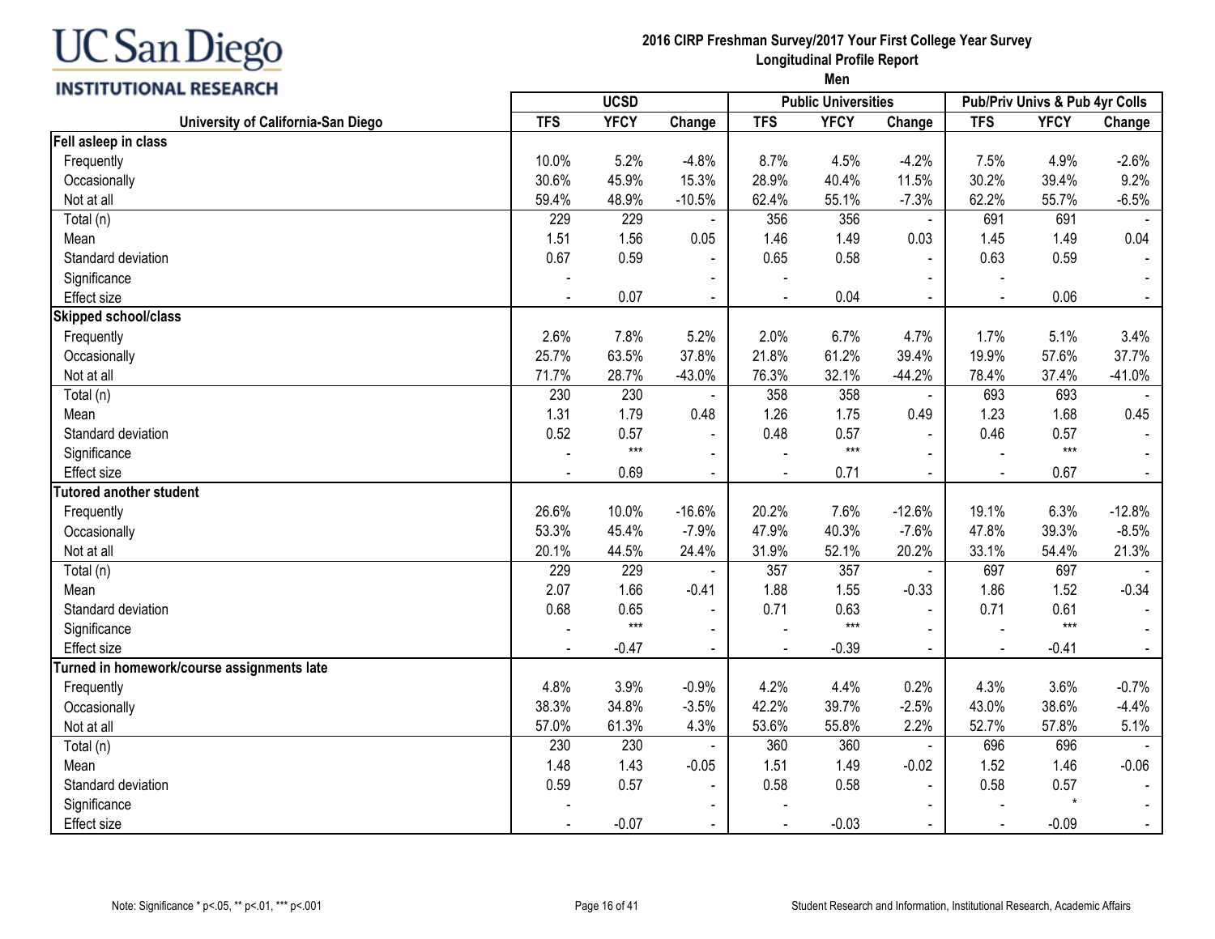**UC San Diego INSTITUTIONAL RESEARCH**

**2016 CIRP Freshman Survey/2017 Your First College Year Survey**
**Longitudinal Profile Report**
**Men**

| University of California-San Diego | UCSD | | | Public Universities | | | Pub/Priv Univs & Pub 4yr Colls | | |
|---|---|---|---|---|---|---|---|---|---|
| | TFS | YFCY | Change | TFS | YFCY | Change | TFS | YFCY | Change |
| **Fell asleep in class** | | | | | | | | | |
| Frequently | 10.0% | 5.2% | -4.8% | 8.7% | 4.5% | -4.2% | 7.5% | 4.9% | -2.6% |
| Occasionally | 30.6% | 45.9% | 15.3% | 28.9% | 40.4% | 11.5% | 30.2% | 39.4% | 9.2% |
| Not at all | 59.4% | 48.9% | -10.5% | 62.4% | 55.1% | -7.3% | 62.2% | 55.7% | -6.5% |
| Total (n) | 229 | 229 | - | 356 | 356 | - | 691 | 691 | - |
| Mean | 1.51 | 1.56 | 0.05 | 1.46 | 1.49 | 0.03 | 1.45 | 1.49 | 0.04 |
| Standard deviation | 0.67 | 0.59 | - | 0.65 | 0.58 | - | 0.63 | 0.59 | - |
| Significance | - | | - | - | | - | - | | - |
| Effect size | - | 0.07 | - | - | 0.04 | - | - | 0.06 | - |
| **Skipped school/class** | | | | | | | | | |
| Frequently | 2.6% | 7.8% | 5.2% | 2.0% | 6.7% | 4.7% | 1.7% | 5.1% | 3.4% |
| Occasionally | 25.7% | 63.5% | 37.8% | 21.8% | 61.2% | 39.4% | 19.9% | 57.6% | 37.7% |
| Not at all | 71.7% | 28.7% | -43.0% | 76.3% | 32.1% | -44.2% | 78.4% | 37.4% | -41.0% |
| Total (n) | 230 | 230 | - | 358 | 358 | - | 693 | 693 | - |
| Mean | 1.31 | 1.79 | 0.48 | 1.26 | 1.75 | 0.49 | 1.23 | 1.68 | 0.45 |
| Standard deviation | 0.52 | 0.57 | - | 0.48 | 0.57 | - | 0.46 | 0.57 | - |
| Significance | - | *** | - | - | *** | - | - | *** | - |
| Effect size | - | 0.69 | - | - | 0.71 | - | - | 0.67 | - |
| **Tutored another student** | | | | | | | | | |
| Frequently | 26.6% | 10.0% | -16.6% | 20.2% | 7.6% | -12.6% | 19.1% | 6.3% | -12.8% |
| Occasionally | 53.3% | 45.4% | -7.9% | 47.9% | 40.3% | -7.6% | 47.8% | 39.3% | -8.5% |
| Not at all | 20.1% | 44.5% | 24.4% | 31.9% | 52.1% | 20.2% | 33.1% | 54.4% | 21.3% |
| Total (n) | 229 | 229 | - | 357 | 357 | - | 697 | 697 | - |
| Mean | 2.07 | 1.66 | -0.41 | 1.88 | 1.55 | -0.33 | 1.86 | 1.52 | -0.34 |
| Standard deviation | 0.68 | 0.65 | - | 0.71 | 0.63 | - | 0.71 | 0.61 | - |
| Significance | - | *** | - | - | *** | - | - | *** | - |
| Effect size | - | -0.47 | - | - | -0.39 | - | - | -0.41 | - |
| **Turned in homework/course assignments late** | | | | | | | | | |
| Frequently | 4.8% | 3.9% | -0.9% | 4.2% | 4.4% | 0.2% | 4.3% | 3.6% | -0.7% |
| Occasionally | 38.3% | 34.8% | -3.5% | 42.2% | 39.7% | -2.5% | 43.0% | 38.6% | -4.4% |
| Not at all | 57.0% | 61.3% | 4.3% | 53.6% | 55.8% | 2.2% | 52.7% | 57.8% | 5.1% |
| Total (n) | 230 | 230 | - | 360 | 360 | - | 696 | 696 | - |
| Mean | 1.48 | 1.43 | -0.05 | 1.51 | 1.49 | -0.02 | 1.52 | 1.46 | -0.06 |
| Standard deviation | 0.59 | 0.57 | - | 0.58 | 0.58 | - | 0.58 | 0.57 | - |
| Significance | - | | - | - | | - | - | * | - |
| Effect size | - | -0.07 | - | - | -0.03 | - | - | -0.09 | - |

Note: Significance * p<.05, ** p<.01, *** p<.001

Student Research and Information, Institutional Research, Academic Affairs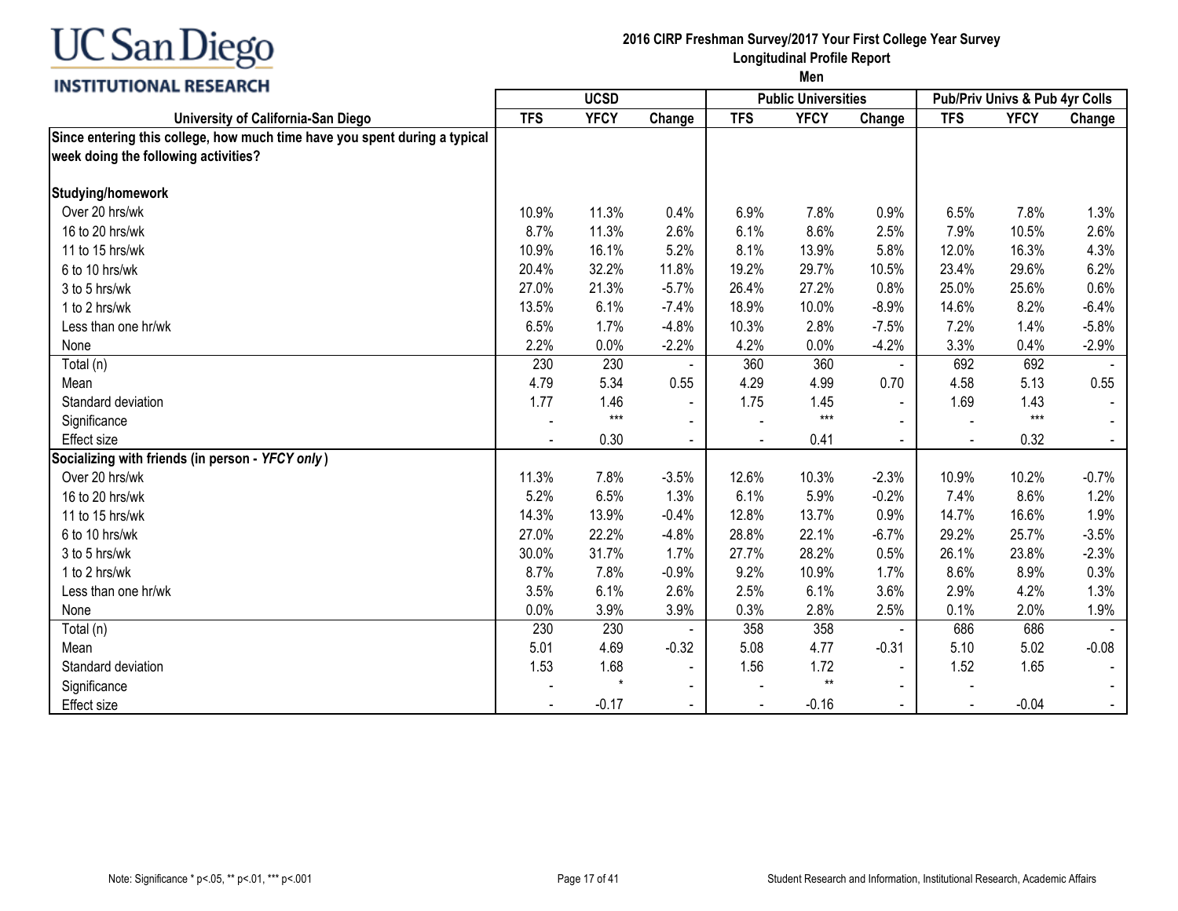# 2016 CIRP Freshman Survey/2017 Your First College Year Survey
## Longitudinal Profile Report
### Men

| University of California-San Diego | UCSD | | | Public Universities | | | Pub/Priv Univs & Pub 4yr Colls | | |
|---|---|---|---|---|---|---|---|---|---|
| | TFS | YFCY | Change | TFS | YFCY | Change | TFS | YFCY | Change |
| **Since entering this college, how much time have you spent during a typical week doing the following activities?** | | | | | | | | | |
| **Studying/homework** | | | | | | | | | |
| Over 20 hrs/wk | 10.9% | 11.3% | 0.4% | 6.9% | 7.8% | 0.9% | 6.5% | 7.8% | 1.3% |
| 16 to 20 hrs/wk | 8.7% | 11.3% | 2.6% | 6.1% | 8.6% | 2.5% | 7.9% | 10.5% | 2.6% |
| 11 to 15 hrs/wk | 10.9% | 16.1% | 5.2% | 8.1% | 13.9% | 5.8% | 12.0% | 16.3% | 4.3% |
| 6 to 10 hrs/wk | 20.4% | 32.2% | 11.8% | 19.2% | 29.7% | 10.5% | 23.4% | 29.6% | 6.2% |
| 3 to 5 hrs/wk | 27.0% | 21.3% | -5.7% | 26.4% | 27.2% | 0.8% | 25.0% | 25.6% | 0.6% |
| 1 to 2 hrs/wk | 13.5% | 6.1% | -7.4% | 18.9% | 10.0% | -8.9% | 14.6% | 8.2% | -6.4% |
| Less than one hr/wk | 6.5% | 1.7% | -4.8% | 10.3% | 2.8% | -7.5% | 7.2% | 1.4% | -5.8% |
| None | 2.2% | 0.0% | -2.2% | 4.2% | 0.0% | -4.2% | 3.3% | 0.4% | -2.9% |
| Total (n) | 230 | 230 | - | 360 | 360 | - | 692 | 692 | - |
| Mean | 4.79 | 5.34 | 0.55 | 4.29 | 4.99 | 0.70 | 4.58 | 5.13 | 0.55 |
| Standard deviation | 1.77 | 1.46 | - | 1.75 | 1.45 | - | 1.69 | 1.43 | - |
| Significance | - | *** | - | - | *** | - | - | *** | - |
| Effect size | - | 0.30 | - | - | 0.41 | - | - | 0.32 | - |
| **Socializing with friends (in person - *YFCY only*)** | | | | | | | | | |
| Over 20 hrs/wk | 11.3% | 7.8% | -3.5% | 12.6% | 10.3% | -2.3% | 10.9% | 10.2% | -0.7% |
| 16 to 20 hrs/wk | 5.2% | 6.5% | 1.3% | 6.1% | 5.9% | -0.2% | 7.4% | 8.6% | 1.2% |
| 11 to 15 hrs/wk | 14.3% | 13.9% | -0.4% | 12.8% | 13.7% | 0.9% | 14.7% | 16.6% | 1.9% |
| 6 to 10 hrs/wk | 27.0% | 22.2% | -4.8% | 28.8% | 22.1% | -6.7% | 29.2% | 25.7% | -3.5% |
| 3 to 5 hrs/wk | 30.0% | 31.7% | 1.7% | 27.7% | 28.2% | 0.5% | 26.1% | 23.8% | -2.3% |
| 1 to 2 hrs/wk | 8.7% | 7.8% | -0.9% | 9.2% | 10.9% | 1.7% | 8.6% | 8.9% | 0.3% |
| Less than one hr/wk | 3.5% | 6.1% | 2.6% | 2.5% | 6.1% | 3.6% | 2.9% | 4.2% | 1.3% |
| None | 0.0% | 3.9% | 3.9% | 0.3% | 2.8% | 2.5% | 0.1% | 2.0% | 1.9% |
| Total (n) | 230 | 230 | - | 358 | 358 | - | 686 | 686 | - |
| Mean | 5.01 | 4.69 | -0.32 | 5.08 | 4.77 | -0.31 | 5.10 | 5.02 | -0.08 |
| Standard deviation | 1.53 | 1.68 | - | 1.56 | 1.72 | - | 1.52 | 1.65 | - |
| Significance | - | * | - | - | ** | - | - | | - |
| Effect size | - | -0.17 | - | - | -0.16 | - | - | -0.04 | - |

Note: Significance * p<.05, ** p<.01, *** p<.001

Student Research and Information, Institutional Research, Academic Affairs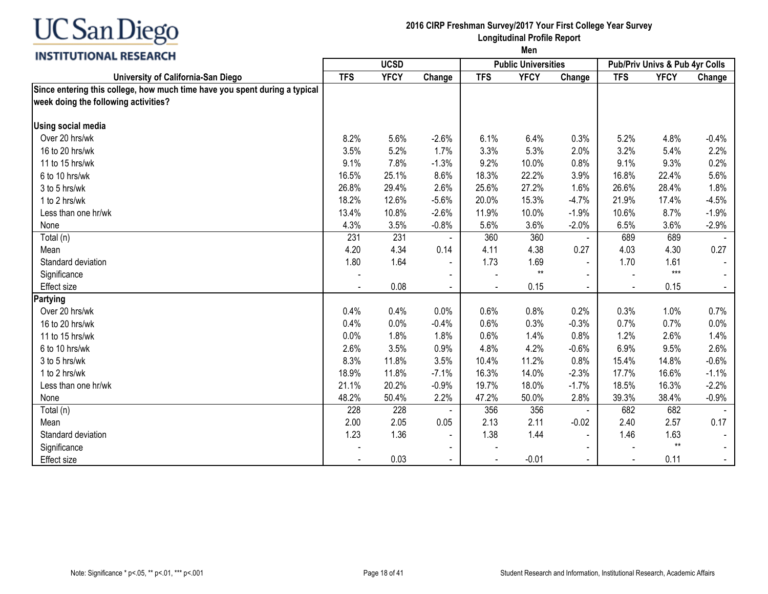**UC San Diego INSTITUTIONAL RESEARCH**

**2016 CIRP Freshman Survey/2017 Your First College Year Survey**
**Longitudinal Profile Report**
**Men**

| University of California-San Diego | UCSD | | | Public Universities | | | Pub/Priv Univs & Pub 4yr Colls | | |
|---|---|---|---|---|---|---|---|---|---|
| | TFS | YFCY | Change | TFS | YFCY | Change | TFS | YFCY | Change |
| **Since entering this college, how much time have you spent during a typical week doing the following activities?** | | | | | | | | | |
| **Using social media** | | | | | | | | | |
| Over 20 hrs/wk | 8.2% | 5.6% | -2.6% | 6.1% | 6.4% | 0.3% | 5.2% | 4.8% | -0.4% |
| 16 to 20 hrs/wk | 3.5% | 5.2% | 1.7% | 3.3% | 5.3% | 2.0% | 3.2% | 5.4% | 2.2% |
| 11 to 15 hrs/wk | 9.1% | 7.8% | -1.3% | 9.2% | 10.0% | 0.8% | 9.1% | 9.3% | 0.2% |
| 6 to 10 hrs/wk | 16.5% | 25.1% | 8.6% | 18.3% | 22.2% | 3.9% | 16.8% | 22.4% | 5.6% |
| 3 to 5 hrs/wk | 26.8% | 29.4% | 2.6% | 25.6% | 27.2% | 1.6% | 26.6% | 28.4% | 1.8% |
| 1 to 2 hrs/wk | 18.2% | 12.6% | -5.6% | 20.0% | 15.3% | -4.7% | 21.9% | 17.4% | -4.5% |
| Less than one hr/wk | 13.4% | 10.8% | -2.6% | 11.9% | 10.0% | -1.9% | 10.6% | 8.7% | -1.9% |
| None | 4.3% | 3.5% | -0.8% | 5.6% | 3.6% | -2.0% | 6.5% | 3.6% | -2.9% |
| Total (n) | 231 | 231 | - | 360 | 360 | - | 689 | 689 | - |
| Mean | 4.20 | 4.34 | 0.14 | 4.11 | 4.38 | 0.27 | 4.03 | 4.30 | 0.27 |
| Standard deviation | 1.80 | 1.64 | - | 1.73 | 1.69 | - | 1.70 | 1.61 | - |
| Significance | - | | - | - | ** | - | - | *** | - |
| Effect size | - | 0.08 | - | - | 0.15 | - | - | 0.15 | - |
| **Partying** | | | | | | | | | |
| Over 20 hrs/wk | 0.4% | 0.4% | 0.0% | 0.6% | 0.8% | 0.2% | 0.3% | 1.0% | 0.7% |
| 16 to 20 hrs/wk | 0.4% | 0.0% | -0.4% | 0.6% | 0.3% | -0.3% | 0.7% | 0.7% | 0.0% |
| 11 to 15 hrs/wk | 0.0% | 1.8% | 1.8% | 0.6% | 1.4% | 0.8% | 1.2% | 2.6% | 1.4% |
| 6 to 10 hrs/wk | 2.6% | 3.5% | 0.9% | 4.8% | 4.2% | -0.6% | 6.9% | 9.5% | 2.6% |
| 3 to 5 hrs/wk | 8.3% | 11.8% | 3.5% | 10.4% | 11.2% | 0.8% | 15.4% | 14.8% | -0.6% |
| 1 to 2 hrs/wk | 18.9% | 11.8% | -7.1% | 16.3% | 14.0% | -2.3% | 17.7% | 16.6% | -1.1% |
| Less than one hr/wk | 21.1% | 20.2% | -0.9% | 19.7% | 18.0% | -1.7% | 18.5% | 16.3% | -2.2% |
| None | 48.2% | 50.4% | 2.2% | 47.2% | 50.0% | 2.8% | 39.3% | 38.4% | -0.9% |
| Total (n) | 228 | 228 | - | 356 | 356 | - | 682 | 682 | - |
| Mean | 2.00 | 2.05 | 0.05 | 2.13 | 2.11 | -0.02 | 2.40 | 2.57 | 0.17 |
| Standard deviation | 1.23 | 1.36 | - | 1.38 | 1.44 | - | 1.46 | 1.63 | - |
| Significance | - | | - | - | | - | - | ** | - |
| Effect size | - | 0.03 | - | - | -0.01 | - | - | 0.11 | - |

Note: Significance * p<.05, ** p<.01, *** p<.001

Student Research and Information, Institutional Research, Academic Affairs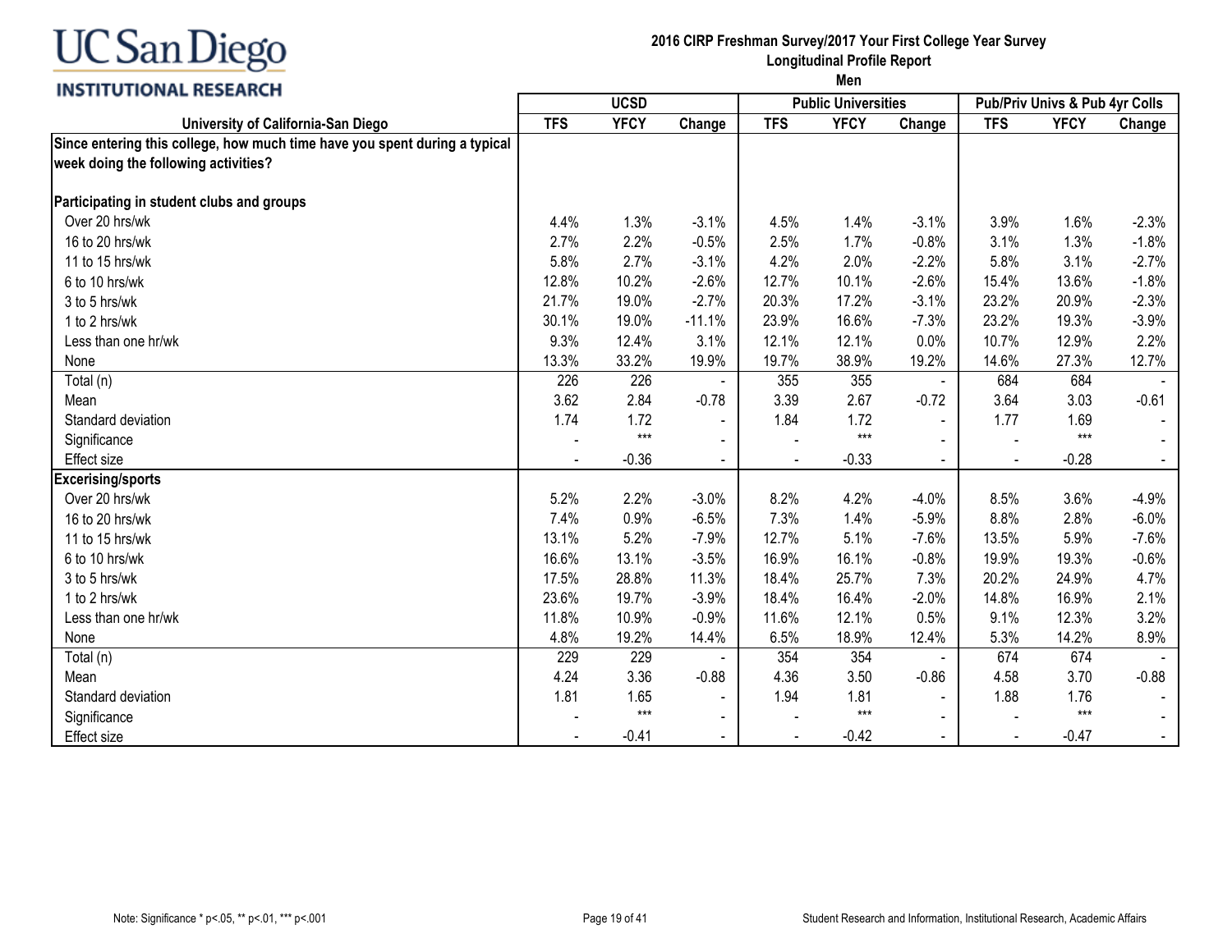UC San Diego INSTITUTIONAL RESEARCH

**2016 CIRP Freshman Survey/2017 Your First College Year Survey**
**Longitudinal Profile Report**
**Men**

| University of California-San Diego | UCSD | | | Public Universities | | | Pub/Priv Univs & Pub 4yr Colls | | |
|---|---|---|---|---|---|---|---|---|---|
| | TFS | YFCY | Change | TFS | YFCY | Change | TFS | YFCY | Change |
| **Since entering this college, how much time have you spent during a typical week doing the following activities?** | | | | | | | | | |
| **Participating in student clubs and groups** | | | | | | | | | |
| Over 20 hrs/wk | 4.4% | 1.3% | -3.1% | 4.5% | 1.4% | -3.1% | 3.9% | 1.6% | -2.3% |
| 16 to 20 hrs/wk | 2.7% | 2.2% | -0.5% | 2.5% | 1.7% | -0.8% | 3.1% | 1.3% | -1.8% |
| 11 to 15 hrs/wk | 5.8% | 2.7% | -3.1% | 4.2% | 2.0% | -2.2% | 5.8% | 3.1% | -2.7% |
| 6 to 10 hrs/wk | 12.8% | 10.2% | -2.6% | 12.7% | 10.1% | -2.6% | 15.4% | 13.6% | -1.8% |
| 3 to 5 hrs/wk | 21.7% | 19.0% | -2.7% | 20.3% | 17.2% | -3.1% | 23.2% | 20.9% | -2.3% |
| 1 to 2 hrs/wk | 30.1% | 19.0% | -11.1% | 23.9% | 16.6% | -7.3% | 23.2% | 19.3% | -3.9% |
| Less than one hr/wk | 9.3% | 12.4% | 3.1% | 12.1% | 12.1% | 0.0% | 10.7% | 12.9% | 2.2% |
| None | 13.3% | 33.2% | 19.9% | 19.7% | 38.9% | 19.2% | 14.6% | 27.3% | 12.7% |
| Total (n) | 226 | 226 | - | 355 | 355 | - | 684 | 684 | - |
| Mean | 3.62 | 2.84 | -0.78 | 3.39 | 2.67 | -0.72 | 3.64 | 3.03 | -0.61 |
| Standard deviation | 1.74 | 1.72 | - | 1.84 | 1.72 | - | 1.77 | 1.69 | - |
| Significance | - | *** | - | - | *** | - | - | *** | - |
| Effect size | - | -0.36 | - | - | -0.33 | - | - | -0.28 | - |
| **Excercising/sports** | | | | | | | | | |
| Over 20 hrs/wk | 5.2% | 2.2% | -3.0% | 8.2% | 4.2% | -4.0% | 8.5% | 3.6% | -4.9% |
| 16 to 20 hrs/wk | 7.4% | 0.9% | -6.5% | 7.3% | 1.4% | -5.9% | 8.8% | 2.8% | -6.0% |
| 11 to 15 hrs/wk | 13.1% | 5.2% | -7.9% | 12.7% | 5.1% | -7.6% | 13.5% | 5.9% | -7.6% |
| 6 to 10 hrs/wk | 16.6% | 13.1% | -3.5% | 16.9% | 16.1% | -0.8% | 19.9% | 19.3% | -0.6% |
| 3 to 5 hrs/wk | 17.5% | 28.8% | 11.3% | 18.4% | 25.7% | 7.3% | 20.2% | 24.9% | 4.7% |
| 1 to 2 hrs/wk | 23.6% | 19.7% | -3.9% | 18.4% | 16.4% | -2.0% | 14.8% | 16.9% | 2.1% |
| Less than one hr/wk | 11.8% | 10.9% | -0.9% | 11.6% | 12.1% | 0.5% | 9.1% | 12.3% | 3.2% |
| None | 4.8% | 19.2% | 14.4% | 6.5% | 18.9% | 12.4% | 5.3% | 14.2% | 8.9% |
| Total (n) | 229 | 229 | - | 354 | 354 | - | 674 | 674 | - |
| Mean | 4.24 | 3.36 | -0.88 | 4.36 | 3.50 | -0.86 | 4.58 | 3.70 | -0.88 |
| Standard deviation | 1.81 | 1.65 | - | 1.94 | 1.81 | - | 1.88 | 1.76 | - |
| Significance | - | *** | - | - | *** | - | - | *** | - |
| Effect size | - | -0.41 | - | - | -0.42 | - | - | -0.47 | - |

Note: Significance * p<.05, ** p<.01, *** p<.001

Student Research and Information, Institutional Research, Academic Affairs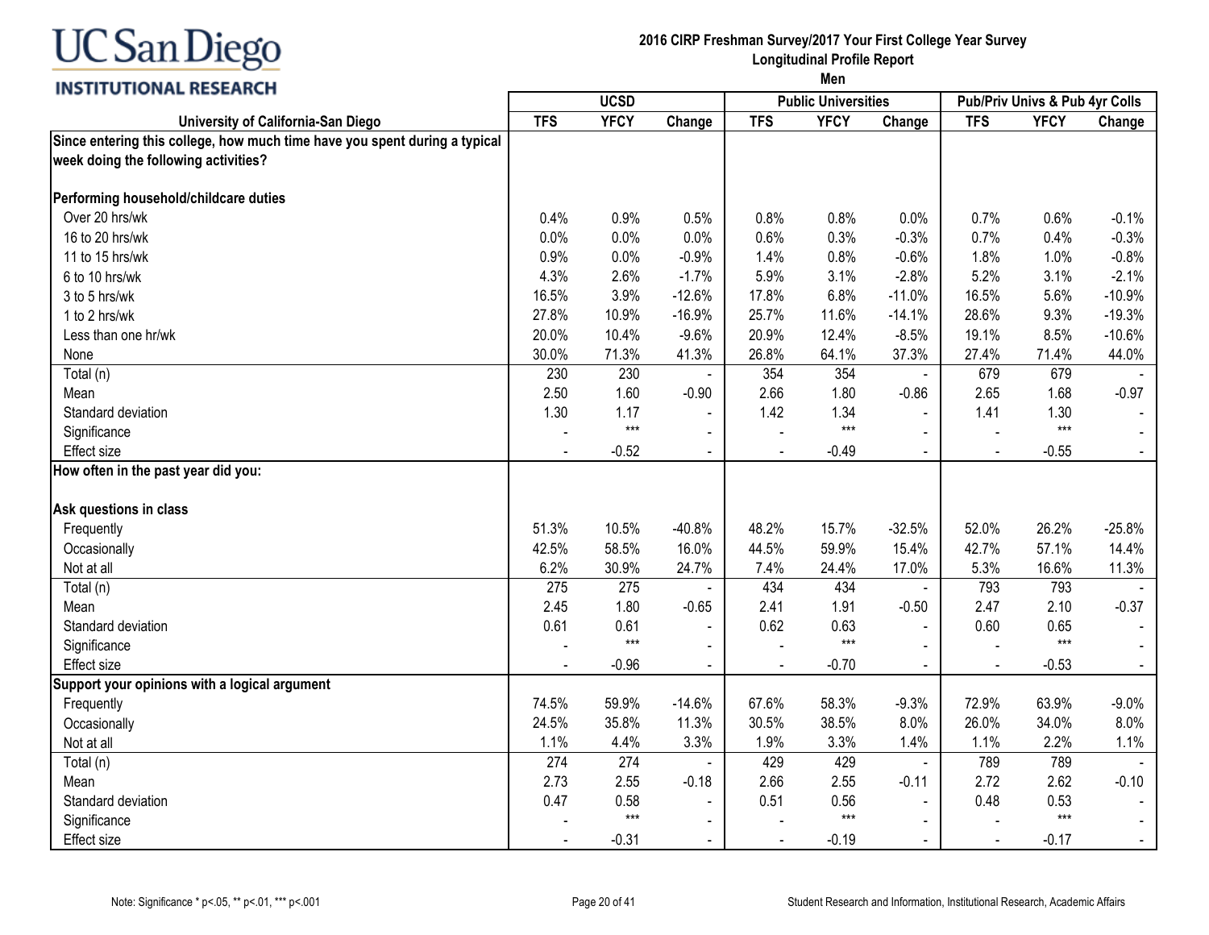**UC San Diego INSTITUTIONAL RESEARCH**

**2016 CIRP Freshman Survey/2017 Your First College Year Survey**
**Longitudinal Profile Report**
**Men**

| University of California-San Diego | UCSD | | | Public Universities | | | Pub/Priv Univs & Pub 4yr Colls | | |
|---|---|---|---|---|---|---|---|---|---|
| | TFS | YFCY | Change | TFS | YFCY | Change | TFS | YFCY | Change |
| **Since entering this college, how much time have you spent during a typical week doing the following activities?** | | | | | | | | | |
| **Performing household/childcare duties** | | | | | | | | | |
| Over 20 hrs/wk | 0.4% | 0.9% | 0.5% | 0.8% | 0.8% | 0.0% | 0.7% | 0.6% | -0.1% |
| 16 to 20 hrs/wk | 0.0% | 0.0% | 0.0% | 0.6% | 0.3% | -0.3% | 0.7% | 0.4% | -0.3% |
| 11 to 15 hrs/wk | 0.9% | 0.0% | -0.9% | 1.4% | 0.8% | -0.6% | 1.8% | 1.0% | -0.8% |
| 6 to 10 hrs/wk | 4.3% | 2.6% | -1.7% | 5.9% | 3.1% | -2.8% | 5.2% | 3.1% | -2.1% |
| 3 to 5 hrs/wk | 16.5% | 3.9% | -12.6% | 17.8% | 6.8% | -11.0% | 16.5% | 5.6% | -10.9% |
| 1 to 2 hrs/wk | 27.8% | 10.9% | -16.9% | 25.7% | 11.6% | -14.1% | 28.6% | 9.3% | -19.3% |
| Less than one hr/wk | 20.0% | 10.4% | -9.6% | 20.9% | 12.4% | -8.5% | 19.1% | 8.5% | -10.6% |
| None | 30.0% | 71.3% | 41.3% | 26.8% | 64.1% | 37.3% | 27.4% | 71.4% | 44.0% |
| Total (n) | 230 | 230 | - | 354 | 354 | - | 679 | 679 | - |
| Mean | 2.50 | 1.60 | -0.90 | 2.66 | 1.80 | -0.86 | 2.65 | 1.68 | -0.97 |
| Standard deviation | 1.30 | 1.17 | - | 1.42 | 1.34 | - | 1.41 | 1.30 | - |
| Significance | - | *** | - | - | *** | - | - | *** | - |
| Effect size | - | -0.52 | - | - | -0.49 | - | - | -0.55 | - |
| **How often in the past year did you:** | | | | | | | | | |
| **Ask questions in class** | | | | | | | | | |
| Frequently | 51.3% | 10.5% | -40.8% | 48.2% | 15.7% | -32.5% | 52.0% | 26.2% | -25.8% |
| Occasionally | 42.5% | 58.5% | 16.0% | 44.5% | 59.9% | 15.4% | 42.7% | 57.1% | 14.4% |
| Not at all | 6.2% | 30.9% | 24.7% | 7.4% | 24.4% | 17.0% | 5.3% | 16.6% | 11.3% |
| Total (n) | 275 | 275 | - | 434 | 434 | - | 793 | 793 | - |
| Mean | 2.45 | 1.80 | -0.65 | 2.41 | 1.91 | -0.50 | 2.47 | 2.10 | -0.37 |
| Standard deviation | 0.61 | 0.61 | - | 0.62 | 0.63 | - | 0.60 | 0.65 | - |
| Significance | - | *** | - | - | *** | - | - | *** | - |
| Effect size | - | -0.96 | - | - | -0.70 | - | - | -0.53 | - |
| **Support your opinions with a logical argument** | | | | | | | | | |
| Frequently | 74.5% | 59.9% | -14.6% | 67.6% | 58.3% | -9.3% | 72.9% | 63.9% | -9.0% |
| Occasionally | 24.5% | 35.8% | 11.3% | 30.5% | 38.5% | 8.0% | 26.0% | 34.0% | 8.0% |
| Not at all | 1.1% | 4.4% | 3.3% | 1.9% | 3.3% | 1.4% | 1.1% | 2.2% | 1.1% |
| Total (n) | 274 | 274 | - | 429 | 429 | - | 789 | 789 | - |
| Mean | 2.73 | 2.55 | -0.18 | 2.66 | 2.55 | -0.11 | 2.72 | 2.62 | -0.10 |
| Standard deviation | 0.47 | 0.58 | - | 0.51 | 0.56 | - | 0.48 | 0.53 | - |
| Significance | - | *** | - | - | *** | - | - | *** | - |
| Effect size | - | -0.31 | - | - | -0.19 | - | - | -0.17 | - |

Note: Significance * p<.05, ** p<.01, *** p<.001

Student Research and Information, Institutional Research, Academic Affairs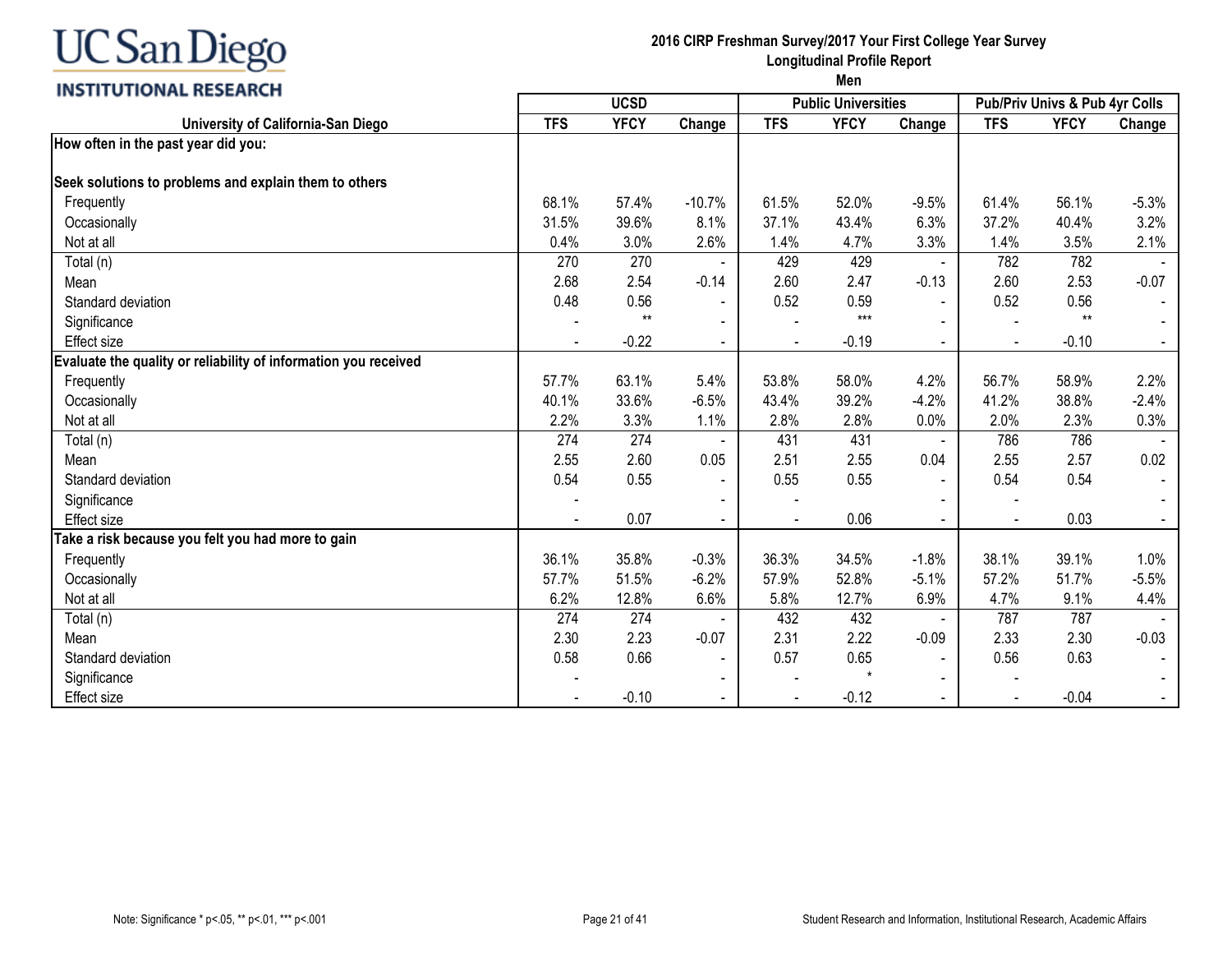# UC San Diego INSTITUTIONAL RESEARCH

## 2016 CIRP Freshman Survey/2017 Your First College Year Survey
### Longitudinal Profile Report
### Men

| University of California-San Diego | UCSD | | | Public Universities | | | Pub/Priv Univs & Pub 4yr Colls | | |
|---|---|---|---|---|---|---|---|---|---|
| | TFS | YFCY | Change | TFS | YFCY | Change | TFS | YFCY | Change |
| **How often in the past year did you:** | | | | | | | | | |
| **Seek solutions to problems and explain them to others** | | | | | | | | | |
| Frequently | 68.1% | 57.4% | -10.7% | 61.5% | 52.0% | -9.5% | 61.4% | 56.1% | -5.3% |
| Occasionally | 31.5% | 39.6% | 8.1% | 37.1% | 43.4% | 6.3% | 37.2% | 40.4% | 3.2% |
| Not at all | 0.4% | 3.0% | 2.6% | 1.4% | 4.7% | 3.3% | 1.4% | 3.5% | 2.1% |
| Total (n) | 270 | 270 | - | 429 | 429 | - | 782 | 782 | - |
| Mean | 2.68 | 2.54 | -0.14 | 2.60 | 2.47 | -0.13 | 2.60 | 2.53 | -0.07 |
| Standard deviation | 0.48 | 0.56 | - | 0.52 | 0.59 | - | 0.52 | 0.56 | - |
| Significance | - | ** | - | - | *** | - | - | ** | - |
| Effect size | - | -0.22 | - | - | -0.19 | - | - | -0.10 | - |
| **Evaluate the quality or reliability of information you received** | | | | | | | | | |
| Frequently | 57.7% | 63.1% | 5.4% | 53.8% | 58.0% | 4.2% | 56.7% | 58.9% | 2.2% |
| Occasionally | 40.1% | 33.6% | -6.5% | 43.4% | 39.2% | -4.2% | 41.2% | 38.8% | -2.4% |
| Not at all | 2.2% | 3.3% | 1.1% | 2.8% | 2.8% | 0.0% | 2.0% | 2.3% | 0.3% |
| Total (n) | 274 | 274 | - | 431 | 431 | - | 786 | 786 | - |
| Mean | 2.55 | 2.60 | 0.05 | 2.51 | 2.55 | 0.04 | 2.55 | 2.57 | 0.02 |
| Standard deviation | 0.54 | 0.55 | - | 0.55 | 0.55 | - | 0.54 | 0.54 | - |
| Significance | - | | - | - | | - | - | | - |
| Effect size | - | 0.07 | - | - | 0.06 | - | - | 0.03 | - |
| **Take a risk because you felt you had more to gain** | | | | | | | | | |
| Frequently | 36.1% | 35.8% | -0.3% | 36.3% | 34.5% | -1.8% | 38.1% | 39.1% | 1.0% |
| Occasionally | 57.7% | 51.5% | -6.2% | 57.9% | 52.8% | -5.1% | 57.2% | 51.7% | -5.5% |
| Not at all | 6.2% | 12.8% | 6.6% | 5.8% | 12.7% | 6.9% | 4.7% | 9.1% | 4.4% |
| Total (n) | 274 | 274 | - | 432 | 432 | - | 787 | 787 | - |
| Mean | 2.30 | 2.23 | -0.07 | 2.31 | 2.22 | -0.09 | 2.33 | 2.30 | -0.03 |
| Standard deviation | 0.58 | 0.66 | - | 0.57 | 0.65 | - | 0.56 | 0.63 | - |
| Significance | - | | - | - | * | - | - | | - |
| Effect size | - | -0.10 | - | - | -0.12 | - | - | -0.04 | - |

Note: Significance * p<.05, ** p<.01, *** p<.001

Student Research and Information, Institutional Research, Academic Affairs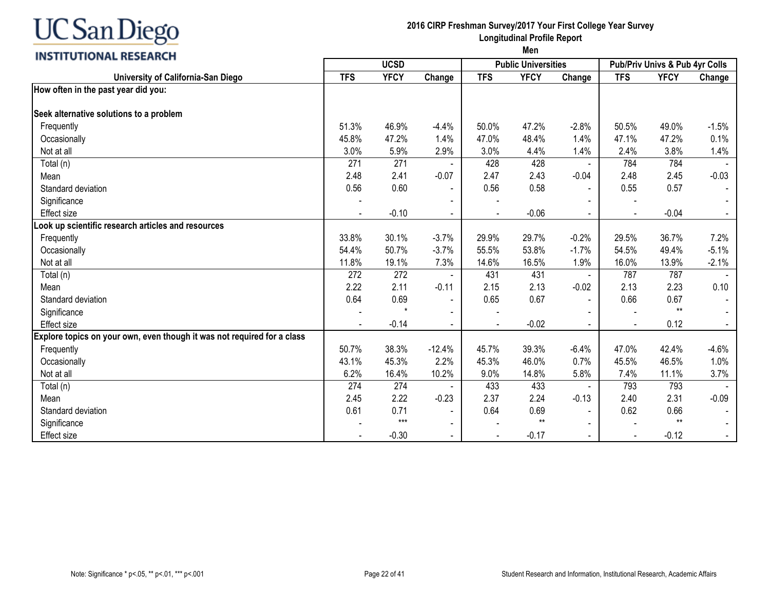**UC San Diego INSTITUTIONAL RESEARCH**

**2016 CIRP Freshman Survey/2017 Your First College Year Survey**
**Longitudinal Profile Report**
**Men**

| University of California-San Diego | UCSD | | | Public Universities | | | Pub/Priv Univs & Pub 4yr Colls | | |
|---|---|---|---|---|---|---|---|---|---|
| | TFS | YFCY | Change | TFS | YFCY | Change | TFS | YFCY | Change |
| **How often in the past year did you:** | | | | | | | | | |
| **Seek alternative solutions to a problem** | | | | | | | | | |
| Frequently | 51.3% | 46.9% | -4.4% | 50.0% | 47.2% | -2.8% | 50.5% | 49.0% | -1.5% |
| Occasionally | 45.8% | 47.2% | 1.4% | 47.0% | 48.4% | 1.4% | 47.1% | 47.2% | 0.1% |
| Not at all | 3.0% | 5.9% | 2.9% | 3.0% | 4.4% | 1.4% | 2.4% | 3.8% | 1.4% |
| Total (n) | 271 | 271 | - | 428 | 428 | - | 784 | 784 | - |
| Mean | 2.48 | 2.41 | -0.07 | 2.47 | 2.43 | -0.04 | 2.48 | 2.45 | -0.03 |
| Standard deviation | 0.56 | 0.60 | - | 0.56 | 0.58 | - | 0.55 | 0.57 | - |
| Significance | - | | - | - | | - | - | | - |
| Effect size | - | -0.10 | - | - | -0.06 | - | - | -0.04 | - |
| **Look up scientific research articles and resources** | | | | | | | | | |
| Frequently | 33.8% | 30.1% | -3.7% | 29.9% | 29.7% | -0.2% | 29.5% | 36.7% | 7.2% |
| Occasionally | 54.4% | 50.7% | -3.7% | 55.5% | 53.8% | -1.7% | 54.5% | 49.4% | -5.1% |
| Not at all | 11.8% | 19.1% | 7.3% | 14.6% | 16.5% | 1.9% | 16.0% | 13.9% | -2.1% |
| Total (n) | 272 | 272 | - | 431 | 431 | - | 787 | 787 | - |
| Mean | 2.22 | 2.11 | -0.11 | 2.15 | 2.13 | -0.02 | 2.13 | 2.23 | 0.10 |
| Standard deviation | 0.64 | 0.69 | - | 0.65 | 0.67 | - | 0.66 | 0.67 | - |
| Significance | - | * | - | - | | - | - | ** | - |
| Effect size | - | -0.14 | - | - | -0.02 | - | - | 0.12 | - |
| **Explore topics on your own, even though it was not required for a class** | | | | | | | | | |
| Frequently | 50.7% | 38.3% | -12.4% | 45.7% | 39.3% | -6.4% | 47.0% | 42.4% | -4.6% |
| Occasionally | 43.1% | 45.3% | 2.2% | 45.3% | 46.0% | 0.7% | 45.5% | 46.5% | 1.0% |
| Not at all | 6.2% | 16.4% | 10.2% | 9.0% | 14.8% | 5.8% | 7.4% | 11.1% | 3.7% |
| Total (n) | 274 | 274 | - | 433 | 433 | - | 793 | 793 | - |
| Mean | 2.45 | 2.22 | -0.23 | 2.37 | 2.24 | -0.13 | 2.40 | 2.31 | -0.09 |
| Standard deviation | 0.61 | 0.71 | - | 0.64 | 0.69 | - | 0.62 | 0.66 | - |
| Significance | - | *** | - | - | ** | - | - | ** | - |
| Effect size | - | -0.30 | - | - | -0.17 | - | - | -0.12 | - |

Note: Significance * p<.05, ** p<.01, *** p<.001

Student Research and Information, Institutional Research, Academic Affairs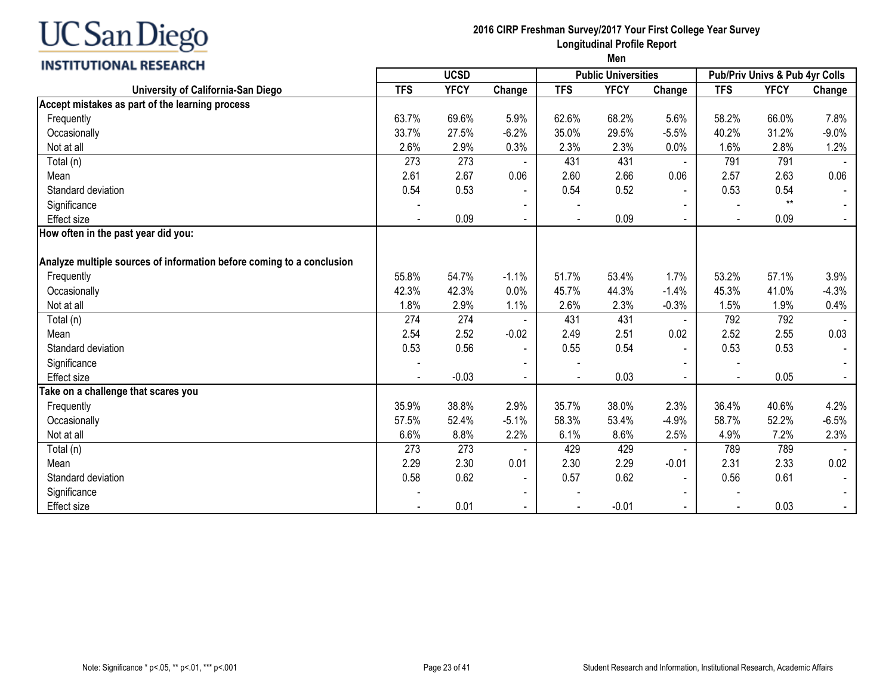**UC San Diego**
**INSTITUTIONAL RESEARCH**

**2016 CIRP Freshman Survey/2017 Your First College Year Survey**
**Longitudinal Profile Report**
**Men**

| University of California-San Diego | UCSD | | | Public Universities | | | Pub/Priv Univs & Pub 4yr Colls | | |
|---|---|---|---|---|---|---|---|---|---|
| | TFS | YFCY | Change | TFS | YFCY | Change | TFS | YFCY | Change |
| **Accept mistakes as part of the learning process** | | | | | | | | | |
| Frequently | 63.7% | 69.6% | 5.9% | 62.6% | 68.2% | 5.6% | 58.2% | 66.0% | 7.8% |
| Occasionally | 33.7% | 27.5% | -6.2% | 35.0% | 29.5% | -5.5% | 40.2% | 31.2% | -9.0% |
| Not at all | 2.6% | 2.9% | 0.3% | 2.3% | 2.3% | 0.0% | 1.6% | 2.8% | 1.2% |
| Total (n) | 273 | 273 | - | 431 | 431 | - | 791 | 791 | - |
| Mean | 2.61 | 2.67 | 0.06 | 2.60 | 2.66 | 0.06 | 2.57 | 2.63 | 0.06 |
| Standard deviation | 0.54 | 0.53 | - | 0.54 | 0.52 | - | 0.53 | 0.54 | - |
| Significance | - | | - | - | | - | - | ** | - |
| Effect size | - | 0.09 | - | - | 0.09 | - | - | 0.09 | - |
| **How often in the past year did you:** | | | | | | | | | |
| **Analyze multiple sources of information before coming to a conclusion** | | | | | | | | | |
| Frequently | 55.8% | 54.7% | -1.1% | 51.7% | 53.4% | 1.7% | 53.2% | 57.1% | 3.9% |
| Occasionally | 42.3% | 42.3% | 0.0% | 45.7% | 44.3% | -1.4% | 45.3% | 41.0% | -4.3% |
| Not at all | 1.8% | 2.9% | 1.1% | 2.6% | 2.3% | -0.3% | 1.5% | 1.9% | 0.4% |
| Total (n) | 274 | 274 | - | 431 | 431 | - | 792 | 792 | - |
| Mean | 2.54 | 2.52 | -0.02 | 2.49 | 2.51 | 0.02 | 2.52 | 2.55 | 0.03 |
| Standard deviation | 0.53 | 0.56 | - | 0.55 | 0.54 | - | 0.53 | 0.53 | - |
| Significance | - | | - | - | | - | - | | - |
| Effect size | - | -0.03 | - | - | 0.03 | - | - | 0.05 | - |
| **Take on a challenge that scares you** | | | | | | | | | |
| Frequently | 35.9% | 38.8% | 2.9% | 35.7% | 38.0% | 2.3% | 36.4% | 40.6% | 4.2% |
| Occasionally | 57.5% | 52.4% | -5.1% | 58.3% | 53.4% | -4.9% | 58.7% | 52.2% | -6.5% |
| Not at all | 6.6% | 8.8% | 2.2% | 6.1% | 8.6% | 2.5% | 4.9% | 7.2% | 2.3% |
| Total (n) | 273 | 273 | - | 429 | 429 | - | 789 | 789 | - |
| Mean | 2.29 | 2.30 | 0.01 | 2.30 | 2.29 | -0.01 | 2.31 | 2.33 | 0.02 |
| Standard deviation | 0.58 | 0.62 | - | 0.57 | 0.62 | - | 0.56 | 0.61 | - |
| Significance | - | | - | - | | - | - | | - |
| Effect size | - | 0.01 | - | - | -0.01 | - | - | 0.03 | - |

Note: Significance * p<.05, ** p<.01, *** p<.001

Student Research and Information, Institutional Research, Academic Affairs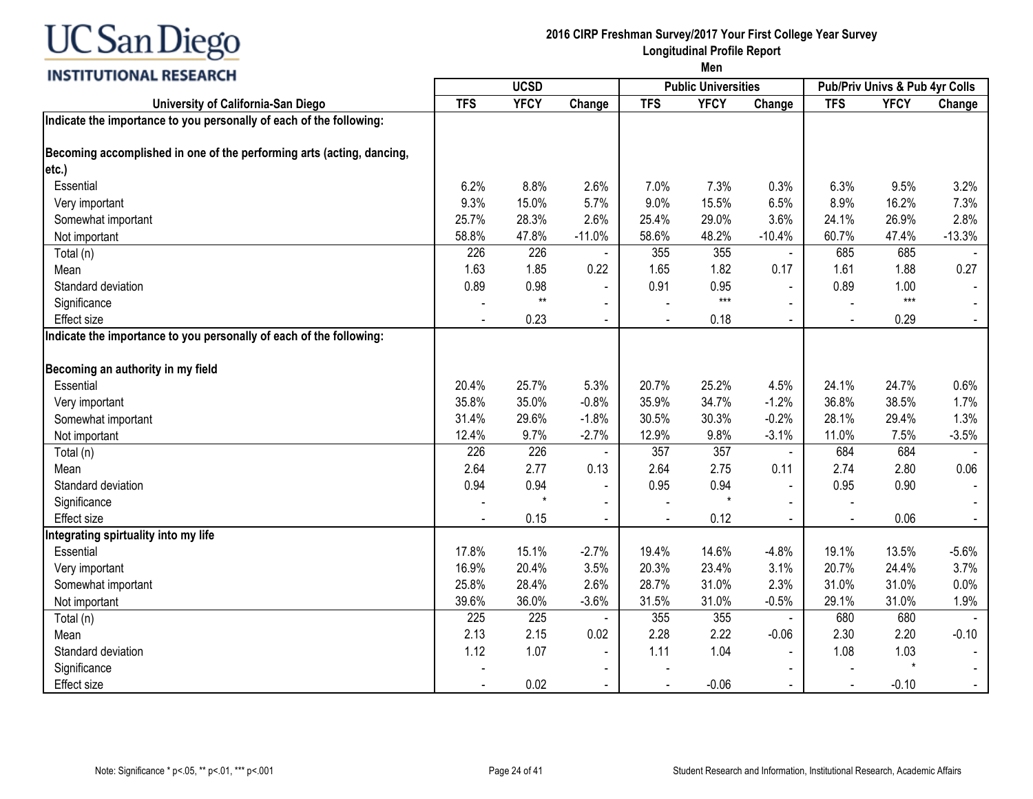**UC San Diego**
**INSTITUTIONAL RESEARCH**

**2016 CIRP Freshman Survey/2017 Your First College Year Survey**
**Longitudinal Profile Report**
**Men**

| University of California-San Diego | UCSD | | | Public Universities | | | Pub/Priv Univs & Pub 4yr Colls | | |
|---|---|---|---|---|---|---|---|---|---|
| | TFS | YFCY | Change | TFS | YFCY | Change | TFS | YFCY | Change |
| **Indicate the importance to you personally of each of the following:** | | | | | | | | | |
| **Becoming accomplished in one of the performing arts (acting, dancing, etc.)** | | | | | | | | | |
| Essential | 6.2% | 8.8% | 2.6% | 7.0% | 7.3% | 0.3% | 6.3% | 9.5% | 3.2% |
| Very important | 9.3% | 15.0% | 5.7% | 9.0% | 15.5% | 6.5% | 8.9% | 16.2% | 7.3% |
| Somewhat important | 25.7% | 28.3% | 2.6% | 25.4% | 29.0% | 3.6% | 24.1% | 26.9% | 2.8% |
| Not important | 58.8% | 47.8% | -11.0% | 58.6% | 48.2% | -10.4% | 60.7% | 47.4% | -13.3% |
| Total (n) | 226 | 226 | - | 355 | 355 | - | 685 | 685 | - |
| Mean | 1.63 | 1.85 | 0.22 | 1.65 | 1.82 | 0.17 | 1.61 | 1.88 | 0.27 |
| Standard deviation | 0.89 | 0.98 | - | 0.91 | 0.95 | - | 0.89 | 1.00 | - |
| Significance | - | ** | - | - | *** | - | - | *** | - |
| Effect size | - | 0.23 | - | - | 0.18 | - | - | 0.29 | - |
| **Indicate the importance to you personally of each of the following:** | | | | | | | | | |
| **Becoming an authority in my field** | | | | | | | | | |
| Essential | 20.4% | 25.7% | 5.3% | 20.7% | 25.2% | 4.5% | 24.1% | 24.7% | 0.6% |
| Very important | 35.8% | 35.0% | -0.8% | 35.9% | 34.7% | -1.2% | 36.8% | 38.5% | 1.7% |
| Somewhat important | 31.4% | 29.6% | -1.8% | 30.5% | 30.3% | -0.2% | 28.1% | 29.4% | 1.3% |
| Not important | 12.4% | 9.7% | -2.7% | 12.9% | 9.8% | -3.1% | 11.0% | 7.5% | -3.5% |
| Total (n) | 226 | 226 | - | 357 | 357 | - | 684 | 684 | - |
| Mean | 2.64 | 2.77 | 0.13 | 2.64 | 2.75 | 0.11 | 2.74 | 2.80 | 0.06 |
| Standard deviation | 0.94 | 0.94 | - | 0.95 | 0.94 | - | 0.95 | 0.90 | - |
| Significance | - | * | - | - | * | - | - | | - |
| Effect size | - | 0.15 | - | - | 0.12 | - | - | 0.06 | - |
| **Integrating spirituality into my life** | | | | | | | | | |
| Essential | 17.8% | 15.1% | -2.7% | 19.4% | 14.6% | -4.8% | 19.1% | 13.5% | -5.6% |
| Very important | 16.9% | 20.4% | 3.5% | 20.3% | 23.4% | 3.1% | 20.7% | 24.4% | 3.7% |
| Somewhat important | 25.8% | 28.4% | 2.6% | 28.7% | 31.0% | 2.3% | 31.0% | 31.0% | 0.0% |
| Not important | 39.6% | 36.0% | -3.6% | 31.5% | 31.0% | -0.5% | 29.1% | 31.0% | 1.9% |
| Total (n) | 225 | 225 | - | 355 | 355 | - | 680 | 680 | - |
| Mean | 2.13 | 2.15 | 0.02 | 2.28 | 2.22 | -0.06 | 2.30 | 2.20 | -0.10 |
| Standard deviation | 1.12 | 1.07 | - | 1.11 | 1.04 | - | 1.08 | 1.03 | - |
| Significance | - | | - | - | | - | - | * | - |
| Effect size | - | 0.02 | - | - | -0.06 | - | - | -0.10 | - |

Note: Significance * p<.05, ** p<.01, *** p<.001

Student Research and Information, Institutional Research, Academic Affairs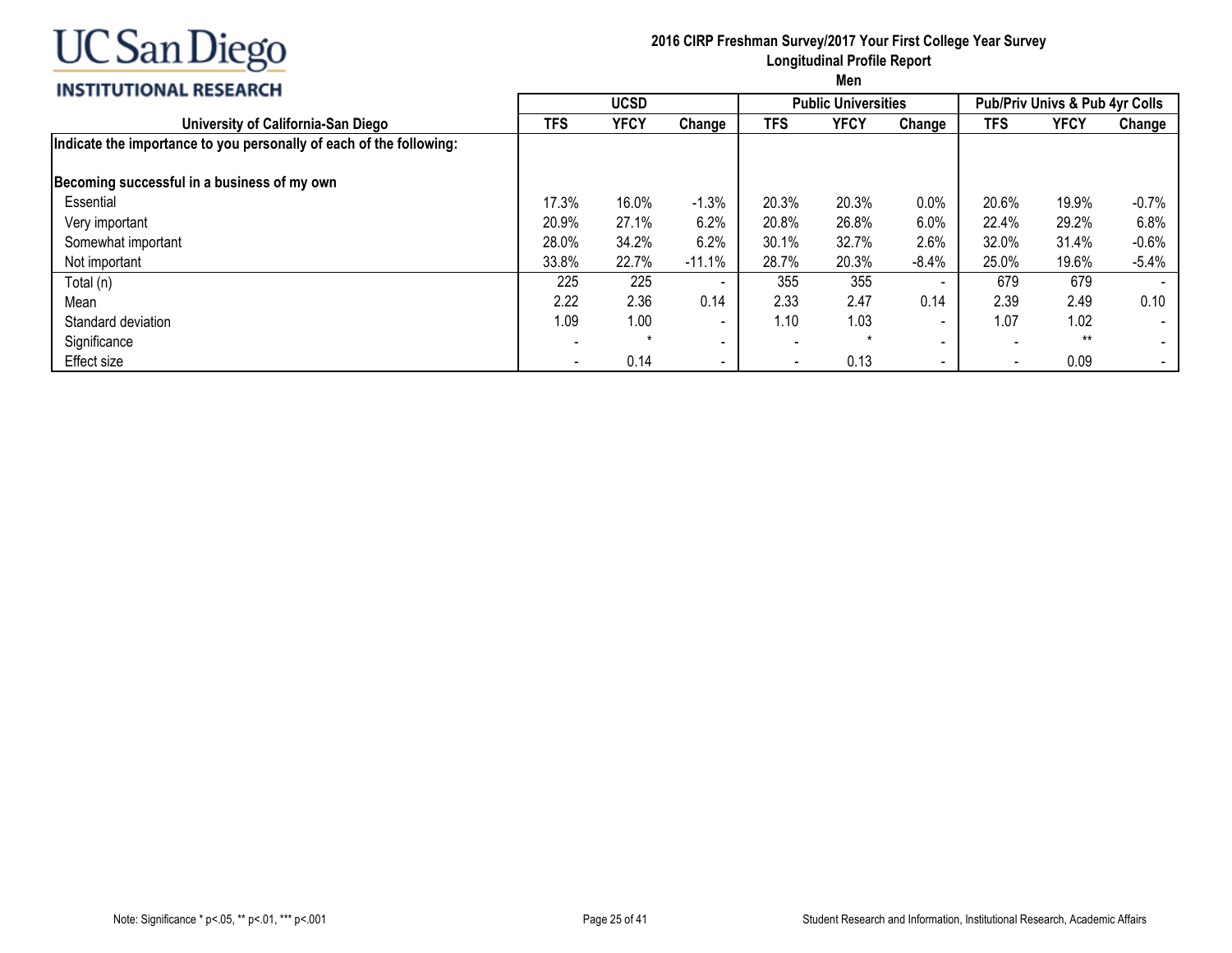# UC San Diego INSTITUTIONAL RESEARCH

**2016 CIRP Freshman Survey/2017 Your First College Year Survey**
**Longitudinal Profile Report**
**Men**

| University of California-San Diego | UCSD | | | Public Universities | | | Pub/Priv Univs & Pub 4yr Colls | | |
|---|---|---|---|---|---|---|---|---|---|
| | TFS | YFCY | Change | TFS | YFCY | Change | TFS | YFCY | Change |
| **Indicate the importance to you personally of each of the following:** | | | | | | | | | |
| **Becoming successful in a business of my own** | | | | | | | | | |
| Essential | 17.3% | 16.0% | -1.3% | 20.3% | 20.3% | 0.0% | 20.6% | 19.9% | -0.7% |
| Very important | 20.9% | 27.1% | 6.2% | 20.8% | 26.8% | 6.0% | 22.4% | 29.2% | 6.8% |
| Somewhat important | 28.0% | 34.2% | 6.2% | 30.1% | 32.7% | 2.6% | 32.0% | 31.4% | -0.6% |
| Not important | 33.8% | 22.7% | -11.1% | 28.7% | 20.3% | -8.4% | 25.0% | 19.6% | -5.4% |
| Total (n) | 225 | 225 | - | 355 | 355 | - | 679 | 679 | - |
| Mean | 2.22 | 2.36 | 0.14 | 2.33 | 2.47 | 0.14 | 2.39 | 2.49 | 0.10 |
| Standard deviation | 1.09 | 1.00 | - | 1.10 | 1.03 | - | 1.07 | 1.02 | - |
| Significance | - | * | - | - | * | - | - | ** | - |
| Effect size | - | 0.14 | - | - | 0.13 | - | - | 0.09 | - |

Note: Significance * p<.05, ** p<.01, *** p<.001

Student Research and Information, Institutional Research, Academic Affairs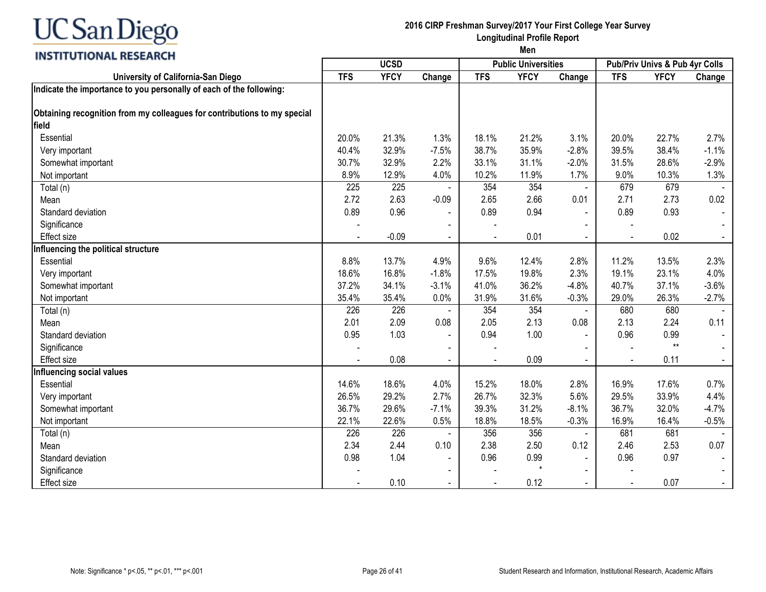**UC San Diego INSTITUTIONAL RESEARCH**

**2016 CIRP Freshman Survey/2017 Your First College Year Survey**
**Longitudinal Profile Report**
**Men**

| University of California-San Diego | UCSD | | | Public Universities | | | Pub/Priv Univs & Pub 4yr Colls | | |
|---|---|---|---|---|---|---|---|---|---|
| | TFS | YFCY | Change | TFS | YFCY | Change | TFS | YFCY | Change |
| **Indicate the importance to you personally of each of the following:** | | | | | | | | | |
| **Obtaining recognition from my colleagues for contributions to my special field** | | | | | | | | | |
| Essential | 20.0% | 21.3% | 1.3% | 18.1% | 21.2% | 3.1% | 20.0% | 22.7% | 2.7% |
| Very important | 40.4% | 32.9% | -7.5% | 38.7% | 35.9% | -2.8% | 39.5% | 38.4% | -1.1% |
| Somewhat important | 30.7% | 32.9% | 2.2% | 33.1% | 31.1% | -2.0% | 31.5% | 28.6% | -2.9% |
| Not important | 8.9% | 12.9% | 4.0% | 10.2% | 11.9% | 1.7% | 9.0% | 10.3% | 1.3% |
| Total (n) | 225 | 225 | - | 354 | 354 | - | 679 | 679 | - |
| Mean | 2.72 | 2.63 | -0.09 | 2.65 | 2.66 | 0.01 | 2.71 | 2.73 | 0.02 |
| Standard deviation | 0.89 | 0.96 | - | 0.89 | 0.94 | - | 0.89 | 0.93 | - |
| Significance | - | | - | - | | - | - | | - |
| Effect size | - | -0.09 | - | - | 0.01 | - | - | 0.02 | - |
| **Influencing the political structure** | | | | | | | | | |
| Essential | 8.8% | 13.7% | 4.9% | 9.6% | 12.4% | 2.8% | 11.2% | 13.5% | 2.3% |
| Very important | 18.6% | 16.8% | -1.8% | 17.5% | 19.8% | 2.3% | 19.1% | 23.1% | 4.0% |
| Somewhat important | 37.2% | 34.1% | -3.1% | 41.0% | 36.2% | -4.8% | 40.7% | 37.1% | -3.6% |
| Not important | 35.4% | 35.4% | 0.0% | 31.9% | 31.6% | -0.3% | 29.0% | 26.3% | -2.7% |
| Total (n) | 226 | 226 | - | 354 | 354 | - | 680 | 680 | - |
| Mean | 2.01 | 2.09 | 0.08 | 2.05 | 2.13 | 0.08 | 2.13 | 2.24 | 0.11 |
| Standard deviation | 0.95 | 1.03 | - | 0.94 | 1.00 | - | 0.96 | 0.99 | - |
| Significance | - | | - | - | | - | - | ** | - |
| Effect size | - | 0.08 | - | - | 0.09 | - | - | 0.11 | - |
| **Influencing social values** | | | | | | | | | |
| Essential | 14.6% | 18.6% | 4.0% | 15.2% | 18.0% | 2.8% | 16.9% | 17.6% | 0.7% |
| Very important | 26.5% | 29.2% | 2.7% | 26.7% | 32.3% | 5.6% | 29.5% | 33.9% | 4.4% |
| Somewhat important | 36.7% | 29.6% | -7.1% | 39.3% | 31.2% | -8.1% | 36.7% | 32.0% | -4.7% |
| Not important | 22.1% | 22.6% | 0.5% | 18.8% | 18.5% | -0.3% | 16.9% | 16.4% | -0.5% |
| Total (n) | 226 | 226 | - | 356 | 356 | - | 681 | 681 | - |
| Mean | 2.34 | 2.44 | 0.10 | 2.38 | 2.50 | 0.12 | 2.46 | 2.53 | 0.07 |
| Standard deviation | 0.98 | 1.04 | - | 0.96 | 0.99 | - | 0.96 | 0.97 | - |
| Significance | - | | - | - | * | - | - | | - |
| Effect size | - | 0.10 | - | - | 0.12 | - | - | 0.07 | - |

Note: Significance * p<.05, ** p<.01, *** p<.001

Student Research and Information, Institutional Research, Academic Affairs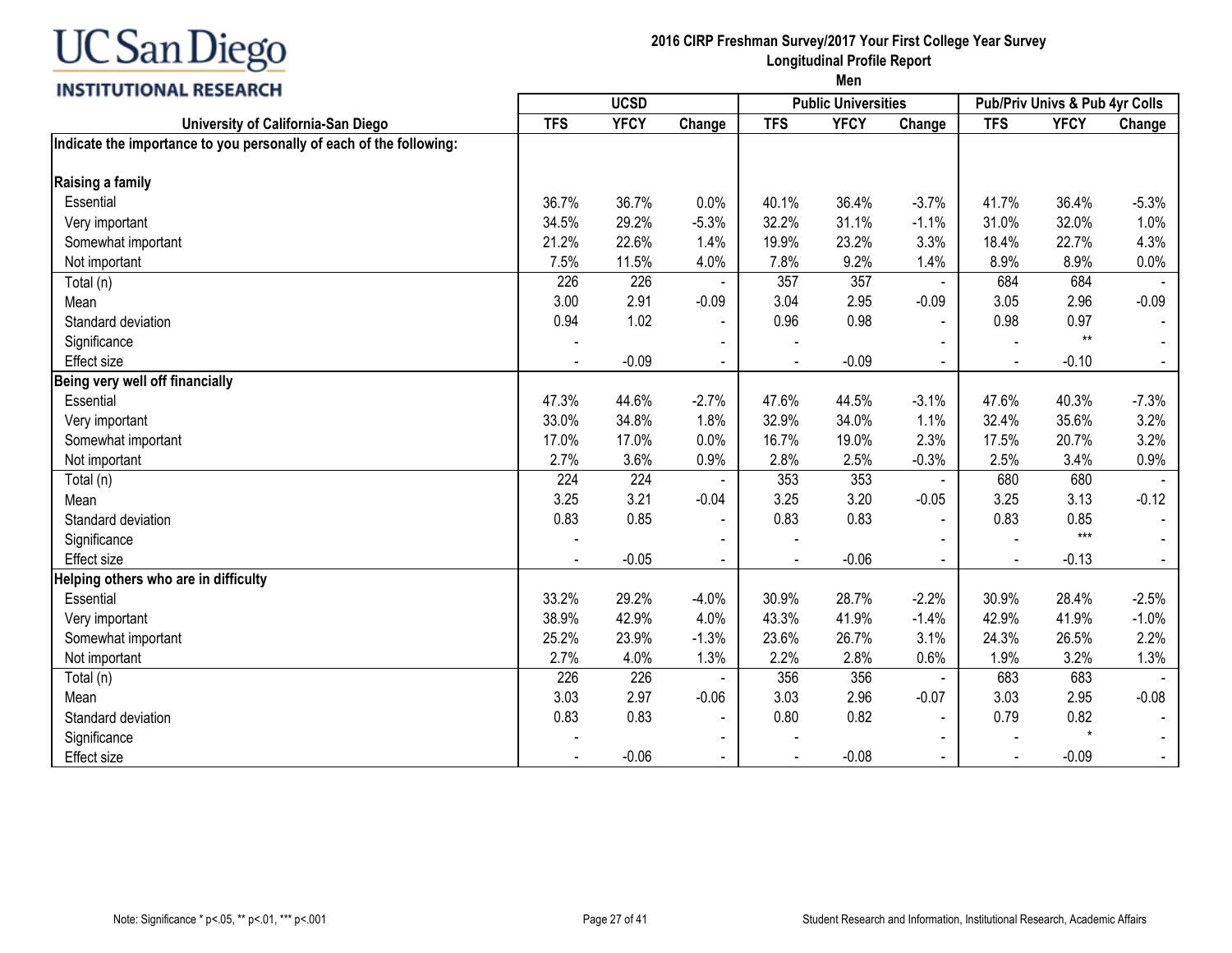UC San Diego
INSTITUTIONAL RESEARCH

**2016 CIRP Freshman Survey/2017 Your First College Year Survey**
**Longitudinal Profile Report**
**Men**

| University of California-San Diego | UCSD | | | Public Universities | | | Pub/Priv Univs & Pub 4yr Colls | | |
|---|---|---|---|---|---|---|---|---|---|
| | TFS | YFCY | Change | TFS | YFCY | Change | TFS | YFCY | Change |
| **Indicate the importance to you personally of each of the following:** | | | | | | | | | |
| **Raising a family** | | | | | | | | | |
| Essential | 36.7% | 36.7% | 0.0% | 40.1% | 36.4% | -3.7% | 41.7% | 36.4% | -5.3% |
| Very important | 34.5% | 29.2% | -5.3% | 32.2% | 31.1% | -1.1% | 31.0% | 32.0% | 1.0% |
| Somewhat important | 21.2% | 22.6% | 1.4% | 19.9% | 23.2% | 3.3% | 18.4% | 22.7% | 4.3% |
| Not important | 7.5% | 11.5% | 4.0% | 7.8% | 9.2% | 1.4% | 8.9% | 8.9% | 0.0% |
| Total (n) | 226 | 226 | - | 357 | 357 | - | 684 | 684 | - |
| Mean | 3.00 | 2.91 | -0.09 | 3.04 | 2.95 | -0.09 | 3.05 | 2.96 | -0.09 |
| Standard deviation | 0.94 | 1.02 | - | 0.96 | 0.98 | - | 0.98 | 0.97 | - |
| Significance | - | | - | - | | - | - | ** | - |
| Effect size | - | -0.09 | - | - | -0.09 | - | - | -0.10 | - |
| **Being very well off financially** | | | | | | | | | |
| Essential | 47.3% | 44.6% | -2.7% | 47.6% | 44.5% | -3.1% | 47.6% | 40.3% | -7.3% |
| Very important | 33.0% | 34.8% | 1.8% | 32.9% | 34.0% | 1.1% | 32.4% | 35.6% | 3.2% |
| Somewhat important | 17.0% | 17.0% | 0.0% | 16.7% | 19.0% | 2.3% | 17.5% | 20.7% | 3.2% |
| Not important | 2.7% | 3.6% | 0.9% | 2.8% | 2.5% | -0.3% | 2.5% | 3.4% | 0.9% |
| Total (n) | 224 | 224 | - | 353 | 353 | - | 680 | 680 | - |
| Mean | 3.25 | 3.21 | -0.04 | 3.25 | 3.20 | -0.05 | 3.25 | 3.13 | -0.12 |
| Standard deviation | 0.83 | 0.85 | - | 0.83 | 0.83 | - | 0.83 | 0.85 | - |
| Significance | - | | - | - | | - | - | *** | - |
| Effect size | - | -0.05 | - | - | -0.06 | - | - | -0.13 | - |
| **Helping others who are in difficulty** | | | | | | | | | |
| Essential | 33.2% | 29.2% | -4.0% | 30.9% | 28.7% | -2.2% | 30.9% | 28.4% | -2.5% |
| Very important | 38.9% | 42.9% | 4.0% | 43.3% | 41.9% | -1.4% | 42.9% | 41.9% | -1.0% |
| Somewhat important | 25.2% | 23.9% | -1.3% | 23.6% | 26.7% | 3.1% | 24.3% | 26.5% | 2.2% |
| Not important | 2.7% | 4.0% | 1.3% | 2.2% | 2.8% | 0.6% | 1.9% | 3.2% | 1.3% |
| Total (n) | 226 | 226 | - | 356 | 356 | - | 683 | 683 | - |
| Mean | 3.03 | 2.97 | -0.06 | 3.03 | 2.96 | -0.07 | 3.03 | 2.95 | -0.08 |
| Standard deviation | 0.83 | 0.83 | - | 0.80 | 0.82 | - | 0.79 | 0.82 | - |
| Significance | - | | - | - | | - | - | * | - |
| Effect size | - | -0.06 | - | - | -0.08 | - | - | -0.09 | - |

Note: Significance * p<.05, ** p<.01, *** p<.001

Student Research and Information, Institutional Research, Academic Affairs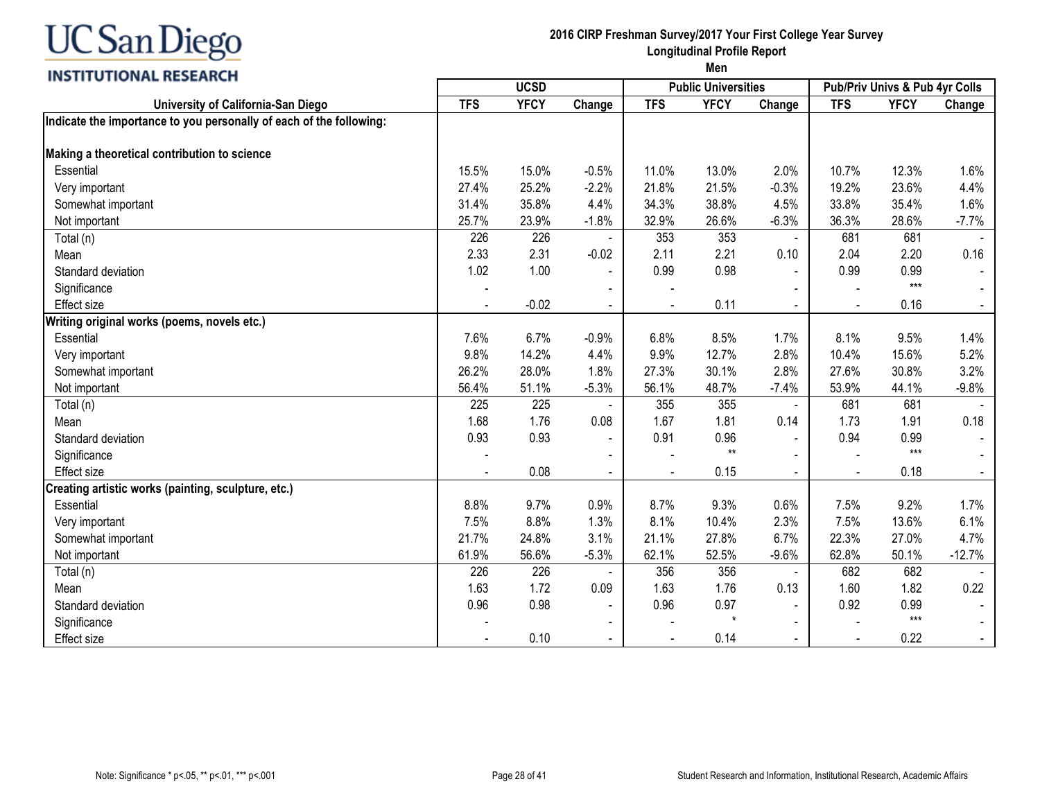UC San Diego
INSTITUTIONAL RESEARCH

**2016 CIRP Freshman Survey/2017 Your First College Year Survey**
**Longitudinal Profile Report**
**Men**

| University of California-San Diego | UCSD | | | Public Universities | | | Pub/Priv Univs & Pub 4yr Colls | | |
|---|---|---|---|---|---|---|---|---|---|
| | TFS | YFCY | Change | TFS | YFCY | Change | TFS | YFCY | Change |
| **Indicate the importance to you personally of each of the following:** | | | | | | | | | |
| **Making a theoretical contribution to science** | | | | | | | | | |
| Essential | 15.5% | 15.0% | -0.5% | 11.0% | 13.0% | 2.0% | 10.7% | 12.3% | 1.6% |
| Very important | 27.4% | 25.2% | -2.2% | 21.8% | 21.5% | -0.3% | 19.2% | 23.6% | 4.4% |
| Somewhat important | 31.4% | 35.8% | 4.4% | 34.3% | 38.8% | 4.5% | 33.8% | 35.4% | 1.6% |
| Not important | 25.7% | 23.9% | -1.8% | 32.9% | 26.6% | -6.3% | 36.3% | 28.6% | -7.7% |
| Total (n) | 226 | 226 | - | 353 | 353 | - | 681 | 681 | - |
| Mean | 2.33 | 2.31 | -0.02 | 2.11 | 2.21 | 0.10 | 2.04 | 2.20 | 0.16 |
| Standard deviation | 1.02 | 1.00 | - | 0.99 | 0.98 | - | 0.99 | 0.99 | - |
| Significance | - | | - | - | | - | - | *** | - |
| Effect size | - | -0.02 | - | - | 0.11 | - | - | 0.16 | - |
| **Writing original works (poems, novels etc.)** | | | | | | | | | |
| Essential | 7.6% | 6.7% | -0.9% | 6.8% | 8.5% | 1.7% | 8.1% | 9.5% | 1.4% |
| Very important | 9.8% | 14.2% | 4.4% | 9.9% | 12.7% | 2.8% | 10.4% | 15.6% | 5.2% |
| Somewhat important | 26.2% | 28.0% | 1.8% | 27.3% | 30.1% | 2.8% | 27.6% | 30.8% | 3.2% |
| Not important | 56.4% | 51.1% | -5.3% | 56.1% | 48.7% | -7.4% | 53.9% | 44.1% | -9.8% |
| Total (n) | 225 | 225 | - | 355 | 355 | - | 681 | 681 | - |
| Mean | 1.68 | 1.76 | 0.08 | 1.67 | 1.81 | 0.14 | 1.73 | 1.91 | 0.18 |
| Standard deviation | 0.93 | 0.93 | - | 0.91 | 0.96 | - | 0.94 | 0.99 | - |
| Significance | - | | - | - | ** | - | - | *** | - |
| Effect size | - | 0.08 | - | - | 0.15 | - | - | 0.18 | - |
| **Creating artistic works (painting, sculpture, etc.)** | | | | | | | | | |
| Essential | 8.8% | 9.7% | 0.9% | 8.7% | 9.3% | 0.6% | 7.5% | 9.2% | 1.7% |
| Very important | 7.5% | 8.8% | 1.3% | 8.1% | 10.4% | 2.3% | 7.5% | 13.6% | 6.1% |
| Somewhat important | 21.7% | 24.8% | 3.1% | 21.1% | 27.8% | 6.7% | 22.3% | 27.0% | 4.7% |
| Not important | 61.9% | 56.6% | -5.3% | 62.1% | 52.5% | -9.6% | 62.8% | 50.1% | -12.7% |
| Total (n) | 226 | 226 | - | 356 | 356 | - | 682 | 682 | - |
| Mean | 1.63 | 1.72 | 0.09 | 1.63 | 1.76 | 0.13 | 1.60 | 1.82 | 0.22 |
| Standard deviation | 0.96 | 0.98 | - | 0.96 | 0.97 | - | 0.92 | 0.99 | - |
| Significance | - | | - | - | * | - | - | *** | - |
| Effect size | - | 0.10 | - | - | 0.14 | - | - | 0.22 | - |

Note: Significance * p<.05, ** p<.01, *** p<.001

Student Research and Information, Institutional Research, Academic Affairs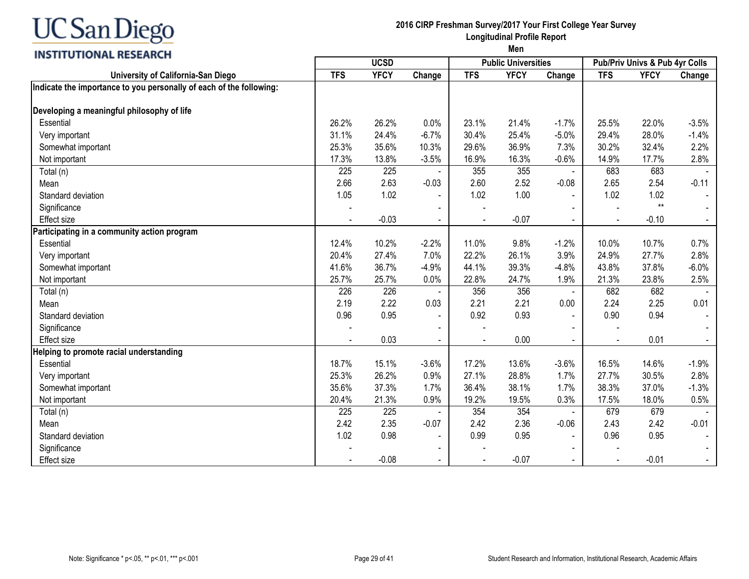# UC San Diego Institutional Research

**2016 CIRP Freshman Survey/2017 Your First College Year Survey**
**Longitudinal Profile Report**
**Men**

| University of California-San Diego | UCSD | | | Public Universities | | | Pub/Priv Univs & Pub 4yr Colls | | |
|---|---|---|---|---|---|---|---|---|---|
| | TFS | YFCY | Change | TFS | YFCY | Change | TFS | YFCY | Change |
| **Indicate the importance to you personally of each of the following:** | | | | | | | | | |
| **Developing a meaningful philosophy of life** | | | | | | | | | |
| Essential | 26.2% | 26.2% | 0.0% | 23.1% | 21.4% | -1.7% | 25.5% | 22.0% | -3.5% |
| Very important | 31.1% | 24.4% | -6.7% | 30.4% | 25.4% | -5.0% | 29.4% | 28.0% | -1.4% |
| Somewhat important | 25.3% | 35.6% | 10.3% | 29.6% | 36.9% | 7.3% | 30.2% | 32.4% | 2.2% |
| Not important | 17.3% | 13.8% | -3.5% | 16.9% | 16.3% | -0.6% | 14.9% | 17.7% | 2.8% |
| Total (n) | 225 | 225 | - | 355 | 355 | - | 683 | 683 | - |
| Mean | 2.66 | 2.63 | -0.03 | 2.60 | 2.52 | -0.08 | 2.65 | 2.54 | -0.11 |
| Standard deviation | 1.05 | 1.02 | - | 1.02 | 1.00 | - | 1.02 | 1.02 | - |
| Significance | - | | - | - | | - | - | ** | - |
| Effect size | - | -0.03 | - | - | -0.07 | - | - | -0.10 | - |
| **Participating in a community action program** | | | | | | | | | |
| Essential | 12.4% | 10.2% | -2.2% | 11.0% | 9.8% | -1.2% | 10.0% | 10.7% | 0.7% |
| Very important | 20.4% | 27.4% | 7.0% | 22.2% | 26.1% | 3.9% | 24.9% | 27.7% | 2.8% |
| Somewhat important | 41.6% | 36.7% | -4.9% | 44.1% | 39.3% | -4.8% | 43.8% | 37.8% | -6.0% |
| Not important | 25.7% | 25.7% | 0.0% | 22.8% | 24.7% | 1.9% | 21.3% | 23.8% | 2.5% |
| Total (n) | 226 | 226 | - | 356 | 356 | - | 682 | 682 | - |
| Mean | 2.19 | 2.22 | 0.03 | 2.21 | 2.21 | 0.00 | 2.24 | 2.25 | 0.01 |
| Standard deviation | 0.96 | 0.95 | - | 0.92 | 0.93 | - | 0.90 | 0.94 | - |
| Significance | - | | - | - | | - | - | | - |
| Effect size | - | 0.03 | - | - | 0.00 | - | - | 0.01 | - |
| **Helping to promote racial understanding** | | | | | | | | | |
| Essential | 18.7% | 15.1% | -3.6% | 17.2% | 13.6% | -3.6% | 16.5% | 14.6% | -1.9% |
| Very important | 25.3% | 26.2% | 0.9% | 27.1% | 28.8% | 1.7% | 27.7% | 30.5% | 2.8% |
| Somewhat important | 35.6% | 37.3% | 1.7% | 36.4% | 38.1% | 1.7% | 38.3% | 37.0% | -1.3% |
| Not important | 20.4% | 21.3% | 0.9% | 19.2% | 19.5% | 0.3% | 17.5% | 18.0% | 0.5% |
| Total (n) | 225 | 225 | - | 354 | 354 | - | 679 | 679 | - |
| Mean | 2.42 | 2.35 | -0.07 | 2.42 | 2.36 | -0.06 | 2.43 | 2.42 | -0.01 |
| Standard deviation | 1.02 | 0.98 | - | 0.99 | 0.95 | - | 0.96 | 0.95 | - |
| Significance | - | | - | - | | - | - | | - |
| Effect size | - | -0.08 | - | - | -0.07 | - | - | -0.01 | - |

Note: Significance * p<.05, ** p<.01, *** p<.001

Student Research and Information, Institutional Research, Academic Affairs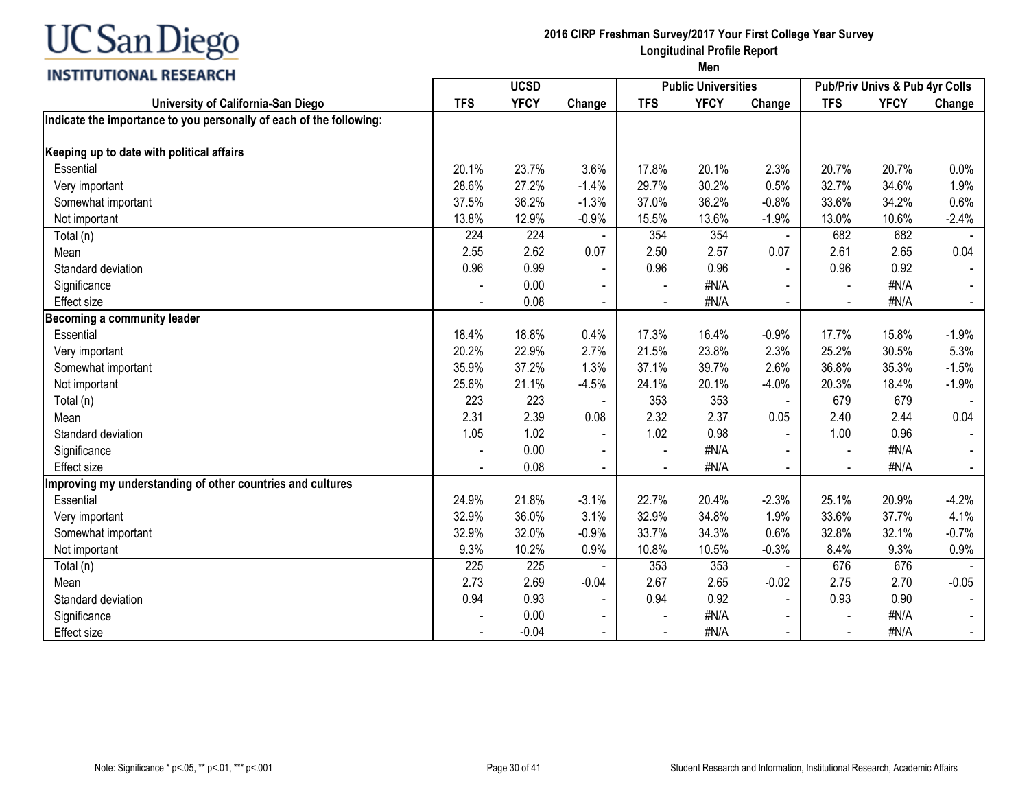# 2016 CIRP Freshman Survey/2017 Your First College Year Survey
## Longitudinal Profile Report
### Men

| University of California-San Diego | UCSD | | | Public Universities | | | Pub/Priv Univs & Pub 4yr Colls | | |
|---|---|---|---|---|---|---|---|---|---|
| | TFS | YFCY | Change | TFS | YFCY | Change | TFS | YFCY | Change |
| **Indicate the importance to you personally of each of the following:** | | | | | | | | | |
| **Keeping up to date with political affairs** | | | | | | | | | |
| Essential | 20.1% | 23.7% | 3.6% | 17.8% | 20.1% | 2.3% | 20.7% | 20.7% | 0.0% |
| Very important | 28.6% | 27.2% | -1.4% | 29.7% | 30.2% | 0.5% | 32.7% | 34.6% | 1.9% |
| Somewhat important | 37.5% | 36.2% | -1.3% | 37.0% | 36.2% | -0.8% | 33.6% | 34.2% | 0.6% |
| Not important | 13.8% | 12.9% | -0.9% | 15.5% | 13.6% | -1.9% | 13.0% | 10.6% | -2.4% |
| Total (n) | 224 | 224 | - | 354 | 354 | - | 682 | 682 | - |
| Mean | 2.55 | 2.62 | 0.07 | 2.50 | 2.57 | 0.07 | 2.61 | 2.65 | 0.04 |
| Standard deviation | 0.96 | 0.99 | - | 0.96 | 0.96 | - | 0.96 | 0.92 | - |
| Significance | - | 0.00 | - | - | #N/A | - | - | #N/A | - |
| Effect size | - | 0.08 | - | - | #N/A | - | - | #N/A | - |
| **Becoming a community leader** | | | | | | | | | |
| Essential | 18.4% | 18.8% | 0.4% | 17.3% | 16.4% | -0.9% | 17.7% | 15.8% | -1.9% |
| Very important | 20.2% | 22.9% | 2.7% | 21.5% | 23.8% | 2.3% | 25.2% | 30.5% | 5.3% |
| Somewhat important | 35.9% | 37.2% | 1.3% | 37.1% | 39.7% | 2.6% | 36.8% | 35.3% | -1.5% |
| Not important | 25.6% | 21.1% | -4.5% | 24.1% | 20.1% | -4.0% | 20.3% | 18.4% | -1.9% |
| Total (n) | 223 | 223 | - | 353 | 353 | - | 679 | 679 | - |
| Mean | 2.31 | 2.39 | 0.08 | 2.32 | 2.37 | 0.05 | 2.40 | 2.44 | 0.04 |
| Standard deviation | 1.05 | 1.02 | - | 1.02 | 0.98 | - | 1.00 | 0.96 | - |
| Significance | - | 0.00 | - | - | #N/A | - | - | #N/A | - |
| Effect size | - | 0.08 | - | - | #N/A | - | - | #N/A | - |
| **Improving my understanding of other countries and cultures** | | | | | | | | | |
| Essential | 24.9% | 21.8% | -3.1% | 22.7% | 20.4% | -2.3% | 25.1% | 20.9% | -4.2% |
| Very important | 32.9% | 36.0% | 3.1% | 32.9% | 34.8% | 1.9% | 33.6% | 37.7% | 4.1% |
| Somewhat important | 32.9% | 32.0% | -0.9% | 33.7% | 34.3% | 0.6% | 32.8% | 32.1% | -0.7% |
| Not important | 9.3% | 10.2% | 0.9% | 10.8% | 10.5% | -0.3% | 8.4% | 9.3% | 0.9% |
| Total (n) | 225 | 225 | - | 353 | 353 | - | 676 | 676 | - |
| Mean | 2.73 | 2.69 | -0.04 | 2.67 | 2.65 | -0.02 | 2.75 | 2.70 | -0.05 |
| Standard deviation | 0.94 | 0.93 | - | 0.94 | 0.92 | - | 0.93 | 0.90 | - |
| Significance | - | 0.00 | - | - | #N/A | - | - | #N/A | - |
| Effect size | - | -0.04 | - | - | #N/A | - | - | #N/A | - |

Note: Significance * p<.05, ** p<.01, *** p<.001

Student Research and Information, Institutional Research, Academic Affairs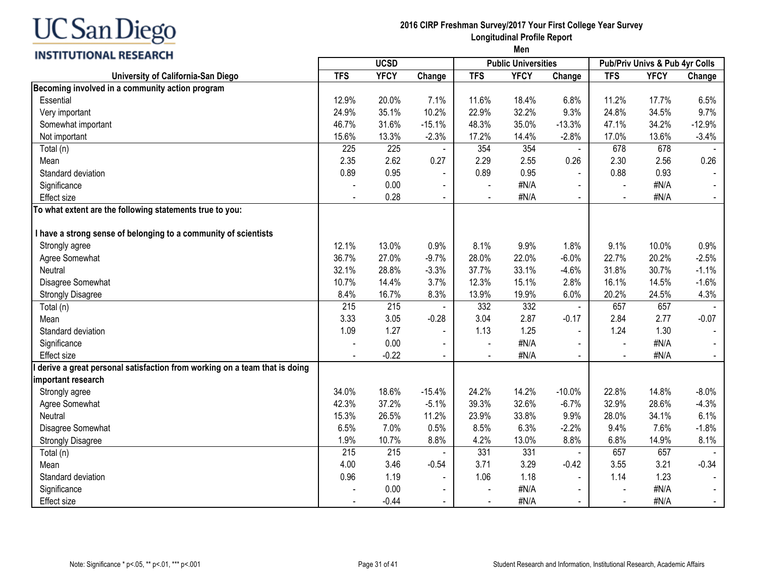UC San Diego
INSTITUTIONAL RESEARCH

**2016 CIRP Freshman Survey/2017 Your First College Year Survey**
**Longitudinal Profile Report**
**Men**

| University of California-San Diego | UCSD | | | Public Universities | | | Pub/Priv Univs & Pub 4yr Colls | | |
|---|---|---|---|---|---|---|---|---|---|
| | TFS | YFCY | Change | TFS | YFCY | Change | TFS | YFCY | Change |
| **Becoming involved in a community action program** | | | | | | | | | |
| Essential | 12.9% | 20.0% | 7.1% | 11.6% | 18.4% | 6.8% | 11.2% | 17.7% | 6.5% |
| Very important | 24.9% | 35.1% | 10.2% | 22.9% | 32.2% | 9.3% | 24.8% | 34.5% | 9.7% |
| Somewhat important | 46.7% | 31.6% | -15.1% | 48.3% | 35.0% | -13.3% | 47.1% | 34.2% | -12.9% |
| Not important | 15.6% | 13.3% | -2.3% | 17.2% | 14.4% | -2.8% | 17.0% | 13.6% | -3.4% |
| Total (n) | 225 | 225 | - | 354 | 354 | - | 678 | 678 | - |
| Mean | 2.35 | 2.62 | 0.27 | 2.29 | 2.55 | 0.26 | 2.30 | 2.56 | 0.26 |
| Standard deviation | 0.89 | 0.95 | - | 0.89 | 0.95 | - | 0.88 | 0.93 | - |
| Significance | - | 0.00 | - | - | #N/A | - | - | #N/A | - |
| Effect size | - | 0.28 | - | - | #N/A | - | - | #N/A | - |
| **To what extent are the following statements true to you:** | | | | | | | | | |
| **I have a strong sense of belonging to a community of scientists** | | | | | | | | | |
| Strongly agree | 12.1% | 13.0% | 0.9% | 8.1% | 9.9% | 1.8% | 9.1% | 10.0% | 0.9% |
| Agree Somewhat | 36.7% | 27.0% | -9.7% | 28.0% | 22.0% | -6.0% | 22.7% | 20.2% | -2.5% |
| Neutral | 32.1% | 28.8% | -3.3% | 37.7% | 33.1% | -4.6% | 31.8% | 30.7% | -1.1% |
| Disagree Somewhat | 10.7% | 14.4% | 3.7% | 12.3% | 15.1% | 2.8% | 16.1% | 14.5% | -1.6% |
| Strongly Disagree | 8.4% | 16.7% | 8.3% | 13.9% | 19.9% | 6.0% | 20.2% | 24.5% | 4.3% |
| Total (n) | 215 | 215 | - | 332 | 332 | - | 657 | 657 | - |
| Mean | 3.33 | 3.05 | -0.28 | 3.04 | 2.87 | -0.17 | 2.84 | 2.77 | -0.07 |
| Standard deviation | 1.09 | 1.27 | - | 1.13 | 1.25 | - | 1.24 | 1.30 | - |
| Significance | - | 0.00 | - | - | #N/A | - | - | #N/A | - |
| Effect size | - | -0.22 | - | - | #N/A | - | - | #N/A | - |
| **I derive a great personal satisfaction from working on a team that is doing important research** | | | | | | | | | |
| Strongly agree | 34.0% | 18.6% | -15.4% | 24.2% | 14.2% | -10.0% | 22.8% | 14.8% | -8.0% |
| Agree Somewhat | 42.3% | 37.2% | -5.1% | 39.3% | 32.6% | -6.7% | 32.9% | 28.6% | -4.3% |
| Neutral | 15.3% | 26.5% | 11.2% | 23.9% | 33.8% | 9.9% | 28.0% | 34.1% | 6.1% |
| Disagree Somewhat | 6.5% | 7.0% | 0.5% | 8.5% | 6.3% | -2.2% | 9.4% | 7.6% | -1.8% |
| Strongly Disagree | 1.9% | 10.7% | 8.8% | 4.2% | 13.0% | 8.8% | 6.8% | 14.9% | 8.1% |
| Total (n) | 215 | 215 | - | 331 | 331 | - | 657 | 657 | - |
| Mean | 4.00 | 3.46 | -0.54 | 3.71 | 3.29 | -0.42 | 3.55 | 3.21 | -0.34 |
| Standard deviation | 0.96 | 1.19 | - | 1.06 | 1.18 | - | 1.14 | 1.23 | - |
| Significance | - | 0.00 | - | - | #N/A | - | - | #N/A | - |
| Effect size | - | -0.44 | - | - | #N/A | - | - | #N/A | - |

Note: Significance * p<.05, ** p<.01, *** p<.001

Student Research and Information, Institutional Research, Academic Affairs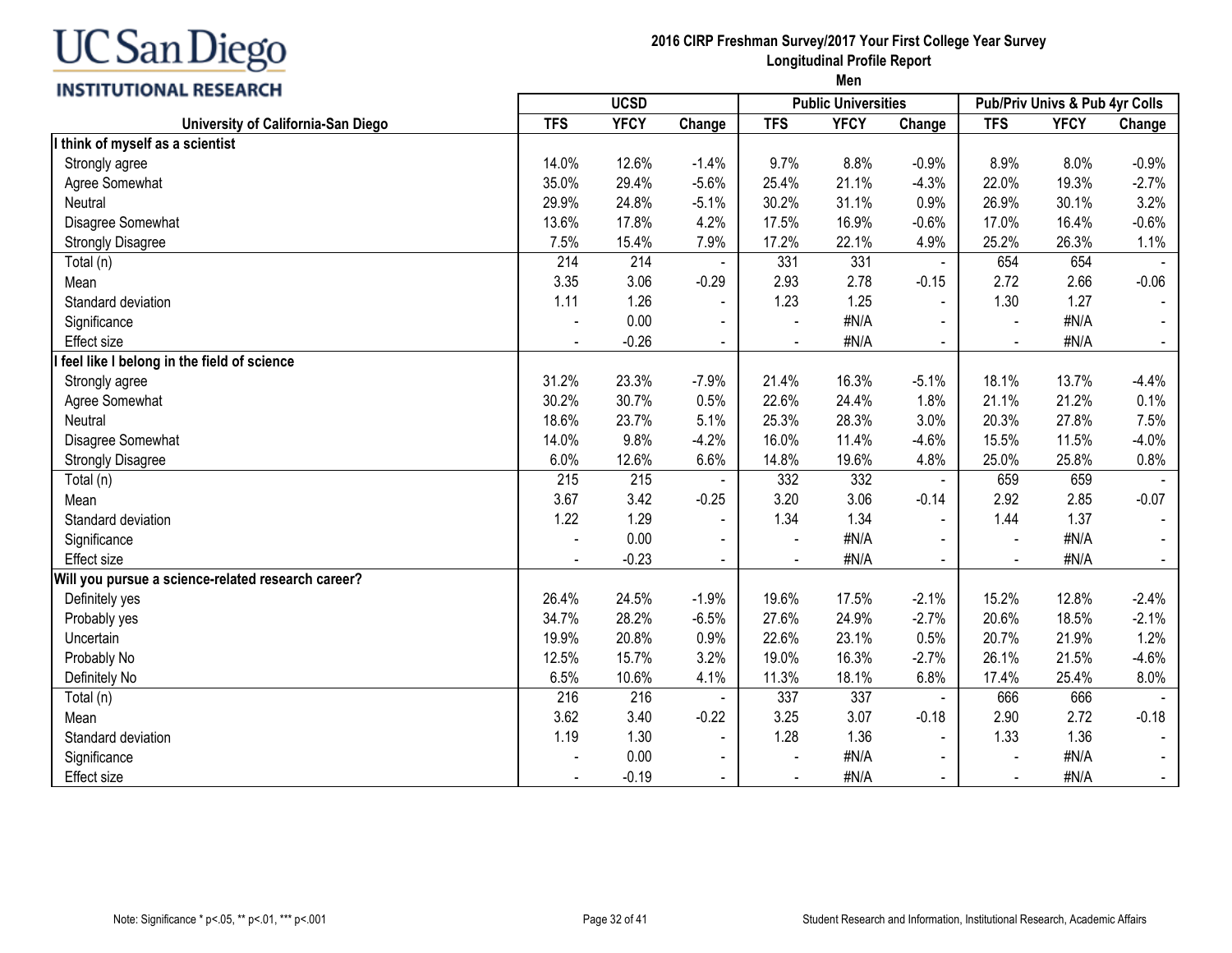UC San Diego INSTITUTIONAL RESEARCH

**2016 CIRP Freshman Survey/2017 Your First College Year Survey**
**Longitudinal Profile Report**
**Men**

| University of California-San Diego | UCSD | | | Public Universities | | | Pub/Priv Univs & Pub 4yr Colls | | |
|---|---|---|---|---|---|---|---|---|---|
| | TFS | YFCY | Change | TFS | YFCY | Change | TFS | YFCY | Change |
| **I think of myself as a scientist** | | | | | | | | | |
| Strongly agree | 14.0% | 12.6% | -1.4% | 9.7% | 8.8% | -0.9% | 8.9% | 8.0% | -0.9% |
| Agree Somewhat | 35.0% | 29.4% | -5.6% | 25.4% | 21.1% | -4.3% | 22.0% | 19.3% | -2.7% |
| Neutral | 29.9% | 24.8% | -5.1% | 30.2% | 31.1% | 0.9% | 26.9% | 30.1% | 3.2% |
| Disagree Somewhat | 13.6% | 17.8% | 4.2% | 17.5% | 16.9% | -0.6% | 17.0% | 16.4% | -0.6% |
| Strongly Disagree | 7.5% | 15.4% | 7.9% | 17.2% | 22.1% | 4.9% | 25.2% | 26.3% | 1.1% |
| Total (n) | 214 | 214 | - | 331 | 331 | - | 654 | 654 | - |
| Mean | 3.35 | 3.06 | -0.29 | 2.93 | 2.78 | -0.15 | 2.72 | 2.66 | -0.06 |
| Standard deviation | 1.11 | 1.26 | - | 1.23 | 1.25 | - | 1.30 | 1.27 | - |
| Significance | - | 0.00 | - | - | #N/A | - | - | #N/A | - |
| Effect size | - | -0.26 | - | - | #N/A | - | - | #N/A | - |
| **I feel like I belong in the field of science** | | | | | | | | | |
| Strongly agree | 31.2% | 23.3% | -7.9% | 21.4% | 16.3% | -5.1% | 18.1% | 13.7% | -4.4% |
| Agree Somewhat | 30.2% | 30.7% | 0.5% | 22.6% | 24.4% | 1.8% | 21.1% | 21.2% | 0.1% |
| Neutral | 18.6% | 23.7% | 5.1% | 25.3% | 28.3% | 3.0% | 20.3% | 27.8% | 7.5% |
| Disagree Somewhat | 14.0% | 9.8% | -4.2% | 16.0% | 11.4% | -4.6% | 15.5% | 11.5% | -4.0% |
| Strongly Disagree | 6.0% | 12.6% | 6.6% | 14.8% | 19.6% | 4.8% | 25.0% | 25.8% | 0.8% |
| Total (n) | 215 | 215 | - | 332 | 332 | - | 659 | 659 | - |
| Mean | 3.67 | 3.42 | -0.25 | 3.20 | 3.06 | -0.14 | 2.92 | 2.85 | -0.07 |
| Standard deviation | 1.22 | 1.29 | - | 1.34 | 1.34 | - | 1.44 | 1.37 | - |
| Significance | - | 0.00 | - | - | #N/A | - | - | #N/A | - |
| Effect size | - | -0.23 | - | - | #N/A | - | - | #N/A | - |
| **Will you pursue a science-related research career?** | | | | | | | | | |
| Definitely yes | 26.4% | 24.5% | -1.9% | 19.6% | 17.5% | -2.1% | 15.2% | 12.8% | -2.4% |
| Probably yes | 34.7% | 28.2% | -6.5% | 27.6% | 24.9% | -2.7% | 20.6% | 18.5% | -2.1% |
| Uncertain | 19.9% | 20.8% | 0.9% | 22.6% | 23.1% | 0.5% | 20.7% | 21.9% | 1.2% |
| Probably No | 12.5% | 15.7% | 3.2% | 19.0% | 16.3% | -2.7% | 26.1% | 21.5% | -4.6% |
| Definitely No | 6.5% | 10.6% | 4.1% | 11.3% | 18.1% | 6.8% | 17.4% | 25.4% | 8.0% |
| Total (n) | 216 | 216 | - | 337 | 337 | - | 666 | 666 | - |
| Mean | 3.62 | 3.40 | -0.22 | 3.25 | 3.07 | -0.18 | 2.90 | 2.72 | -0.18 |
| Standard deviation | 1.19 | 1.30 | - | 1.28 | 1.36 | - | 1.33 | 1.36 | - |
| Significance | - | 0.00 | - | - | #N/A | - | - | #N/A | - |
| Effect size | - | -0.19 | - | - | #N/A | - | - | #N/A | - |

Note: Significance * p<.05, ** p<.01, *** p<.001

Student Research and Information, Institutional Research, Academic Affairs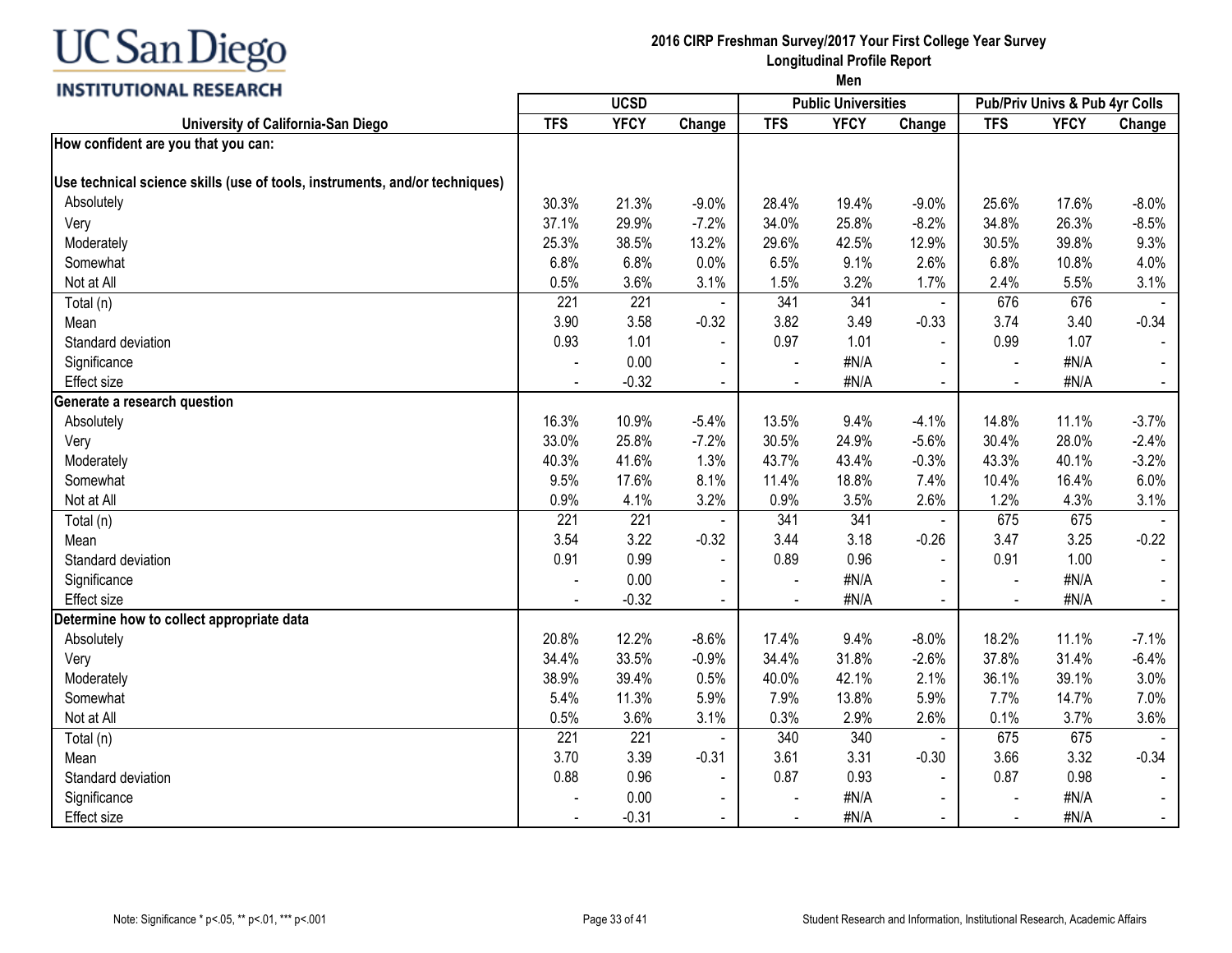UC San Diego
INSTITUTIONAL RESEARCH

**2016 CIRP Freshman Survey/2017 Your First College Year Survey**
**Longitudinal Profile Report**
**Men**

| University of California-San Diego | UCSD | | | Public Universities | | | Pub/Priv Univs & Pub 4yr Colls | | |
|---|---|---|---|---|---|---|---|---|---|
| | TFS | YFCY | Change | TFS | YFCY | Change | TFS | YFCY | Change |
| **How confident are you that you can:** | | | | | | | | | |
| **Use technical science skills (use of tools, instruments, and/or techniques)** | | | | | | | | | |
| Absolutely | 30.3% | 21.3% | -9.0% | 28.4% | 19.4% | -9.0% | 25.6% | 17.6% | -8.0% |
| Very | 37.1% | 29.9% | -7.2% | 34.0% | 25.8% | -8.2% | 34.8% | 26.3% | -8.5% |
| Moderately | 25.3% | 38.5% | 13.2% | 29.6% | 42.5% | 12.9% | 30.5% | 39.8% | 9.3% |
| Somewhat | 6.8% | 6.8% | 0.0% | 6.5% | 9.1% | 2.6% | 6.8% | 10.8% | 4.0% |
| Not at All | 0.5% | 3.6% | 3.1% | 1.5% | 3.2% | 1.7% | 2.4% | 5.5% | 3.1% |
| Total (n) | 221 | 221 | - | 341 | 341 | - | 676 | 676 | - |
| Mean | 3.90 | 3.58 | -0.32 | 3.82 | 3.49 | -0.33 | 3.74 | 3.40 | -0.34 |
| Standard deviation | 0.93 | 1.01 | - | 0.97 | 1.01 | - | 0.99 | 1.07 | - |
| Significance | - | 0.00 | - | - | #N/A | - | - | #N/A | - |
| Effect size | - | -0.32 | - | - | #N/A | - | - | #N/A | - |
| **Generate a research question** | | | | | | | | | |
| Absolutely | 16.3% | 10.9% | -5.4% | 13.5% | 9.4% | -4.1% | 14.8% | 11.1% | -3.7% |
| Very | 33.0% | 25.8% | -7.2% | 30.5% | 24.9% | -5.6% | 30.4% | 28.0% | -2.4% |
| Moderately | 40.3% | 41.6% | 1.3% | 43.7% | 43.4% | -0.3% | 43.3% | 40.1% | -3.2% |
| Somewhat | 9.5% | 17.6% | 8.1% | 11.4% | 18.8% | 7.4% | 10.4% | 16.4% | 6.0% |
| Not at All | 0.9% | 4.1% | 3.2% | 0.9% | 3.5% | 2.6% | 1.2% | 4.3% | 3.1% |
| Total (n) | 221 | 221 | - | 341 | 341 | - | 675 | 675 | - |
| Mean | 3.54 | 3.22 | -0.32 | 3.44 | 3.18 | -0.26 | 3.47 | 3.25 | -0.22 |
| Standard deviation | 0.91 | 0.99 | - | 0.89 | 0.96 | - | 0.91 | 1.00 | - |
| Significance | - | 0.00 | - | - | #N/A | - | - | #N/A | - |
| Effect size | - | -0.32 | - | - | #N/A | - | - | #N/A | - |
| **Determine how to collect appropriate data** | | | | | | | | | |
| Absolutely | 20.8% | 12.2% | -8.6% | 17.4% | 9.4% | -8.0% | 18.2% | 11.1% | -7.1% |
| Very | 34.4% | 33.5% | -0.9% | 34.4% | 31.8% | -2.6% | 37.8% | 31.4% | -6.4% |
| Moderately | 38.9% | 39.4% | 0.5% | 40.0% | 42.1% | 2.1% | 36.1% | 39.1% | 3.0% |
| Somewhat | 5.4% | 11.3% | 5.9% | 7.9% | 13.8% | 5.9% | 7.7% | 14.7% | 7.0% |
| Not at All | 0.5% | 3.6% | 3.1% | 0.3% | 2.9% | 2.6% | 0.1% | 3.7% | 3.6% |
| Total (n) | 221 | 221 | - | 340 | 340 | - | 675 | 675 | - |
| Mean | 3.70 | 3.39 | -0.31 | 3.61 | 3.31 | -0.30 | 3.66 | 3.32 | -0.34 |
| Standard deviation | 0.88 | 0.96 | - | 0.87 | 0.93 | - | 0.87 | 0.98 | - |
| Significance | - | 0.00 | - | - | #N/A | - | - | #N/A | - |
| Effect size | - | -0.31 | - | - | #N/A | - | - | #N/A | - |

Note: Significance * p<.05, ** p<.01, *** p<.001

Student Research and Information, Institutional Research, Academic Affairs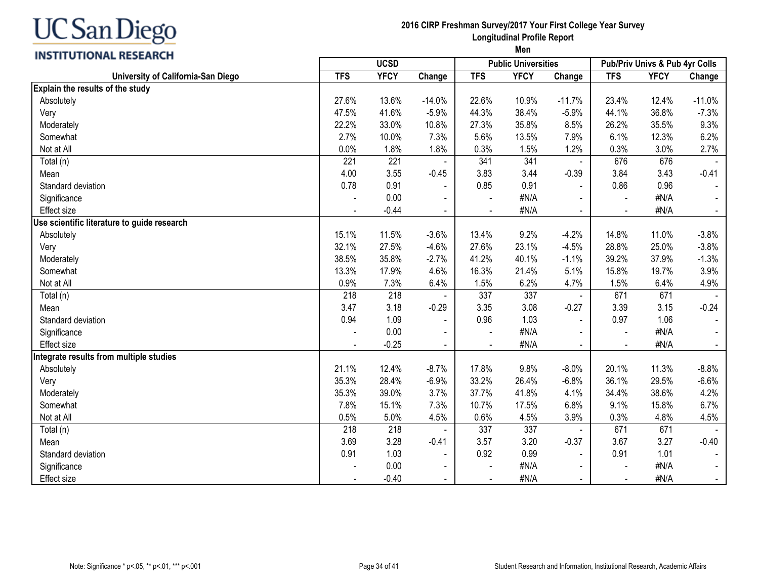UC San Diego
INSTITUTIONAL RESEARCH

**2016 CIRP Freshman Survey/2017 Your First College Year Survey**
**Longitudinal Profile Report**
**Men**

| University of California-San Diego | UCSD | | | Public Universities | | | Pub/Priv Univs & Pub 4yr Colls | | |
|---|---|---|---|---|---|---|---|---|---|
| | TFS | YFCY | Change | TFS | YFCY | Change | TFS | YFCY | Change |
| **Explain the results of the study** | | | | | | | | | |
| Absolutely | 27.6% | 13.6% | -14.0% | 22.6% | 10.9% | -11.7% | 23.4% | 12.4% | -11.0% |
| Very | 47.5% | 41.6% | -5.9% | 44.3% | 38.4% | -5.9% | 44.1% | 36.8% | -7.3% |
| Moderately | 22.2% | 33.0% | 10.8% | 27.3% | 35.8% | 8.5% | 26.2% | 35.5% | 9.3% |
| Somewhat | 2.7% | 10.0% | 7.3% | 5.6% | 13.5% | 7.9% | 6.1% | 12.3% | 6.2% |
| Not at All | 0.0% | 1.8% | 1.8% | 0.3% | 1.5% | 1.2% | 0.3% | 3.0% | 2.7% |
| Total (n) | 221 | 221 | - | 341 | 341 | - | 676 | 676 | - |
| Mean | 4.00 | 3.55 | -0.45 | 3.83 | 3.44 | -0.39 | 3.84 | 3.43 | -0.41 |
| Standard deviation | 0.78 | 0.91 | - | 0.85 | 0.91 | - | 0.86 | 0.96 | - |
| Significance | - | 0.00 | - | - | #N/A | - | - | #N/A | - |
| Effect size | - | -0.44 | - | - | #N/A | - | - | #N/A | - |
| **Use scientific literature to guide research** | | | | | | | | | |
| Absolutely | 15.1% | 11.5% | -3.6% | 13.4% | 9.2% | -4.2% | 14.8% | 11.0% | -3.8% |
| Very | 32.1% | 27.5% | -4.6% | 27.6% | 23.1% | -4.5% | 28.8% | 25.0% | -3.8% |
| Moderately | 38.5% | 35.8% | -2.7% | 41.2% | 40.1% | -1.1% | 39.2% | 37.9% | -1.3% |
| Somewhat | 13.3% | 17.9% | 4.6% | 16.3% | 21.4% | 5.1% | 15.8% | 19.7% | 3.9% |
| Not at All | 0.9% | 7.3% | 6.4% | 1.5% | 6.2% | 4.7% | 1.5% | 6.4% | 4.9% |
| Total (n) | 218 | 218 | - | 337 | 337 | - | 671 | 671 | - |
| Mean | 3.47 | 3.18 | -0.29 | 3.35 | 3.08 | -0.27 | 3.39 | 3.15 | -0.24 |
| Standard deviation | 0.94 | 1.09 | - | 0.96 | 1.03 | - | 0.97 | 1.06 | - |
| Significance | - | 0.00 | - | - | #N/A | - | - | #N/A | - |
| Effect size | - | -0.25 | - | - | #N/A | - | - | #N/A | - |
| **Integrate results from multiple studies** | | | | | | | | | |
| Absolutely | 21.1% | 12.4% | -8.7% | 17.8% | 9.8% | -8.0% | 20.1% | 11.3% | -8.8% |
| Very | 35.3% | 28.4% | -6.9% | 33.2% | 26.4% | -6.8% | 36.1% | 29.5% | -6.6% |
| Moderately | 35.3% | 39.0% | 3.7% | 37.7% | 41.8% | 4.1% | 34.4% | 38.6% | 4.2% |
| Somewhat | 7.8% | 15.1% | 7.3% | 10.7% | 17.5% | 6.8% | 9.1% | 15.8% | 6.7% |
| Not at All | 0.5% | 5.0% | 4.5% | 0.6% | 4.5% | 3.9% | 0.3% | 4.8% | 4.5% |
| Total (n) | 218 | 218 | - | 337 | 337 | - | 671 | 671 | - |
| Mean | 3.69 | 3.28 | -0.41 | 3.57 | 3.20 | -0.37 | 3.67 | 3.27 | -0.40 |
| Standard deviation | 0.91 | 1.03 | - | 0.92 | 0.99 | - | 0.91 | 1.01 | - |
| Significance | - | 0.00 | - | - | #N/A | - | - | #N/A | - |
| Effect size | - | -0.40 | - | - | #N/A | - | - | #N/A | - |

Note: Significance * p<.05, ** p<.01, *** p<.001

Student Research and Information, Institutional Research, Academic Affairs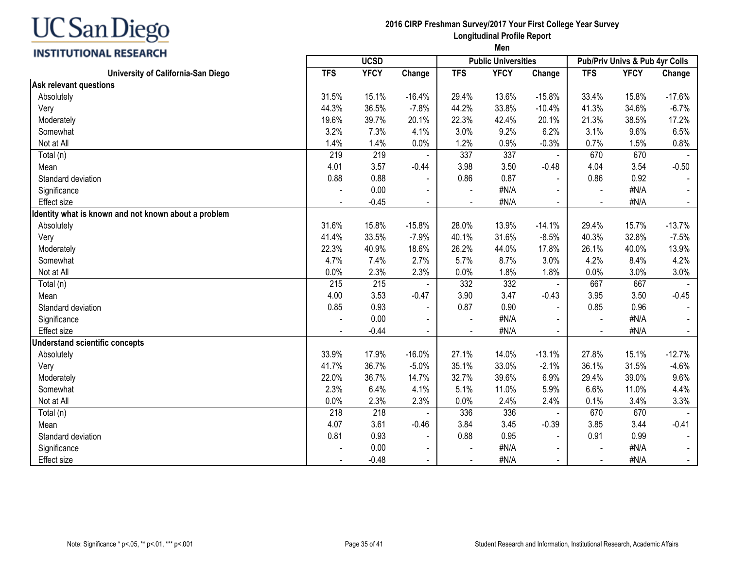UC San Diego
INSTITUTIONAL RESEARCH

**2016 CIRP Freshman Survey/2017 Your First College Year Survey**
**Longitudinal Profile Report**
**Men**

| University of California-San Diego | UCSD | | | Public Universities | | | Pub/Priv Univs & Pub 4yr Colls | | |
|---|---|---|---|---|---|---|---|---|---|
| | TFS | YFCY | Change | TFS | YFCY | Change | TFS | YFCY | Change |
| **Ask relevant questions** | | | | | | | | | |
| Absolutely | 31.5% | 15.1% | -16.4% | 29.4% | 13.6% | -15.8% | 33.4% | 15.8% | -17.6% |
| Very | 44.3% | 36.5% | -7.8% | 44.2% | 33.8% | -10.4% | 41.3% | 34.6% | -6.7% |
| Moderately | 19.6% | 39.7% | 20.1% | 22.3% | 42.4% | 20.1% | 21.3% | 38.5% | 17.2% |
| Somewhat | 3.2% | 7.3% | 4.1% | 3.0% | 9.2% | 6.2% | 3.1% | 9.6% | 6.5% |
| Not at All | 1.4% | 1.4% | 0.0% | 1.2% | 0.9% | -0.3% | 0.7% | 1.5% | 0.8% |
| Total (n) | 219 | 219 | - | 337 | 337 | - | 670 | 670 | - |
| Mean | 4.01 | 3.57 | -0.44 | 3.98 | 3.50 | -0.48 | 4.04 | 3.54 | -0.50 |
| Standard deviation | 0.88 | 0.88 | - | 0.86 | 0.87 | - | 0.86 | 0.92 | - |
| Significance | - | 0.00 | - | - | #N/A | - | - | #N/A | - |
| Effect size | - | -0.45 | - | - | #N/A | - | - | #N/A | - |
| **Identity what is known and not known about a problem** | | | | | | | | | |
| Absolutely | 31.6% | 15.8% | -15.8% | 28.0% | 13.9% | -14.1% | 29.4% | 15.7% | -13.7% |
| Very | 41.4% | 33.5% | -7.9% | 40.1% | 31.6% | -8.5% | 40.3% | 32.8% | -7.5% |
| Moderately | 22.3% | 40.9% | 18.6% | 26.2% | 44.0% | 17.8% | 26.1% | 40.0% | 13.9% |
| Somewhat | 4.7% | 7.4% | 2.7% | 5.7% | 8.7% | 3.0% | 4.2% | 8.4% | 4.2% |
| Not at All | 0.0% | 2.3% | 2.3% | 0.0% | 1.8% | 1.8% | 0.0% | 3.0% | 3.0% |
| Total (n) | 215 | 215 | - | 332 | 332 | - | 667 | 667 | - |
| Mean | 4.00 | 3.53 | -0.47 | 3.90 | 3.47 | -0.43 | 3.95 | 3.50 | -0.45 |
| Standard deviation | 0.85 | 0.93 | - | 0.87 | 0.90 | - | 0.85 | 0.96 | - |
| Significance | - | 0.00 | - | - | #N/A | - | - | #N/A | - |
| Effect size | - | -0.44 | - | - | #N/A | - | - | #N/A | - |
| **Understand scientific concepts** | | | | | | | | | |
| Absolutely | 33.9% | 17.9% | -16.0% | 27.1% | 14.0% | -13.1% | 27.8% | 15.1% | -12.7% |
| Very | 41.7% | 36.7% | -5.0% | 35.1% | 33.0% | -2.1% | 36.1% | 31.5% | -4.6% |
| Moderately | 22.0% | 36.7% | 14.7% | 32.7% | 39.6% | 6.9% | 29.4% | 39.0% | 9.6% |
| Somewhat | 2.3% | 6.4% | 4.1% | 5.1% | 11.0% | 5.9% | 6.6% | 11.0% | 4.4% |
| Not at All | 0.0% | 2.3% | 2.3% | 0.0% | 2.4% | 2.4% | 0.1% | 3.4% | 3.3% |
| Total (n) | 218 | 218 | - | 336 | 336 | - | 670 | 670 | - |
| Mean | 4.07 | 3.61 | -0.46 | 3.84 | 3.45 | -0.39 | 3.85 | 3.44 | -0.41 |
| Standard deviation | 0.81 | 0.93 | - | 0.88 | 0.95 | - | 0.91 | 0.99 | - |
| Significance | - | 0.00 | - | - | #N/A | - | - | #N/A | - |
| Effect size | - | -0.48 | - | - | #N/A | - | - | #N/A | - |

Note: Significance * p<.05, ** p<.01, *** p<.001

Student Research and Information, Institutional Research, Academic Affairs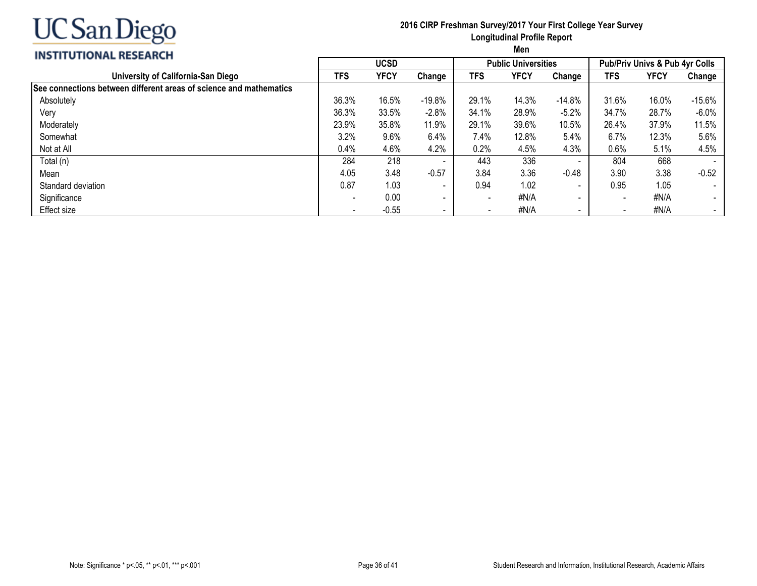UC San Diego
INSTITUTIONAL RESEARCH

**2016 CIRP Freshman Survey/2017 Your First College Year Survey**
**Longitudinal Profile Report**
**Men**

| University of California-San Diego | UCSD | | | Public Universities | | | Pub/Priv Univs & Pub 4yr Colls | | |
|---|---|---|---|---|---|---|---|---|---|
| | TFS | YFCY | Change | TFS | YFCY | Change | TFS | YFCY | Change |
| **See connections between different areas of science and mathematics** | | | | | | | | | |
| Absolutely | 36.3% | 16.5% | -19.8% | 29.1% | 14.3% | -14.8% | 31.6% | 16.0% | -15.6% |
| Very | 36.3% | 33.5% | -2.8% | 34.1% | 28.9% | -5.2% | 34.7% | 28.7% | -6.0% |
| Moderately | 23.9% | 35.8% | 11.9% | 29.1% | 39.6% | 10.5% | 26.4% | 37.9% | 11.5% |
| Somewhat | 3.2% | 9.6% | 6.4% | 7.4% | 12.8% | 5.4% | 6.7% | 12.3% | 5.6% |
| Not at All | 0.4% | 4.6% | 4.2% | 0.2% | 4.5% | 4.3% | 0.6% | 5.1% | 4.5% |
| Total (n) | 284 | 218 | - | 443 | 336 | - | 804 | 668 | - |
| Mean | 4.05 | 3.48 | -0.57 | 3.84 | 3.36 | -0.48 | 3.90 | 3.38 | -0.52 |
| Standard deviation | 0.87 | 1.03 | - | 0.94 | 1.02 | - | 0.95 | 1.05 | - |
| Significance | - | 0.00 | - | - | #N/A | - | - | #N/A | - |
| Effect size | - | -0.55 | - | - | #N/A | - | - | #N/A | - |

Note: Significance * p<.05, ** p<.01, *** p<.001

Student Research and Information, Institutional Research, Academic Affairs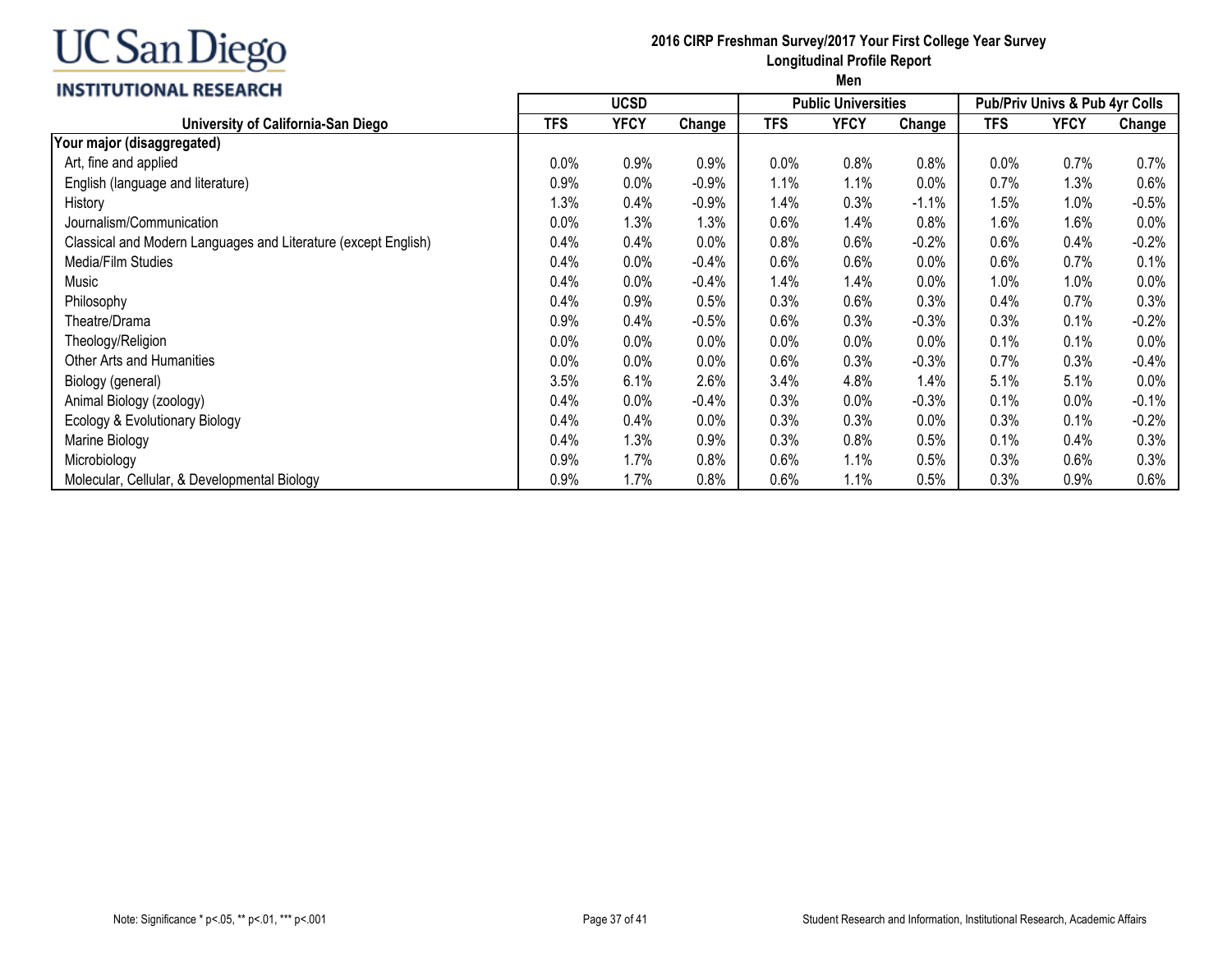# UC San Diego INSTITUTIONAL RESEARCH

**2016 CIRP Freshman Survey/2017 Your First College Year Survey**
**Longitudinal Profile Report**
**Men**

| | UCSD | | | Public Universities | | | Pub/Priv Univs & Pub 4yr Colls | | |
|---|---|---|---|---|---|---|---|---|---|
| **University of California-San Diego** | **TFS** | **YFCY** | **Change** | **TFS** | **YFCY** | **Change** | **TFS** | **YFCY** | **Change** |
| **Your major (disaggregated)** | | | | | | | | | |
| Art, fine and applied | 0.0% | 0.9% | 0.9% | 0.0% | 0.8% | 0.8% | 0.0% | 0.7% | 0.7% |
| English (language and literature) | 0.9% | 0.0% | -0.9% | 1.1% | 1.1% | 0.0% | 0.7% | 1.3% | 0.6% |
| History | 1.3% | 0.4% | -0.9% | 1.4% | 0.3% | -1.1% | 1.5% | 1.0% | -0.5% |
| Journalism/Communication | 0.0% | 1.3% | 1.3% | 0.6% | 1.4% | 0.8% | 1.6% | 1.6% | 0.0% |
| Classical and Modern Languages and Literature (except English) | 0.4% | 0.4% | 0.0% | 0.8% | 0.6% | -0.2% | 0.6% | 0.4% | -0.2% |
| Media/Film Studies | 0.4% | 0.0% | -0.4% | 0.6% | 0.6% | 0.0% | 0.6% | 0.7% | 0.1% |
| Music | 0.4% | 0.0% | -0.4% | 1.4% | 1.4% | 0.0% | 1.0% | 1.0% | 0.0% |
| Philosophy | 0.4% | 0.9% | 0.5% | 0.3% | 0.6% | 0.3% | 0.4% | 0.7% | 0.3% |
| Theatre/Drama | 0.9% | 0.4% | -0.5% | 0.6% | 0.3% | -0.3% | 0.3% | 0.1% | -0.2% |
| Theology/Religion | 0.0% | 0.0% | 0.0% | 0.0% | 0.0% | 0.0% | 0.1% | 0.1% | 0.0% |
| Other Arts and Humanities | 0.0% | 0.0% | 0.0% | 0.6% | 0.3% | -0.3% | 0.7% | 0.3% | -0.4% |
| Biology (general) | 3.5% | 6.1% | 2.6% | 3.4% | 4.8% | 1.4% | 5.1% | 5.1% | 0.0% |
| Animal Biology (zoology) | 0.4% | 0.0% | -0.4% | 0.3% | 0.0% | -0.3% | 0.1% | 0.0% | -0.1% |
| Ecology & Evolutionary Biology | 0.4% | 0.4% | 0.0% | 0.3% | 0.3% | 0.0% | 0.3% | 0.1% | -0.2% |
| Marine Biology | 0.4% | 1.3% | 0.9% | 0.3% | 0.8% | 0.5% | 0.1% | 0.4% | 0.3% |
| Microbiology | 0.9% | 1.7% | 0.8% | 0.6% | 1.1% | 0.5% | 0.3% | 0.6% | 0.3% |
| Molecular, Cellular, & Developmental Biology | 0.9% | 1.7% | 0.8% | 0.6% | 1.1% | 0.5% | 0.3% | 0.9% | 0.6% |

Note: Significance * p<.05, ** p<.01, *** p<.001

Student Research and Information, Institutional Research, Academic Affairs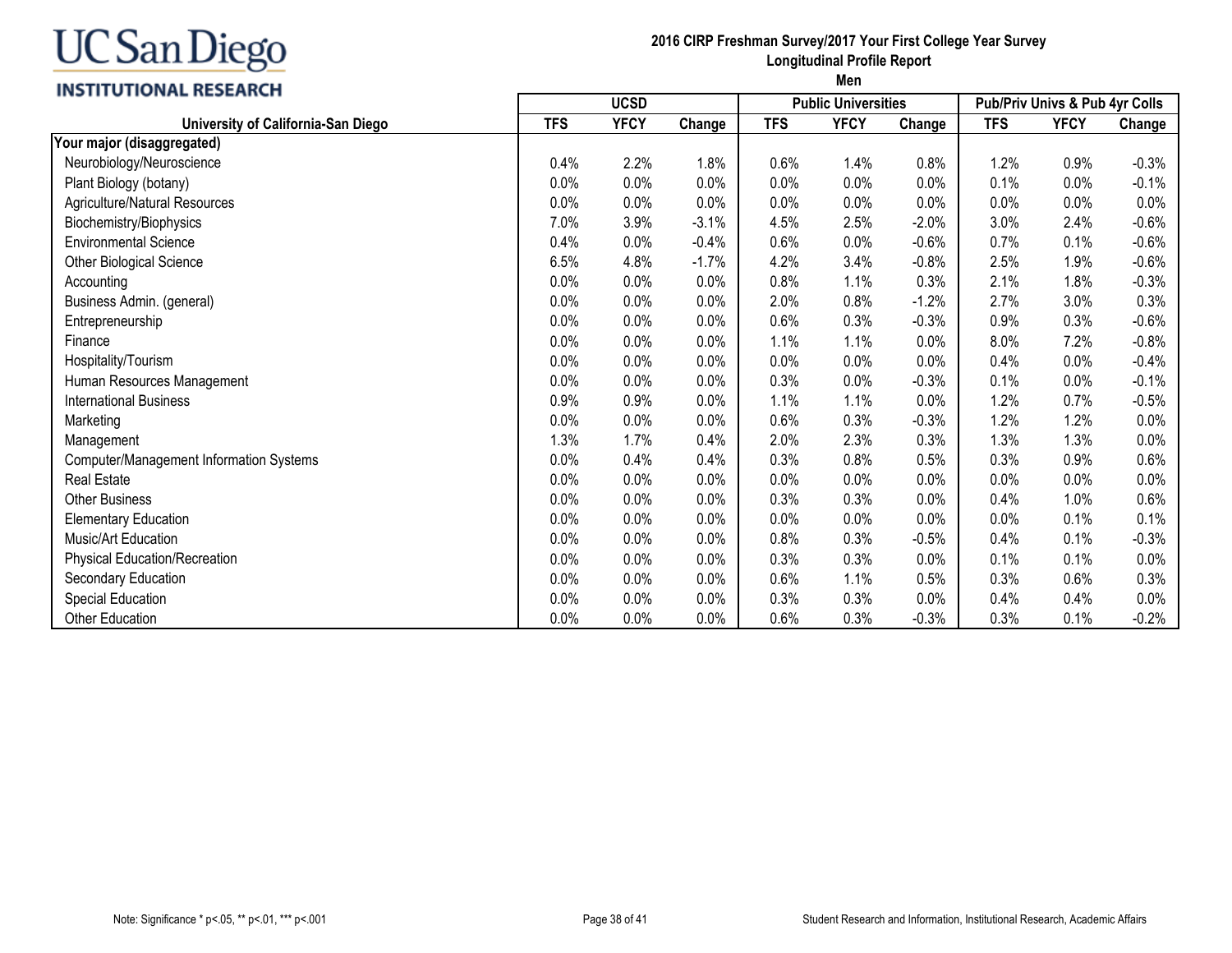**UC San Diego INSTITUTIONAL RESEARCH**

**2016 CIRP Freshman Survey/2017 Your First College Year Survey**
**Longitudinal Profile Report**
**Men**

| University of California-San Diego | UCSD | | | Public Universities | | | Pub/Priv Univs & Pub 4yr Colls | | |
|---|---|---|---|---|---|---|---|---|---|
| | TFS | YFCY | Change | TFS | YFCY | Change | TFS | YFCY | Change |
| **Your major (disaggregated)** | | | | | | | | | |
| Neurobiology/Neuroscience | 0.4% | 2.2% | 1.8% | 0.6% | 1.4% | 0.8% | 1.2% | 0.9% | -0.3% |
| Plant Biology (botany) | 0.0% | 0.0% | 0.0% | 0.0% | 0.0% | 0.0% | 0.1% | 0.0% | -0.1% |
| Agriculture/Natural Resources | 0.0% | 0.0% | 0.0% | 0.0% | 0.0% | 0.0% | 0.0% | 0.0% | 0.0% |
| Biochemistry/Biophysics | 7.0% | 3.9% | -3.1% | 4.5% | 2.5% | -2.0% | 3.0% | 2.4% | -0.6% |
| Environmental Science | 0.4% | 0.0% | -0.4% | 0.6% | 0.0% | -0.6% | 0.7% | 0.1% | -0.6% |
| Other Biological Science | 6.5% | 4.8% | -1.7% | 4.2% | 3.4% | -0.8% | 2.5% | 1.9% | -0.6% |
| Accounting | 0.0% | 0.0% | 0.0% | 0.8% | 1.1% | 0.3% | 2.1% | 1.8% | -0.3% |
| Business Admin. (general) | 0.0% | 0.0% | 0.0% | 2.0% | 0.8% | -1.2% | 2.7% | 3.0% | 0.3% |
| Entrepreneurship | 0.0% | 0.0% | 0.0% | 0.6% | 0.3% | -0.3% | 0.9% | 0.3% | -0.6% |
| Finance | 0.0% | 0.0% | 0.0% | 1.1% | 1.1% | 0.0% | 8.0% | 7.2% | -0.8% |
| Hospitality/Tourism | 0.0% | 0.0% | 0.0% | 0.0% | 0.0% | 0.0% | 0.4% | 0.0% | -0.4% |
| Human Resources Management | 0.0% | 0.0% | 0.0% | 0.3% | 0.0% | -0.3% | 0.1% | 0.0% | -0.1% |
| International Business | 0.9% | 0.9% | 0.0% | 1.1% | 1.1% | 0.0% | 1.2% | 0.7% | -0.5% |
| Marketing | 0.0% | 0.0% | 0.0% | 0.6% | 0.3% | -0.3% | 1.2% | 1.2% | 0.0% |
| Management | 1.3% | 1.7% | 0.4% | 2.0% | 2.3% | 0.3% | 1.3% | 1.3% | 0.0% |
| Computer/Management Information Systems | 0.0% | 0.4% | 0.4% | 0.3% | 0.8% | 0.5% | 0.3% | 0.9% | 0.6% |
| Real Estate | 0.0% | 0.0% | 0.0% | 0.0% | 0.0% | 0.0% | 0.0% | 0.0% | 0.0% |
| Other Business | 0.0% | 0.0% | 0.0% | 0.3% | 0.3% | 0.0% | 0.4% | 1.0% | 0.6% |
| Elementary Education | 0.0% | 0.0% | 0.0% | 0.0% | 0.0% | 0.0% | 0.0% | 0.1% | 0.1% |
| Music/Art Education | 0.0% | 0.0% | 0.0% | 0.8% | 0.3% | -0.5% | 0.4% | 0.1% | -0.3% |
| Physical Education/Recreation | 0.0% | 0.0% | 0.0% | 0.3% | 0.3% | 0.0% | 0.1% | 0.1% | 0.0% |
| Secondary Education | 0.0% | 0.0% | 0.0% | 0.6% | 1.1% | 0.5% | 0.3% | 0.6% | 0.3% |
| Special Education | 0.0% | 0.0% | 0.0% | 0.3% | 0.3% | 0.0% | 0.4% | 0.4% | 0.0% |
| Other Education | 0.0% | 0.0% | 0.0% | 0.6% | 0.3% | -0.3% | 0.3% | 0.1% | -0.2% |

Note: Significance * p<.05, ** p<.01, *** p<.001

Student Research and Information, Institutional Research, Academic Affairs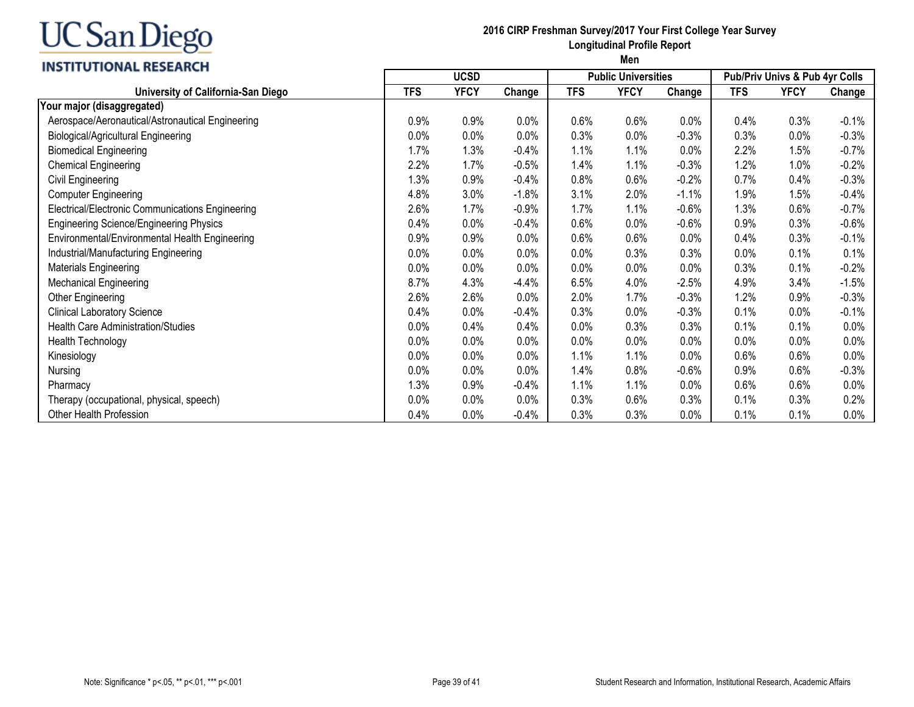UC San Diego INSTITUTIONAL RESEARCH

**2016 CIRP Freshman Survey/2017 Your First College Year Survey**
**Longitudinal Profile Report**
**Men**

| University of California-San Diego | UCSD | | | Public Universities | | | Pub/Priv Univs & Pub 4yr Colls | | |
|---|---|---|---|---|---|---|---|---|---|
| | TFS | YFCY | Change | TFS | YFCY | Change | TFS | YFCY | Change |
| **Your major (disaggregated)** | | | | | | | | | |
| Aerospace/Aeronautical/Astronautical Engineering | 0.9% | 0.9% | 0.0% | 0.6% | 0.6% | 0.0% | 0.4% | 0.3% | -0.1% |
| Biological/Agricultural Engineering | 0.0% | 0.0% | 0.0% | 0.3% | 0.0% | -0.3% | 0.3% | 0.0% | -0.3% |
| Biomedical Engineering | 1.7% | 1.3% | -0.4% | 1.1% | 1.1% | 0.0% | 2.2% | 1.5% | -0.7% |
| Chemical Engineering | 2.2% | 1.7% | -0.5% | 1.4% | 1.1% | -0.3% | 1.2% | 1.0% | -0.2% |
| Civil Engineering | 1.3% | 0.9% | -0.4% | 0.8% | 0.6% | -0.2% | 0.7% | 0.4% | -0.3% |
| Computer Engineering | 4.8% | 3.0% | -1.8% | 3.1% | 2.0% | -1.1% | 1.9% | 1.5% | -0.4% |
| Electrical/Electronic Communications Engineering | 2.6% | 1.7% | -0.9% | 1.7% | 1.1% | -0.6% | 1.3% | 0.6% | -0.7% |
| Engineering Science/Engineering Physics | 0.4% | 0.0% | -0.4% | 0.6% | 0.0% | -0.6% | 0.9% | 0.3% | -0.6% |
| Environmental/Environmental Health Engineering | 0.9% | 0.9% | 0.0% | 0.6% | 0.6% | 0.0% | 0.4% | 0.3% | -0.1% |
| Industrial/Manufacturing Engineering | 0.0% | 0.0% | 0.0% | 0.0% | 0.3% | 0.3% | 0.0% | 0.1% | 0.1% |
| Materials Engineering | 0.0% | 0.0% | 0.0% | 0.0% | 0.0% | 0.0% | 0.3% | 0.1% | -0.2% |
| Mechanical Engineering | 8.7% | 4.3% | -4.4% | 6.5% | 4.0% | -2.5% | 4.9% | 3.4% | -1.5% |
| Other Engineering | 2.6% | 2.6% | 0.0% | 2.0% | 1.7% | -0.3% | 1.2% | 0.9% | -0.3% |
| Clinical Laboratory Science | 0.4% | 0.0% | -0.4% | 0.3% | 0.0% | -0.3% | 0.1% | 0.0% | -0.1% |
| Health Care Administration/Studies | 0.0% | 0.4% | 0.4% | 0.0% | 0.3% | 0.3% | 0.1% | 0.1% | 0.0% |
| Health Technology | 0.0% | 0.0% | 0.0% | 0.0% | 0.0% | 0.0% | 0.0% | 0.0% | 0.0% |
| Kinesiology | 0.0% | 0.0% | 0.0% | 1.1% | 1.1% | 0.0% | 0.6% | 0.6% | 0.0% |
| Nursing | 0.0% | 0.0% | 0.0% | 1.4% | 0.8% | -0.6% | 0.9% | 0.6% | -0.3% |
| Pharmacy | 1.3% | 0.9% | -0.4% | 1.1% | 1.1% | 0.0% | 0.6% | 0.6% | 0.0% |
| Therapy (occupational, physical, speech) | 0.0% | 0.0% | 0.0% | 0.3% | 0.6% | 0.3% | 0.1% | 0.3% | 0.2% |
| Other Health Profession | 0.4% | 0.0% | -0.4% | 0.3% | 0.3% | 0.0% | 0.1% | 0.1% | 0.0% |

Note: Significance * p<.05, ** p<.01, *** p<.001

Student Research and Information, Institutional Research, Academic Affairs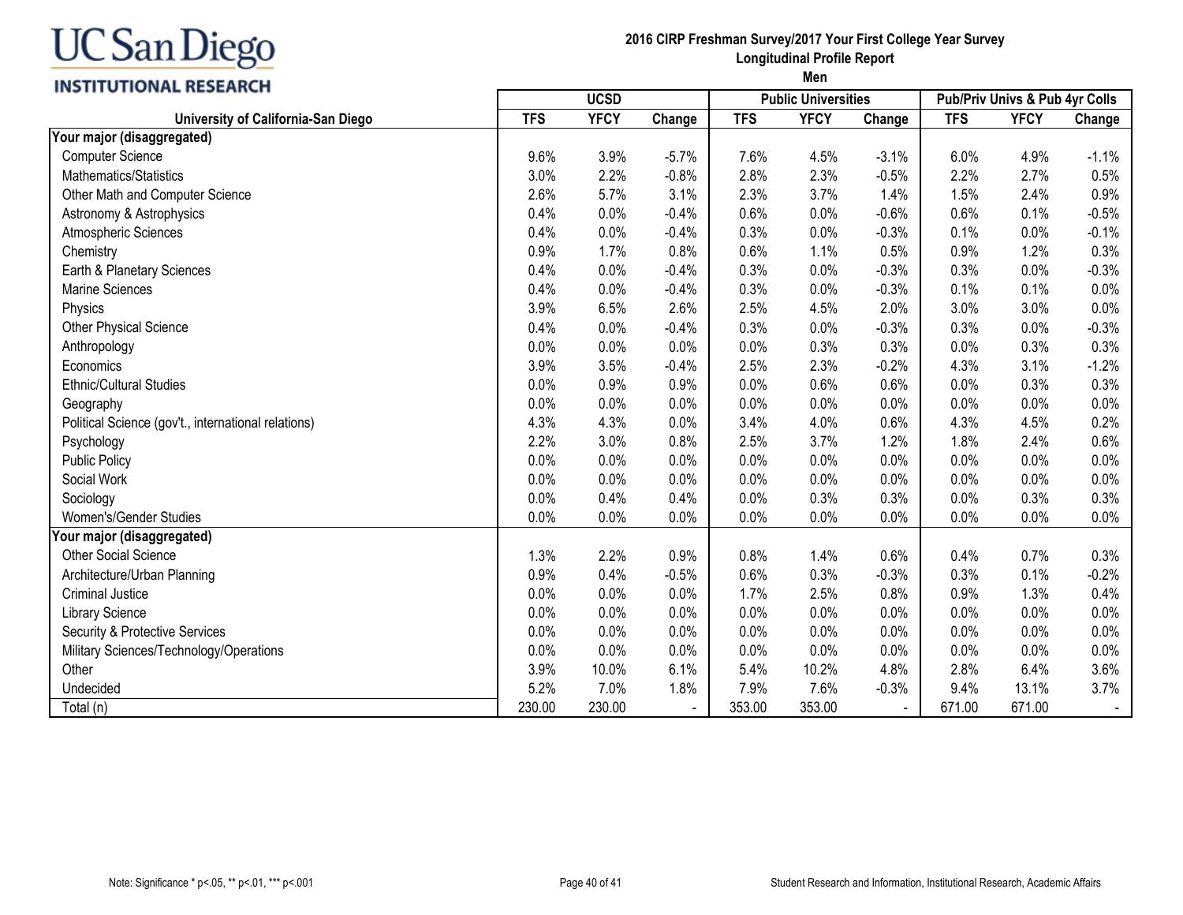UC San Diego
INSTITUTIONAL RESEARCH

**2016 CIRP Freshman Survey/2017 Your First College Year Survey**
**Longitudinal Profile Report**
**Men**

| University of California-San Diego | UCSD | | | Public Universities | | | Pub/Priv Univs & Pub 4yr Colls | | |
|---|---|---|---|---|---|---|---|---|---|
| | TFS | YFCY | Change | TFS | YFCY | Change | TFS | YFCY | Change |
| **Your major (disaggregated)** | | | | | | | | | |
| Computer Science | 9.6% | 3.9% | -5.7% | 7.6% | 4.5% | -3.1% | 6.0% | 4.9% | -1.1% |
| Mathematics/Statistics | 3.0% | 2.2% | -0.8% | 2.8% | 2.3% | -0.5% | 2.2% | 2.7% | 0.5% |
| Other Math and Computer Science | 2.6% | 5.7% | 3.1% | 2.3% | 3.7% | 1.4% | 1.5% | 2.4% | 0.9% |
| Astronomy & Astrophysics | 0.4% | 0.0% | -0.4% | 0.6% | 0.0% | -0.6% | 0.6% | 0.1% | -0.5% |
| Atmospheric Sciences | 0.4% | 0.0% | -0.4% | 0.3% | 0.0% | -0.3% | 0.1% | 0.0% | -0.1% |
| Chemistry | 0.9% | 1.7% | 0.8% | 0.6% | 1.1% | 0.5% | 0.9% | 1.2% | 0.3% |
| Earth & Planetary Sciences | 0.4% | 0.0% | -0.4% | 0.3% | 0.0% | -0.3% | 0.3% | 0.0% | -0.3% |
| Marine Sciences | 0.4% | 0.0% | -0.4% | 0.3% | 0.0% | -0.3% | 0.1% | 0.1% | 0.0% |
| Physics | 3.9% | 6.5% | 2.6% | 2.5% | 4.5% | 2.0% | 3.0% | 3.0% | 0.0% |
| Other Physical Science | 0.4% | 0.0% | -0.4% | 0.3% | 0.0% | -0.3% | 0.3% | 0.0% | -0.3% |
| Anthropology | 0.0% | 0.0% | 0.0% | 0.0% | 0.3% | 0.3% | 0.0% | 0.3% | 0.3% |
| Economics | 3.9% | 3.5% | -0.4% | 2.5% | 2.3% | -0.2% | 4.3% | 3.1% | -1.2% |
| Ethnic/Cultural Studies | 0.0% | 0.9% | 0.9% | 0.0% | 0.6% | 0.6% | 0.0% | 0.3% | 0.3% |
| Geography | 0.0% | 0.0% | 0.0% | 0.0% | 0.0% | 0.0% | 0.0% | 0.0% | 0.0% |
| Political Science (gov't., international relations) | 4.3% | 4.3% | 0.0% | 3.4% | 4.0% | 0.6% | 4.3% | 4.5% | 0.2% |
| Psychology | 2.2% | 3.0% | 0.8% | 2.5% | 3.7% | 1.2% | 1.8% | 2.4% | 0.6% |
| Public Policy | 0.0% | 0.0% | 0.0% | 0.0% | 0.0% | 0.0% | 0.0% | 0.0% | 0.0% |
| Social Work | 0.0% | 0.0% | 0.0% | 0.0% | 0.0% | 0.0% | 0.0% | 0.0% | 0.0% |
| Sociology | 0.0% | 0.4% | 0.4% | 0.0% | 0.3% | 0.3% | 0.0% | 0.3% | 0.3% |
| Women's/Gender Studies | 0.0% | 0.0% | 0.0% | 0.0% | 0.0% | 0.0% | 0.0% | 0.0% | 0.0% |
| **Your major (disaggregated)** | | | | | | | | | |
| Other Social Science | 1.3% | 2.2% | 0.9% | 0.8% | 1.4% | 0.6% | 0.4% | 0.7% | 0.3% |
| Architecture/Urban Planning | 0.9% | 0.4% | -0.5% | 0.6% | 0.3% | -0.3% | 0.3% | 0.1% | -0.2% |
| Criminal Justice | 0.0% | 0.0% | 0.0% | 1.7% | 2.5% | 0.8% | 0.9% | 1.3% | 0.4% |
| Library Science | 0.0% | 0.0% | 0.0% | 0.0% | 0.0% | 0.0% | 0.0% | 0.0% | 0.0% |
| Security & Protective Services | 0.0% | 0.0% | 0.0% | 0.0% | 0.0% | 0.0% | 0.0% | 0.0% | 0.0% |
| Military Sciences/Technology/Operations | 0.0% | 0.0% | 0.0% | 0.0% | 0.0% | 0.0% | 0.0% | 0.0% | 0.0% |
| Other | 3.9% | 10.0% | 6.1% | 5.4% | 10.2% | 4.8% | 2.8% | 6.4% | 3.6% |
| Undecided | 5.2% | 7.0% | 1.8% | 7.9% | 7.6% | -0.3% | 9.4% | 13.1% | 3.7% |
| Total (n) | 230.00 | 230.00 | - | 353.00 | 353.00 | - | 671.00 | 671.00 | - |

Note: Significance * p<.05, ** p<.01, *** p<.001

Student Research and Information, Institutional Research, Academic Affairs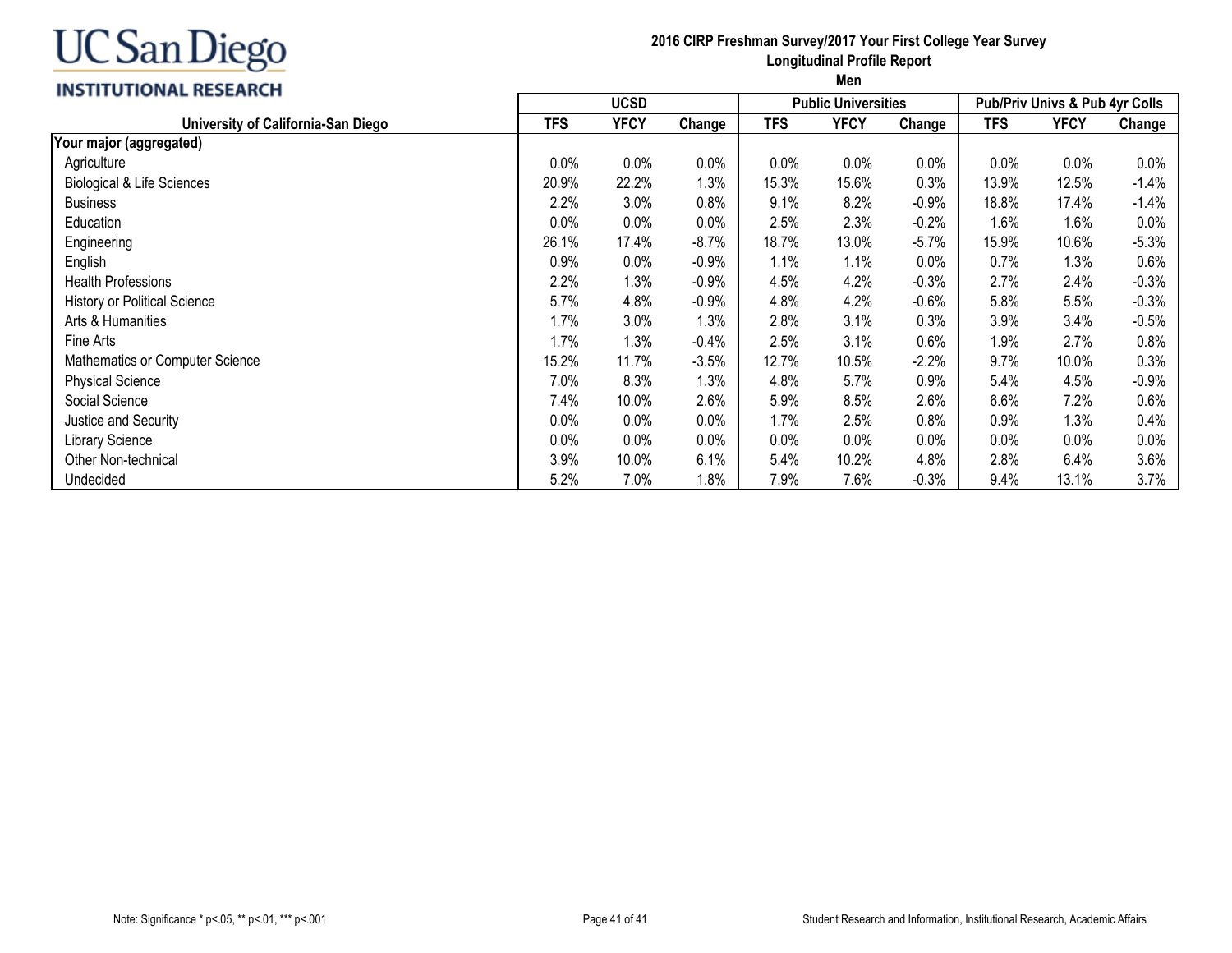UC San Diego
INSTITUTIONAL RESEARCH

**2016 CIRP Freshman Survey/2017 Your First College Year Survey**
**Longitudinal Profile Report**
**Men**

| University of California-San Diego | UCSD | | | Public Universities | | | Pub/Priv Univs & Pub 4yr Colls | | |
|---|---|---|---|---|---|---|---|---|---|
| | TFS | YFCY | Change | TFS | YFCY | Change | TFS | YFCY | Change |
| **Your major (aggregated)** | | | | | | | | | |
| Agriculture | 0.0% | 0.0% | 0.0% | 0.0% | 0.0% | 0.0% | 0.0% | 0.0% | 0.0% |
| Biological & Life Sciences | 20.9% | 22.2% | 1.3% | 15.3% | 15.6% | 0.3% | 13.9% | 12.5% | -1.4% |
| Business | 2.2% | 3.0% | 0.8% | 9.1% | 8.2% | -0.9% | 18.8% | 17.4% | -1.4% |
| Education | 0.0% | 0.0% | 0.0% | 2.5% | 2.3% | -0.2% | 1.6% | 1.6% | 0.0% |
| Engineering | 26.1% | 17.4% | -8.7% | 18.7% | 13.0% | -5.7% | 15.9% | 10.6% | -5.3% |
| English | 0.9% | 0.0% | -0.9% | 1.1% | 1.1% | 0.0% | 0.7% | 1.3% | 0.6% |
| Health Professions | 2.2% | 1.3% | -0.9% | 4.5% | 4.2% | -0.3% | 2.7% | 2.4% | -0.3% |
| History or Political Science | 5.7% | 4.8% | -0.9% | 4.8% | 4.2% | -0.6% | 5.8% | 5.5% | -0.3% |
| Arts & Humanities | 1.7% | 3.0% | 1.3% | 2.8% | 3.1% | 0.3% | 3.9% | 3.4% | -0.5% |
| Fine Arts | 1.7% | 1.3% | -0.4% | 2.5% | 3.1% | 0.6% | 1.9% | 2.7% | 0.8% |
| Mathematics or Computer Science | 15.2% | 11.7% | -3.5% | 12.7% | 10.5% | -2.2% | 9.7% | 10.0% | 0.3% |
| Physical Science | 7.0% | 8.3% | 1.3% | 4.8% | 5.7% | 0.9% | 5.4% | 4.5% | -0.9% |
| Social Science | 7.4% | 10.0% | 2.6% | 5.9% | 8.5% | 2.6% | 6.6% | 7.2% | 0.6% |
| Justice and Security | 0.0% | 0.0% | 0.0% | 1.7% | 2.5% | 0.8% | 0.9% | 1.3% | 0.4% |
| Library Science | 0.0% | 0.0% | 0.0% | 0.0% | 0.0% | 0.0% | 0.0% | 0.0% | 0.0% |
| Other Non-technical | 3.9% | 10.0% | 6.1% | 5.4% | 10.2% | 4.8% | 2.8% | 6.4% | 3.6% |
| Undecided | 5.2% | 7.0% | 1.8% | 7.9% | 7.6% | -0.3% | 9.4% | 13.1% | 3.7% |

Note: Significance * p<.05, ** p<.01, *** p<.001

Student Research and Information, Institutional Research, Academic Affairs